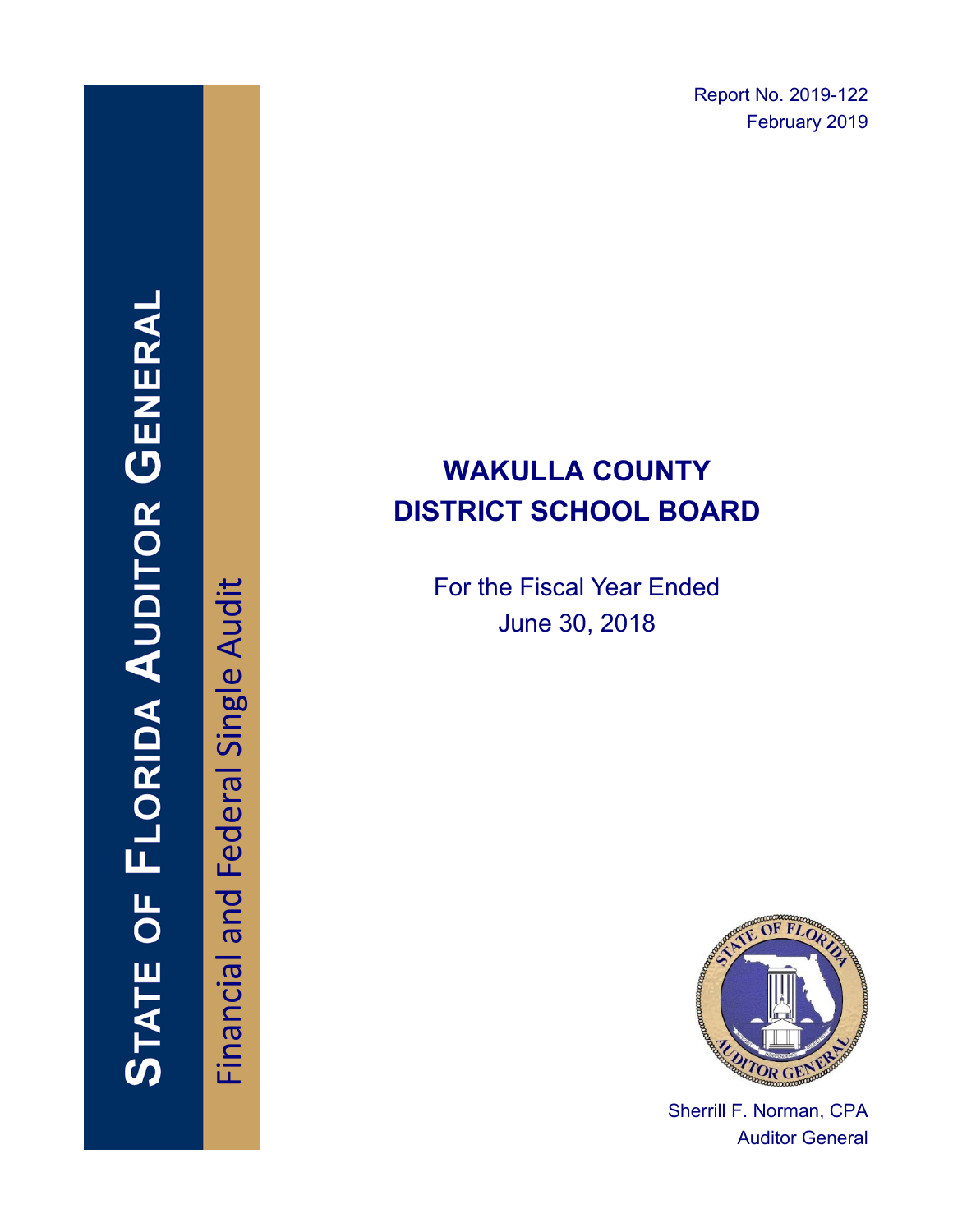# STATE OF FLORIDA AUDITOR GENERAL

Financial and Federal Single Audit

Report No. 2019-122
February 2019

# WAKULLA COUNTY DISTRICT SCHOOL BOARD

For the Fiscal Year Ended
June 30, 2018

Sherrill F. Norman, CPA
Auditor General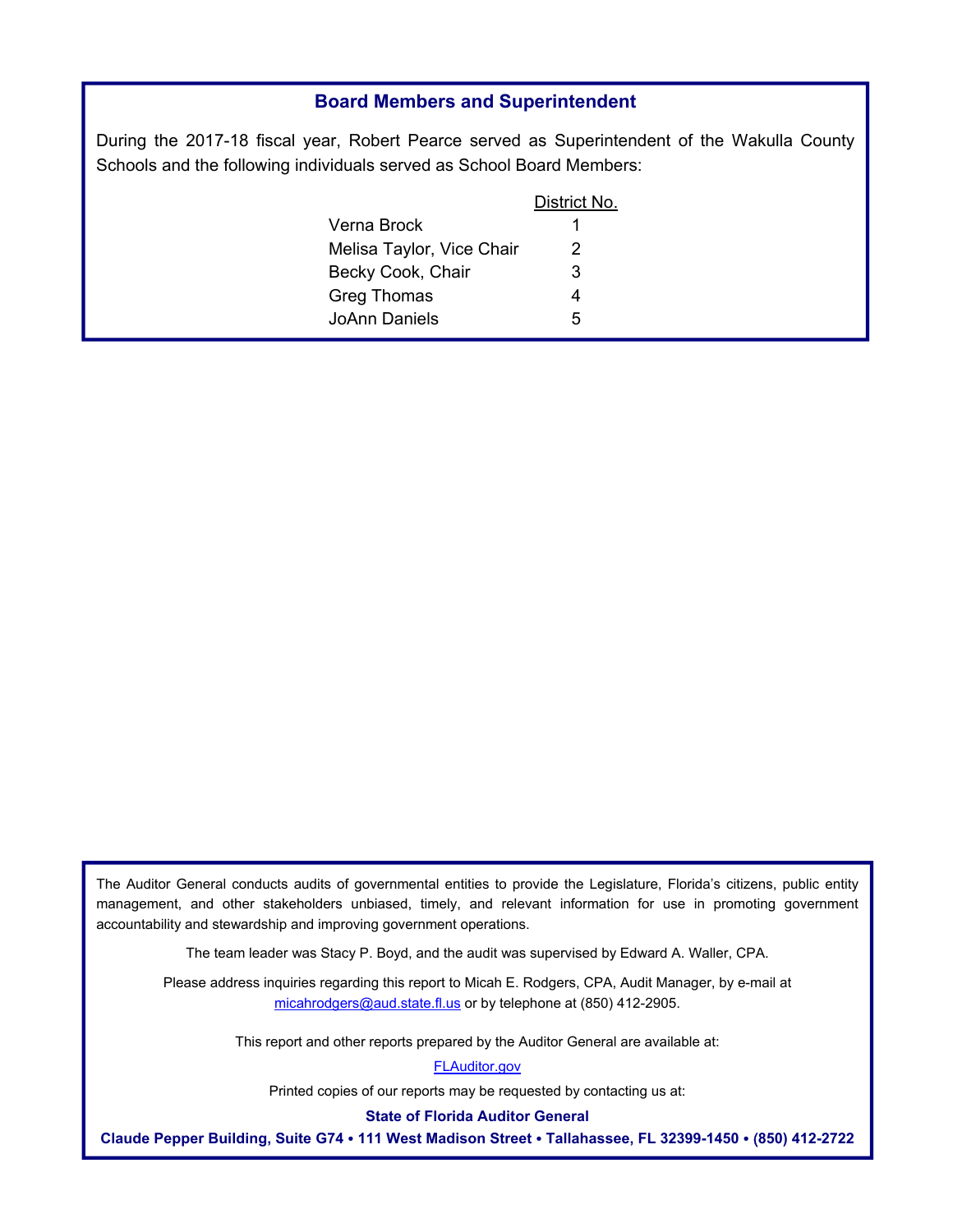## Board Members and Superintendent

During the 2017-18 fiscal year, Robert Pearce served as Superintendent of the Wakulla County Schools and the following individuals served as School Board Members:

| | District No. |
|---|---|
| Verna Brock | 1 |
| Melisa Taylor, Vice Chair | 2 |
| Becky Cook, Chair | 3 |
| Greg Thomas | 4 |
| JoAnn Daniels | 5 |

The Auditor General conducts audits of governmental entities to provide the Legislature, Florida's citizens, public entity management, and other stakeholders unbiased, timely, and relevant information for use in promoting government accountability and stewardship and improving government operations.

The team leader was Stacy P. Boyd, and the audit was supervised by Edward A. Waller, CPA.

Please address inquiries regarding this report to Micah E. Rodgers, CPA, Audit Manager, by e-mail at micahrodgers@aud.state.fl.us or by telephone at (850) 412-2905.

This report and other reports prepared by the Auditor General are available at:

FLAuditor.gov

Printed copies of our reports may be requested by contacting us at:

**State of Florida Auditor General**

**Claude Pepper Building, Suite G74 • 111 West Madison Street • Tallahassee, FL 32399-1450 • (850) 412-2722**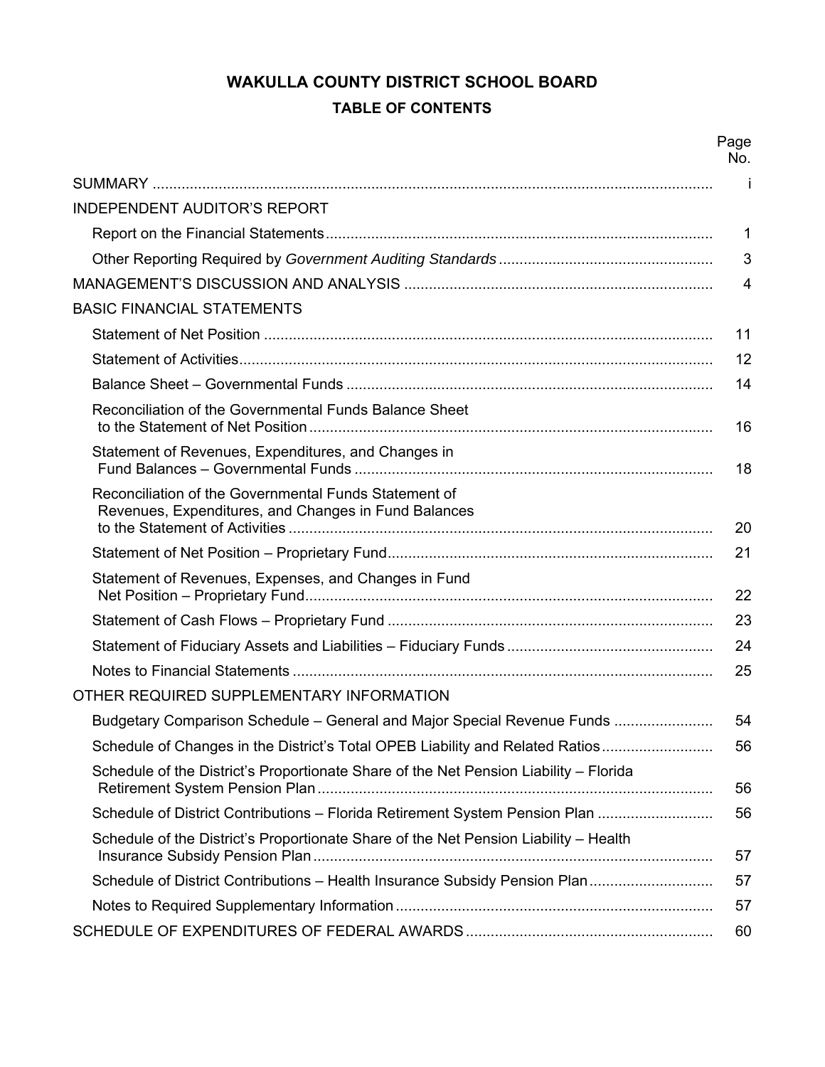# WAKULLA COUNTY DISTRICT SCHOOL BOARD

## TABLE OF CONTENTS

| | Page No. |
|---|---|
| SUMMARY | i |
| INDEPENDENT AUDITOR'S REPORT | |
| Report on the Financial Statements | 1 |
| Other Reporting Required by *Government Auditing Standards* | 3 |
| MANAGEMENT'S DISCUSSION AND ANALYSIS | 4 |
| BASIC FINANCIAL STATEMENTS | |
| Statement of Net Position | 11 |
| Statement of Activities | 12 |
| Balance Sheet – Governmental Funds | 14 |
| Reconciliation of the Governmental Funds Balance Sheet to the Statement of Net Position | 16 |
| Statement of Revenues, Expenditures, and Changes in Fund Balances – Governmental Funds | 18 |
| Reconciliation of the Governmental Funds Statement of Revenues, Expenditures, and Changes in Fund Balances to the Statement of Activities | 20 |
| Statement of Net Position – Proprietary Fund | 21 |
| Statement of Revenues, Expenses, and Changes in Fund Net Position – Proprietary Fund | 22 |
| Statement of Cash Flows – Proprietary Fund | 23 |
| Statement of Fiduciary Assets and Liabilities – Fiduciary Funds | 24 |
| Notes to Financial Statements | 25 |
| OTHER REQUIRED SUPPLEMENTARY INFORMATION | |
| Budgetary Comparison Schedule – General and Major Special Revenue Funds | 54 |
| Schedule of Changes in the District's Total OPEB Liability and Related Ratios | 56 |
| Schedule of the District's Proportionate Share of the Net Pension Liability – Florida Retirement System Pension Plan | 56 |
| Schedule of District Contributions – Florida Retirement System Pension Plan | 56 |
| Schedule of the District's Proportionate Share of the Net Pension Liability – Health Insurance Subsidy Pension Plan | 57 |
| Schedule of District Contributions – Health Insurance Subsidy Pension Plan | 57 |
| Notes to Required Supplementary Information | 57 |
| SCHEDULE OF EXPENDITURES OF FEDERAL AWARDS | 60 |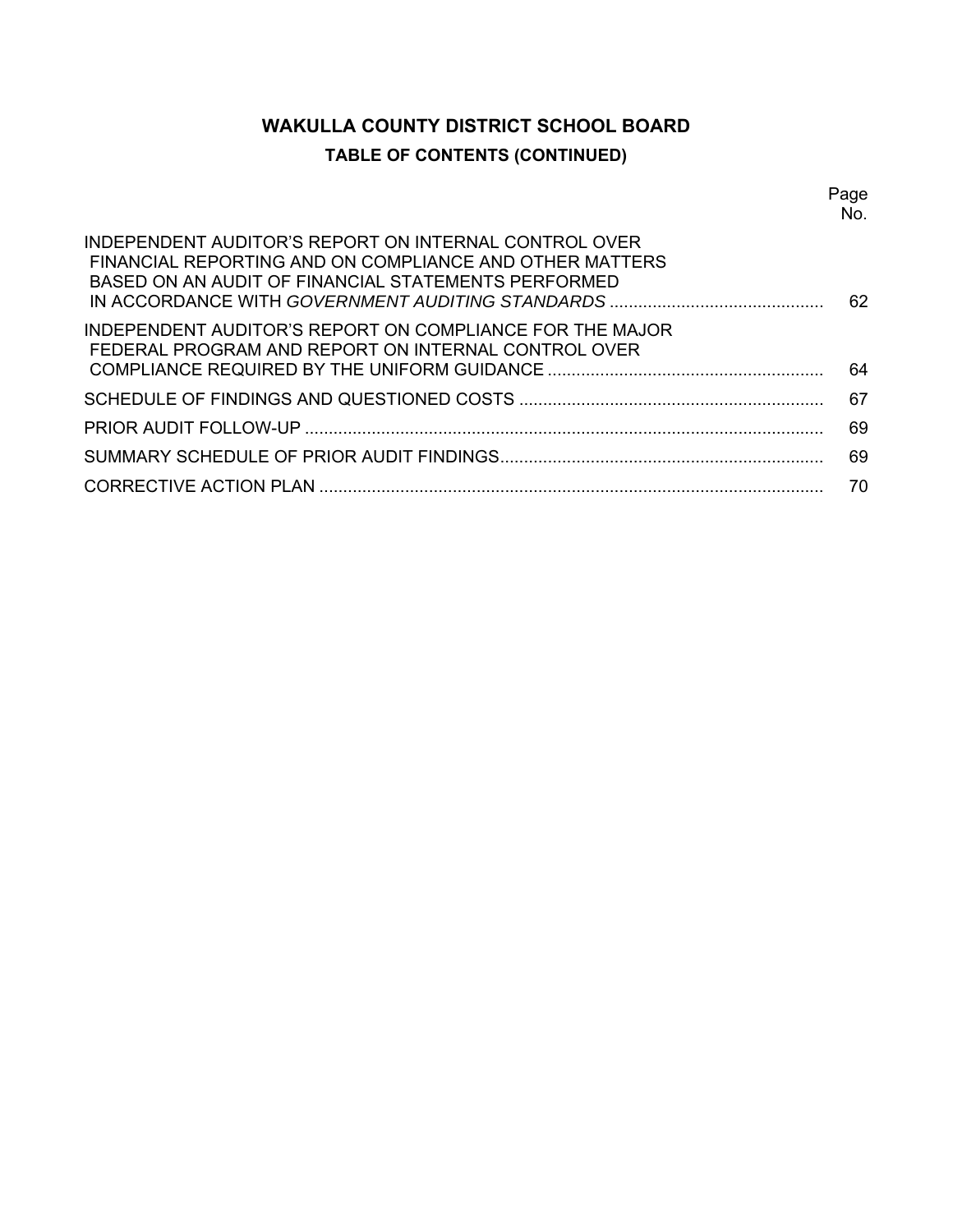# WAKULLA COUNTY DISTRICT SCHOOL BOARD

## TABLE OF CONTENTS (CONTINUED)

| | Page No. |
|---|---|
| INDEPENDENT AUDITOR'S REPORT ON INTERNAL CONTROL OVER FINANCIAL REPORTING AND ON COMPLIANCE AND OTHER MATTERS BASED ON AN AUDIT OF FINANCIAL STATEMENTS PERFORMED IN ACCORDANCE WITH *GOVERNMENT AUDITING STANDARDS* | 62 |
| INDEPENDENT AUDITOR'S REPORT ON COMPLIANCE FOR THE MAJOR FEDERAL PROGRAM AND REPORT ON INTERNAL CONTROL OVER COMPLIANCE REQUIRED BY THE UNIFORM GUIDANCE | 64 |
| SCHEDULE OF FINDINGS AND QUESTIONED COSTS | 67 |
| PRIOR AUDIT FOLLOW-UP | 69 |
| SUMMARY SCHEDULE OF PRIOR AUDIT FINDINGS | 69 |
| CORRECTIVE ACTION PLAN | 70 |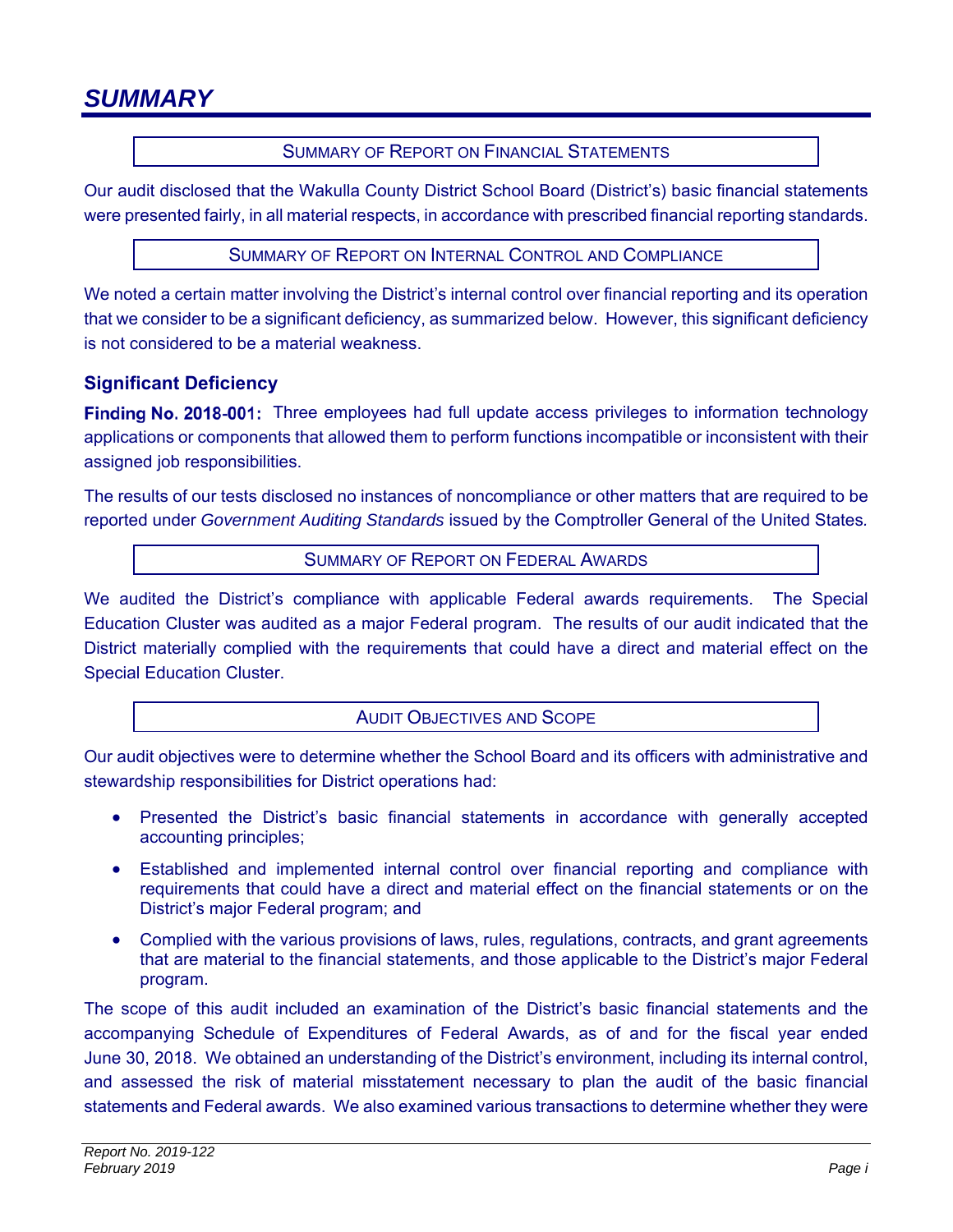# SUMMARY

## SUMMARY OF REPORT ON FINANCIAL STATEMENTS

Our audit disclosed that the Wakulla County District School Board (District's) basic financial statements were presented fairly, in all material respects, in accordance with prescribed financial reporting standards.

## SUMMARY OF REPORT ON INTERNAL CONTROL AND COMPLIANCE

We noted a certain matter involving the District's internal control over financial reporting and its operation that we consider to be a significant deficiency, as summarized below. However, this significant deficiency is not considered to be a material weakness.

### Significant Deficiency

**Finding No. 2018-001:** Three employees had full update access privileges to information technology applications or components that allowed them to perform functions incompatible or inconsistent with their assigned job responsibilities.

The results of our tests disclosed no instances of noncompliance or other matters that are required to be reported under *Government Auditing Standards* issued by the Comptroller General of the United States.

## SUMMARY OF REPORT ON FEDERAL AWARDS

We audited the District's compliance with applicable Federal awards requirements. The Special Education Cluster was audited as a major Federal program. The results of our audit indicated that the District materially complied with the requirements that could have a direct and material effect on the Special Education Cluster.

## AUDIT OBJECTIVES AND SCOPE

Our audit objectives were to determine whether the School Board and its officers with administrative and stewardship responsibilities for District operations had:

- Presented the District's basic financial statements in accordance with generally accepted accounting principles;
- Established and implemented internal control over financial reporting and compliance with requirements that could have a direct and material effect on the financial statements or on the District's major Federal program; and
- Complied with the various provisions of laws, rules, regulations, contracts, and grant agreements that are material to the financial statements, and those applicable to the District's major Federal program.

The scope of this audit included an examination of the District's basic financial statements and the accompanying Schedule of Expenditures of Federal Awards, as of and for the fiscal year ended June 30, 2018. We obtained an understanding of the District's environment, including its internal control, and assessed the risk of material misstatement necessary to plan the audit of the basic financial statements and Federal awards. We also examined various transactions to determine whether they were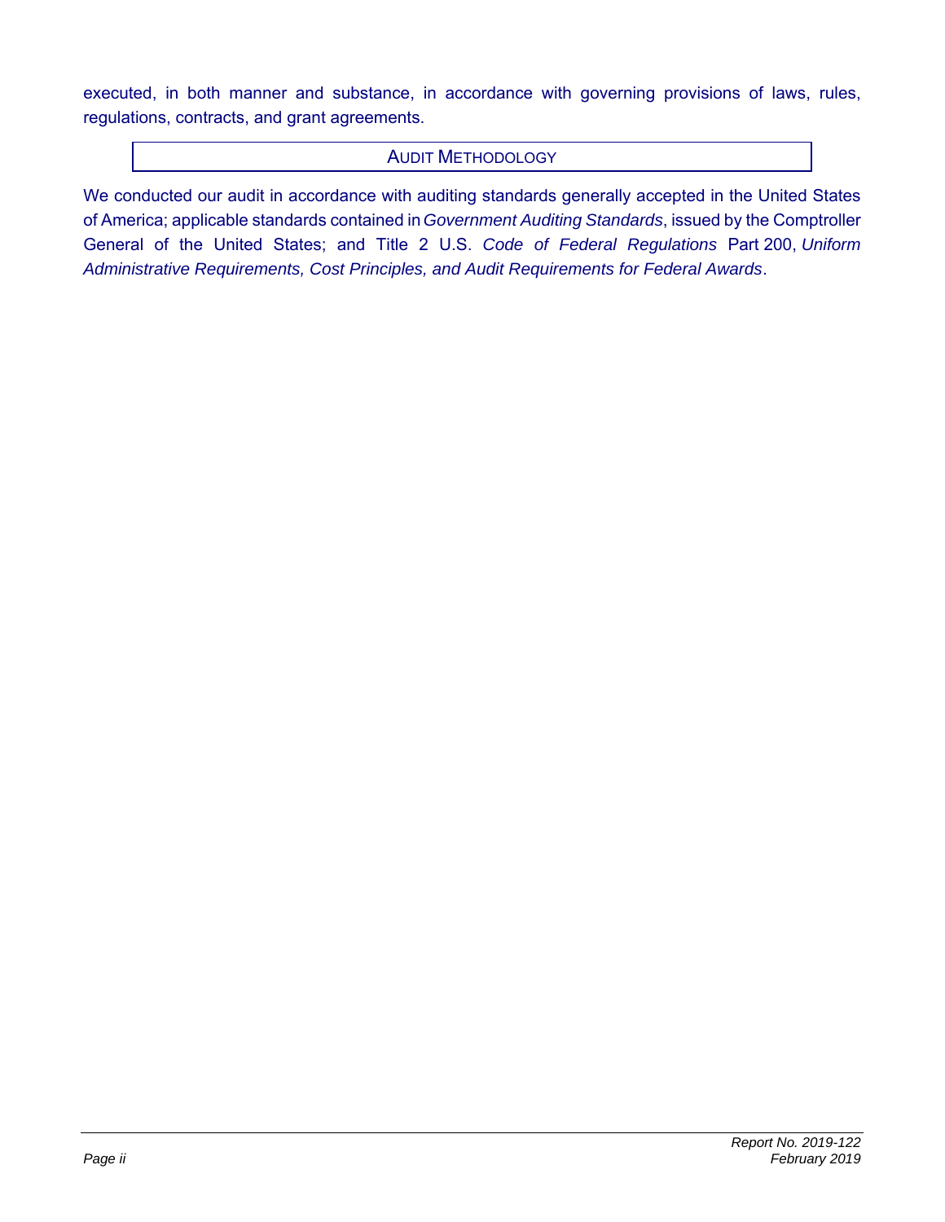executed, in both manner and substance, in accordance with governing provisions of laws, rules, regulations, contracts, and grant agreements.

## AUDIT METHODOLOGY

We conducted our audit in accordance with auditing standards generally accepted in the United States of America; applicable standards contained in *Government Auditing Standards*, issued by the Comptroller General of the United States; and Title 2 U.S. *Code of Federal Regulations* Part 200, *Uniform Administrative Requirements, Cost Principles, and Audit Requirements for Federal Awards*.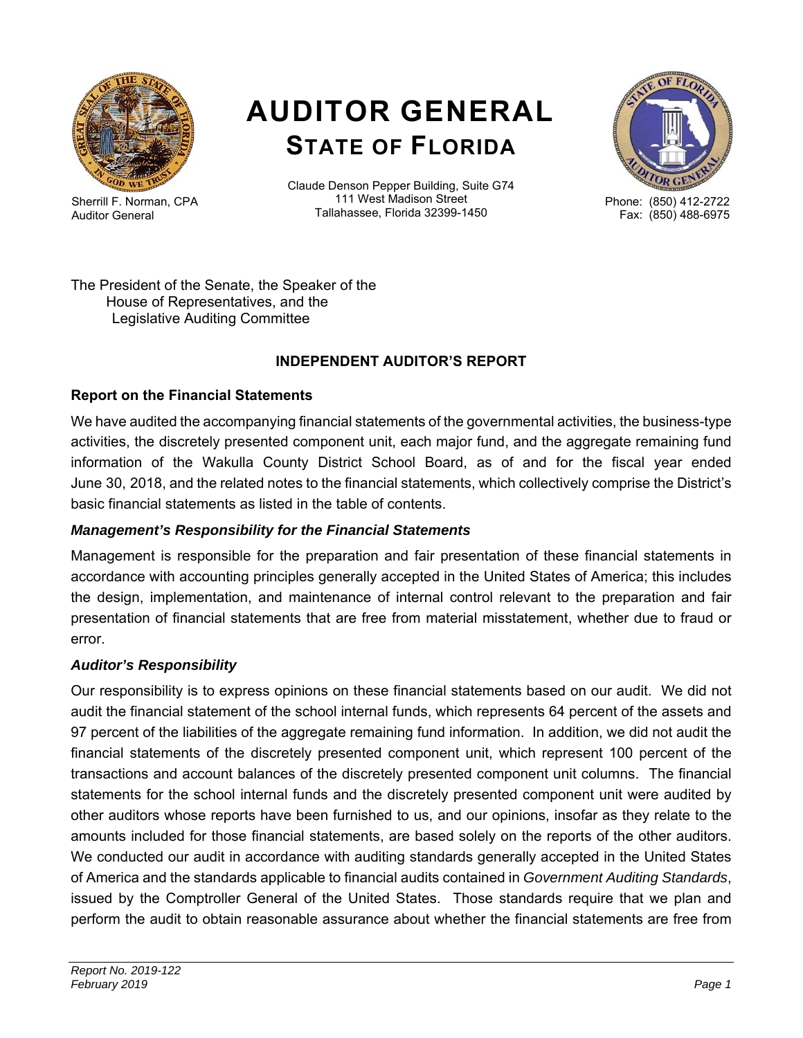# AUDITOR GENERAL
## STATE OF FLORIDA

Sherrill F. Norman, CPA
Auditor General

Claude Denson Pepper Building, Suite G74
111 West Madison Street
Tallahassee, Florida 32399-1450

Phone: (850) 412-2722
Fax: (850) 488-6975

The President of the Senate, the Speaker of the
House of Representatives, and the
Legislative Auditing Committee

### INDEPENDENT AUDITOR'S REPORT

**Report on the Financial Statements**

We have audited the accompanying financial statements of the governmental activities, the business-type activities, the discretely presented component unit, each major fund, and the aggregate remaining fund information of the Wakulla County District School Board, as of and for the fiscal year ended June 30, 2018, and the related notes to the financial statements, which collectively comprise the District's basic financial statements as listed in the table of contents.

***Management's Responsibility for the Financial Statements***

Management is responsible for the preparation and fair presentation of these financial statements in accordance with accounting principles generally accepted in the United States of America; this includes the design, implementation, and maintenance of internal control relevant to the preparation and fair presentation of financial statements that are free from material misstatement, whether due to fraud or error.

***Auditor's Responsibility***

Our responsibility is to express opinions on these financial statements based on our audit. We did not audit the financial statement of the school internal funds, which represents 64 percent of the assets and 97 percent of the liabilities of the aggregate remaining fund information. In addition, we did not audit the financial statements of the discretely presented component unit, which represent 100 percent of the transactions and account balances of the discretely presented component unit columns. The financial statements for the school internal funds and the discretely presented component unit were audited by other auditors whose reports have been furnished to us, and our opinions, insofar as they relate to the amounts included for those financial statements, are based solely on the reports of the other auditors. We conducted our audit in accordance with auditing standards generally accepted in the United States of America and the standards applicable to financial audits contained in *Government Auditing Standards*, issued by the Comptroller General of the United States. Those standards require that we plan and perform the audit to obtain reasonable assurance about whether the financial statements are free from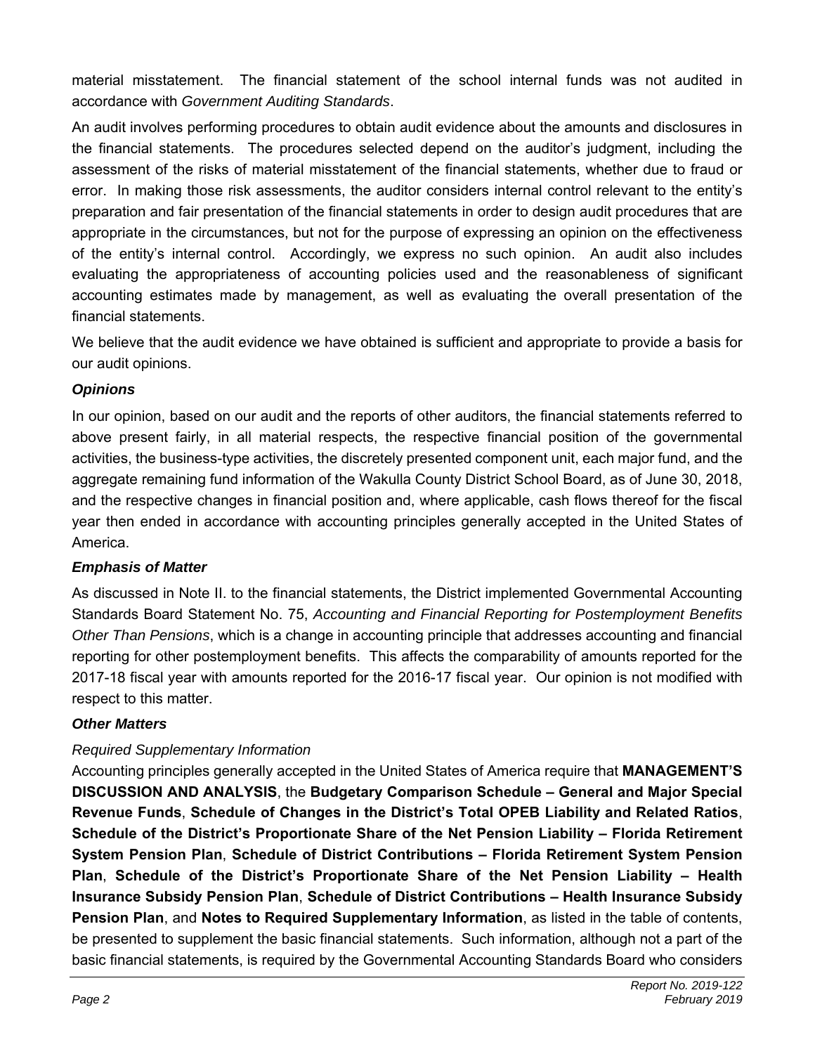material misstatement. The financial statement of the school internal funds was not audited in accordance with *Government Auditing Standards*.

An audit involves performing procedures to obtain audit evidence about the amounts and disclosures in the financial statements. The procedures selected depend on the auditor's judgment, including the assessment of the risks of material misstatement of the financial statements, whether due to fraud or error. In making those risk assessments, the auditor considers internal control relevant to the entity's preparation and fair presentation of the financial statements in order to design audit procedures that are appropriate in the circumstances, but not for the purpose of expressing an opinion on the effectiveness of the entity's internal control. Accordingly, we express no such opinion. An audit also includes evaluating the appropriateness of accounting policies used and the reasonableness of significant accounting estimates made by management, as well as evaluating the overall presentation of the financial statements.

We believe that the audit evidence we have obtained is sufficient and appropriate to provide a basis for our audit opinions.

***Opinions***

In our opinion, based on our audit and the reports of other auditors, the financial statements referred to above present fairly, in all material respects, the respective financial position of the governmental activities, the business-type activities, the discretely presented component unit, each major fund, and the aggregate remaining fund information of the Wakulla County District School Board, as of June 30, 2018, and the respective changes in financial position and, where applicable, cash flows thereof for the fiscal year then ended in accordance with accounting principles generally accepted in the United States of America.

***Emphasis of Matter***

As discussed in Note II. to the financial statements, the District implemented Governmental Accounting Standards Board Statement No. 75, *Accounting and Financial Reporting for Postemployment Benefits Other Than Pensions*, which is a change in accounting principle that addresses accounting and financial reporting for other postemployment benefits. This affects the comparability of amounts reported for the 2017-18 fiscal year with amounts reported for the 2016-17 fiscal year. Our opinion is not modified with respect to this matter.

***Other Matters***

*Required Supplementary Information*

Accounting principles generally accepted in the United States of America require that **MANAGEMENT'S DISCUSSION AND ANALYSIS**, the **Budgetary Comparison Schedule – General and Major Special Revenue Funds**, **Schedule of Changes in the District's Total OPEB Liability and Related Ratios**, **Schedule of the District's Proportionate Share of the Net Pension Liability – Florida Retirement System Pension Plan**, **Schedule of District Contributions – Florida Retirement System Pension Plan**, **Schedule of the District's Proportionate Share of the Net Pension Liability – Health Insurance Subsidy Pension Plan**, **Schedule of District Contributions – Health Insurance Subsidy Pension Plan**, and **Notes to Required Supplementary Information**, as listed in the table of contents, be presented to supplement the basic financial statements. Such information, although not a part of the basic financial statements, is required by the Governmental Accounting Standards Board who considers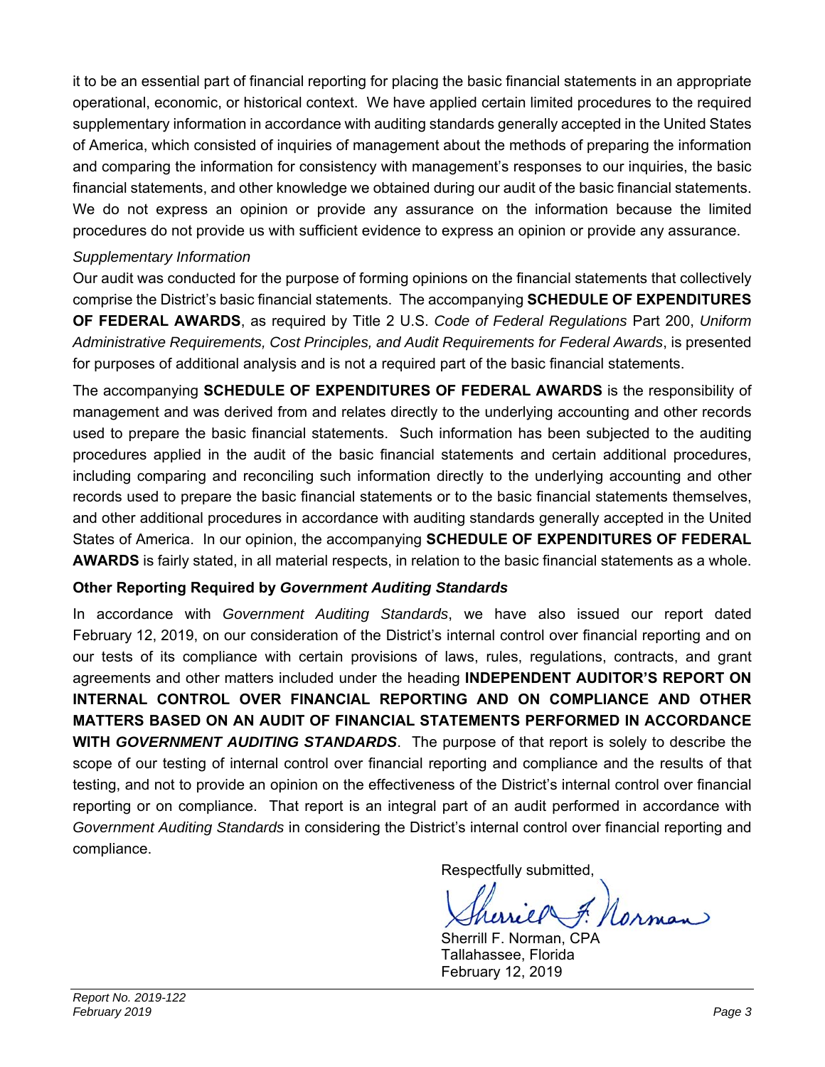it to be an essential part of financial reporting for placing the basic financial statements in an appropriate operational, economic, or historical context. We have applied certain limited procedures to the required supplementary information in accordance with auditing standards generally accepted in the United States of America, which consisted of inquiries of management about the methods of preparing the information and comparing the information for consistency with management's responses to our inquiries, the basic financial statements, and other knowledge we obtained during our audit of the basic financial statements. We do not express an opinion or provide any assurance on the information because the limited procedures do not provide us with sufficient evidence to express an opinion or provide any assurance.

*Supplementary Information*

Our audit was conducted for the purpose of forming opinions on the financial statements that collectively comprise the District's basic financial statements. The accompanying **SCHEDULE OF EXPENDITURES OF FEDERAL AWARDS**, as required by Title 2 U.S. *Code of Federal Regulations* Part 200, *Uniform Administrative Requirements, Cost Principles, and Audit Requirements for Federal Awards*, is presented for purposes of additional analysis and is not a required part of the basic financial statements.

The accompanying **SCHEDULE OF EXPENDITURES OF FEDERAL AWARDS** is the responsibility of management and was derived from and relates directly to the underlying accounting and other records used to prepare the basic financial statements. Such information has been subjected to the auditing procedures applied in the audit of the basic financial statements and certain additional procedures, including comparing and reconciling such information directly to the underlying accounting and other records used to prepare the basic financial statements or to the basic financial statements themselves, and other additional procedures in accordance with auditing standards generally accepted in the United States of America. In our opinion, the accompanying **SCHEDULE OF EXPENDITURES OF FEDERAL AWARDS** is fairly stated, in all material respects, in relation to the basic financial statements as a whole.

**Other Reporting Required by *Government Auditing Standards***

In accordance with *Government Auditing Standards*, we have also issued our report dated February 12, 2019, on our consideration of the District's internal control over financial reporting and on our tests of its compliance with certain provisions of laws, rules, regulations, contracts, and grant agreements and other matters included under the heading **INDEPENDENT AUDITOR'S REPORT ON INTERNAL CONTROL OVER FINANCIAL REPORTING AND ON COMPLIANCE AND OTHER MATTERS BASED ON AN AUDIT OF FINANCIAL STATEMENTS PERFORMED IN ACCORDANCE WITH *GOVERNMENT AUDITING STANDARDS***. The purpose of that report is solely to describe the scope of our testing of internal control over financial reporting and compliance and the results of that testing, and not to provide an opinion on the effectiveness of the District's internal control over financial reporting or on compliance. That report is an integral part of an audit performed in accordance with *Government Auditing Standards* in considering the District's internal control over financial reporting and compliance.

Respectfully submitted,

Sherrill F. Norman, CPA
Tallahassee, Florida
February 12, 2019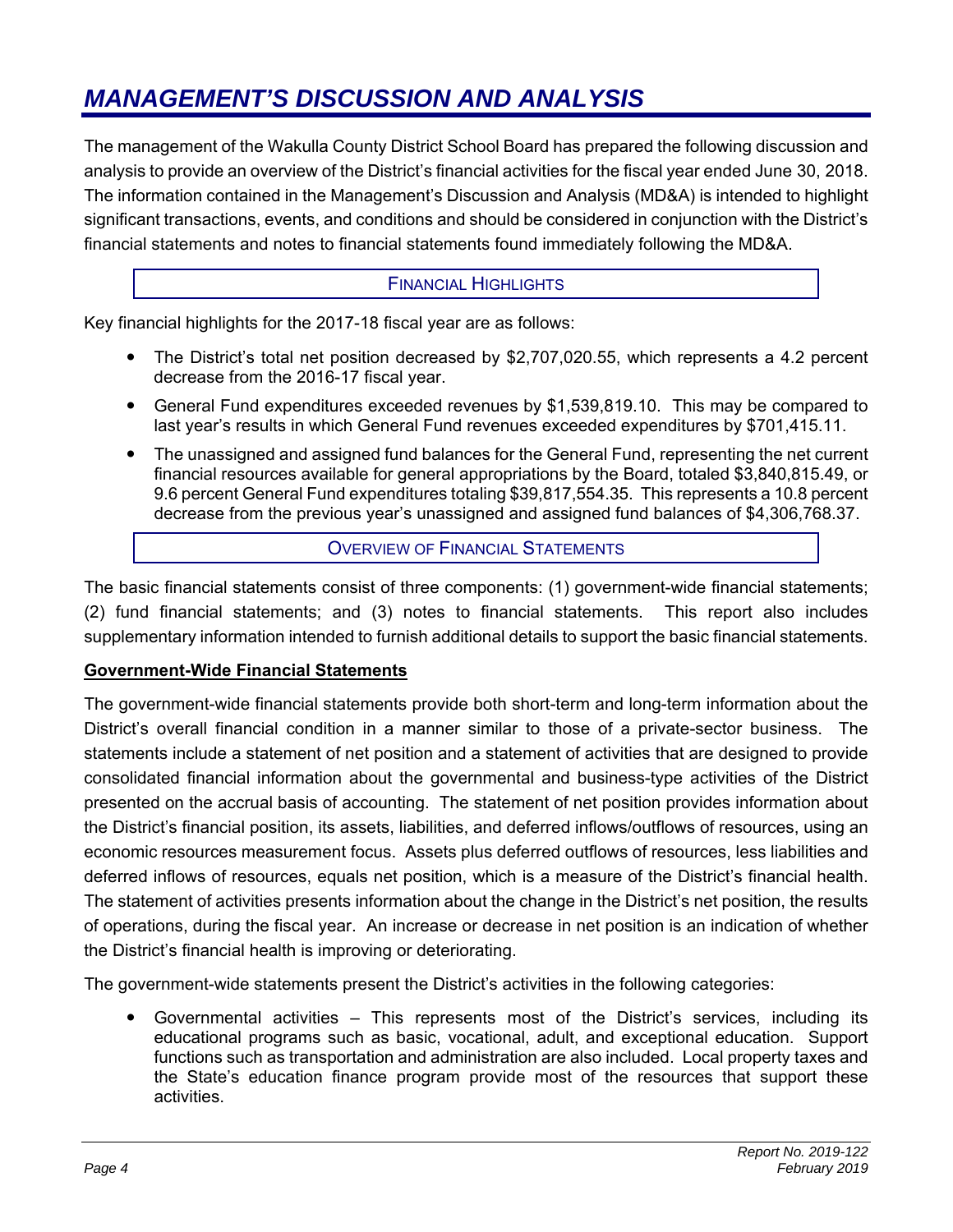# MANAGEMENT'S DISCUSSION AND ANALYSIS

The management of the Wakulla County District School Board has prepared the following discussion and analysis to provide an overview of the District's financial activities for the fiscal year ended June 30, 2018. The information contained in the Management's Discussion and Analysis (MD&A) is intended to highlight significant transactions, events, and conditions and should be considered in conjunction with the District's financial statements and notes to financial statements found immediately following the MD&A.

## FINANCIAL HIGHLIGHTS

Key financial highlights for the 2017-18 fiscal year are as follows:

- The District's total net position decreased by $2,707,020.55, which represents a 4.2 percent decrease from the 2016-17 fiscal year.
- General Fund expenditures exceeded revenues by $1,539,819.10. This may be compared to last year's results in which General Fund revenues exceeded expenditures by $701,415.11.
- The unassigned and assigned fund balances for the General Fund, representing the net current financial resources available for general appropriations by the Board, totaled $3,840,815.49, or 9.6 percent General Fund expenditures totaling $39,817,554.35. This represents a 10.8 percent decrease from the previous year's unassigned and assigned fund balances of $4,306,768.37.

## OVERVIEW OF FINANCIAL STATEMENTS

The basic financial statements consist of three components: (1) government-wide financial statements; (2) fund financial statements; and (3) notes to financial statements. This report also includes supplementary information intended to furnish additional details to support the basic financial statements.

### Government-Wide Financial Statements

The government-wide financial statements provide both short-term and long-term information about the District's overall financial condition in a manner similar to those of a private-sector business. The statements include a statement of net position and a statement of activities that are designed to provide consolidated financial information about the governmental and business-type activities of the District presented on the accrual basis of accounting. The statement of net position provides information about the District's financial position, its assets, liabilities, and deferred inflows/outflows of resources, using an economic resources measurement focus. Assets plus deferred outflows of resources, less liabilities and deferred inflows of resources, equals net position, which is a measure of the District's financial health. The statement of activities presents information about the change in the District's net position, the results of operations, during the fiscal year. An increase or decrease in net position is an indication of whether the District's financial health is improving or deteriorating.

The government-wide statements present the District's activities in the following categories:

- Governmental activities – This represents most of the District's services, including its educational programs such as basic, vocational, adult, and exceptional education. Support functions such as transportation and administration are also included. Local property taxes and the State's education finance program provide most of the resources that support these activities.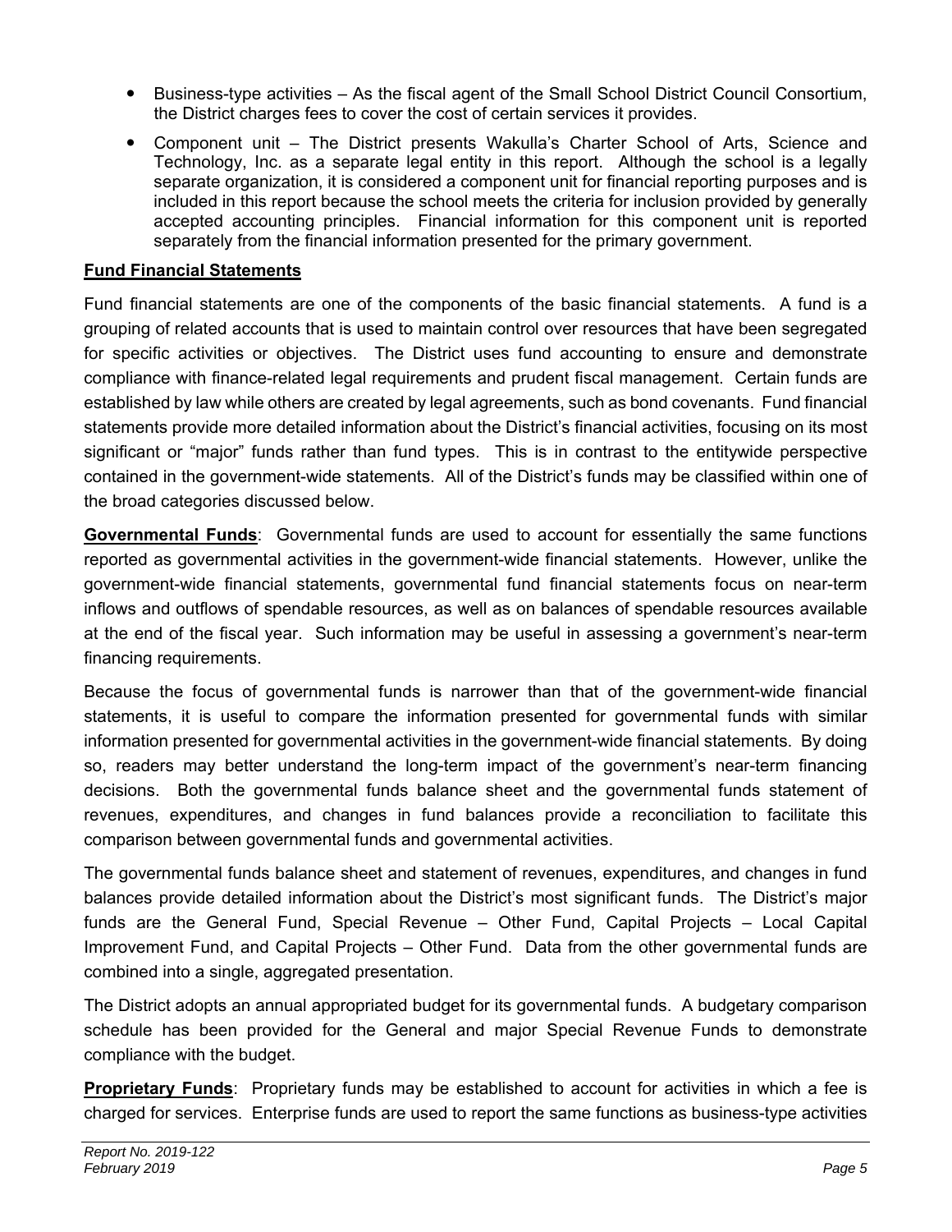- Business-type activities – As the fiscal agent of the Small School District Council Consortium, the District charges fees to cover the cost of certain services it provides.
- Component unit – The District presents Wakulla's Charter School of Arts, Science and Technology, Inc. as a separate legal entity in this report. Although the school is a legally separate organization, it is considered a component unit for financial reporting purposes and is included in this report because the school meets the criteria for inclusion provided by generally accepted accounting principles. Financial information for this component unit is reported separately from the financial information presented for the primary government.

**Fund Financial Statements**

Fund financial statements are one of the components of the basic financial statements. A fund is a grouping of related accounts that is used to maintain control over resources that have been segregated for specific activities or objectives. The District uses fund accounting to ensure and demonstrate compliance with finance-related legal requirements and prudent fiscal management. Certain funds are established by law while others are created by legal agreements, such as bond covenants. Fund financial statements provide more detailed information about the District's financial activities, focusing on its most significant or "major" funds rather than fund types. This is in contrast to the entitywide perspective contained in the government-wide statements. All of the District's funds may be classified within one of the broad categories discussed below.

**Governmental Funds**: Governmental funds are used to account for essentially the same functions reported as governmental activities in the government-wide financial statements. However, unlike the government-wide financial statements, governmental fund financial statements focus on near-term inflows and outflows of spendable resources, as well as on balances of spendable resources available at the end of the fiscal year. Such information may be useful in assessing a government's near-term financing requirements.

Because the focus of governmental funds is narrower than that of the government-wide financial statements, it is useful to compare the information presented for governmental funds with similar information presented for governmental activities in the government-wide financial statements. By doing so, readers may better understand the long-term impact of the government's near-term financing decisions. Both the governmental funds balance sheet and the governmental funds statement of revenues, expenditures, and changes in fund balances provide a reconciliation to facilitate this comparison between governmental funds and governmental activities.

The governmental funds balance sheet and statement of revenues, expenditures, and changes in fund balances provide detailed information about the District's most significant funds. The District's major funds are the General Fund, Special Revenue – Other Fund, Capital Projects – Local Capital Improvement Fund, and Capital Projects – Other Fund. Data from the other governmental funds are combined into a single, aggregated presentation.

The District adopts an annual appropriated budget for its governmental funds. A budgetary comparison schedule has been provided for the General and major Special Revenue Funds to demonstrate compliance with the budget.

**Proprietary Funds**: Proprietary funds may be established to account for activities in which a fee is charged for services. Enterprise funds are used to report the same functions as business-type activities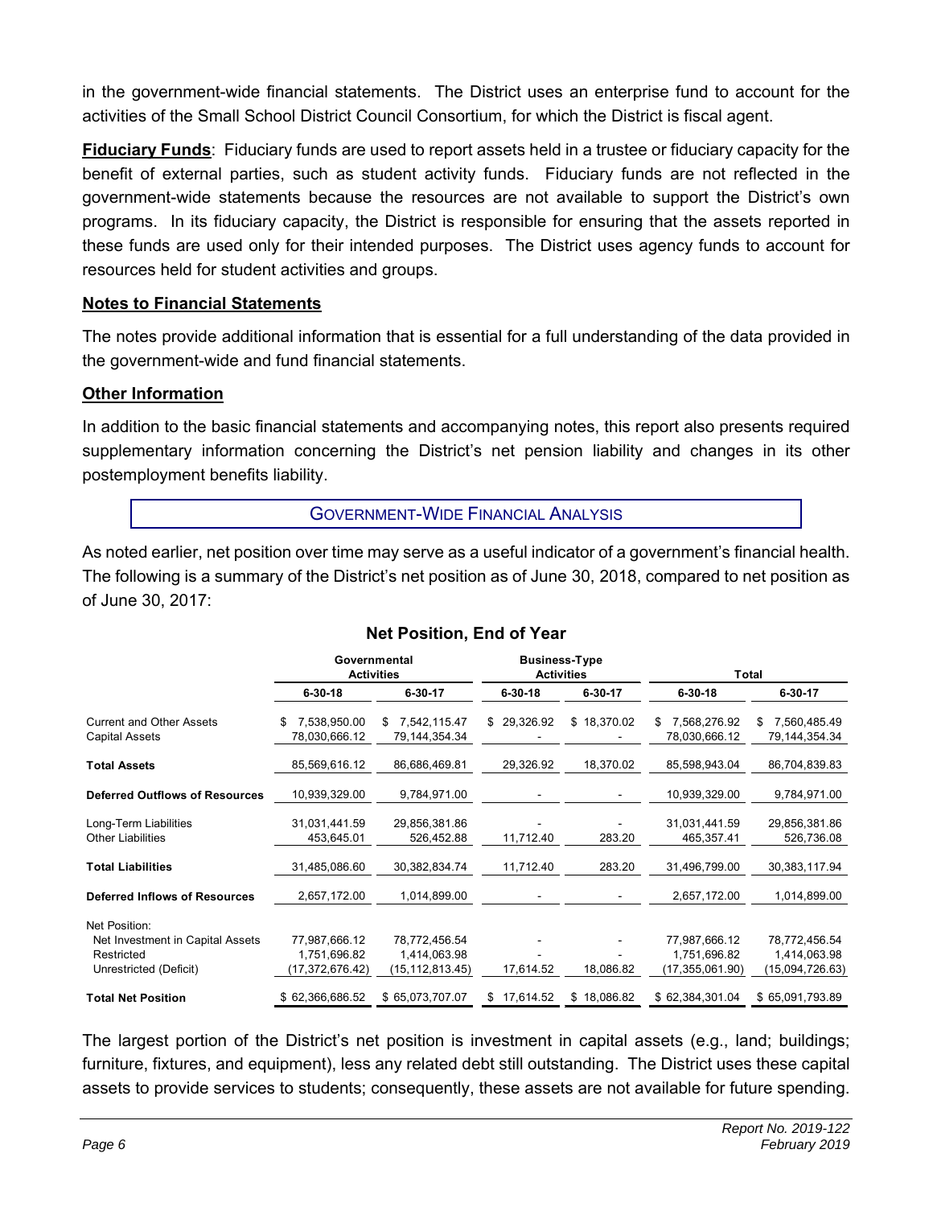in the government-wide financial statements. The District uses an enterprise fund to account for the activities of the Small School District Council Consortium, for which the District is fiscal agent.

**Fiduciary Funds**: Fiduciary funds are used to report assets held in a trustee or fiduciary capacity for the benefit of external parties, such as student activity funds. Fiduciary funds are not reflected in the government-wide statements because the resources are not available to support the District's own programs. In its fiduciary capacity, the District is responsible for ensuring that the assets reported in these funds are used only for their intended purposes. The District uses agency funds to account for resources held for student activities and groups.

**Notes to Financial Statements**

The notes provide additional information that is essential for a full understanding of the data provided in the government-wide and fund financial statements.

**Other Information**

In addition to the basic financial statements and accompanying notes, this report also presents required supplementary information concerning the District's net pension liability and changes in its other postemployment benefits liability.

## GOVERNMENT-WIDE FINANCIAL ANALYSIS

As noted earlier, net position over time may serve as a useful indicator of a government's financial health. The following is a summary of the District's net position as of June 30, 2018, compared to net position as of June 30, 2017:

**Net Position, End of Year**

| | Governmental Activities | | Business-Type Activities | | Total | |
|---|---|---|---|---|---|---|
| | 6-30-18 | 6-30-17 | 6-30-18 | 6-30-17 | 6-30-18 | 6-30-17 |
| Current and Other Assets | $ 7,538,950.00 | $ 7,542,115.47 | $ 29,326.92 | $ 18,370.02 | $ 7,568,276.92 | $ 7,560,485.49 |
| Capital Assets | 78,030,666.12 | 79,144,354.34 | - | - | 78,030,666.12 | 79,144,354.34 |
| **Total Assets** | 85,569,616.12 | 86,686,469.81 | 29,326.92 | 18,370.02 | 85,598,943.04 | 86,704,839.83 |
| **Deferred Outflows of Resources** | 10,939,329.00 | 9,784,971.00 | - | - | 10,939,329.00 | 9,784,971.00 |
| Long-Term Liabilities | 31,031,441.59 | 29,856,381.86 | - | - | 31,031,441.59 | 29,856,381.86 |
| Other Liabilities | 453,645.01 | 526,452.88 | 11,712.40 | 283.20 | 465,357.41 | 526,736.08 |
| **Total Liabilities** | 31,485,086.60 | 30,382,834.74 | 11,712.40 | 283.20 | 31,496,799.00 | 30,383,117.94 |
| **Deferred Inflows of Resources** | 2,657,172.00 | 1,014,899.00 | - | - | 2,657,172.00 | 1,014,899.00 |
| Net Position: | | | | | | |
| Net Investment in Capital Assets | 77,987,666.12 | 78,772,456.54 | - | - | 77,987,666.12 | 78,772,456.54 |
| Restricted | 1,751,696.82 | 1,414,063.98 | - | - | 1,751,696.82 | 1,414,063.98 |
| Unrestricted (Deficit) | (17,372,676.42) | (15,112,813.45) | 17,614.52 | 18,086.82 | (17,355,061.90) | (15,094,726.63) |
| **Total Net Position** | $ 62,366,686.52 | $ 65,073,707.07 | $ 17,614.52 | $ 18,086.82 | $ 62,384,301.04 | $ 65,091,793.89 |

The largest portion of the District's net position is investment in capital assets (e.g., land; buildings; furniture, fixtures, and equipment), less any related debt still outstanding. The District uses these capital assets to provide services to students; consequently, these assets are not available for future spending.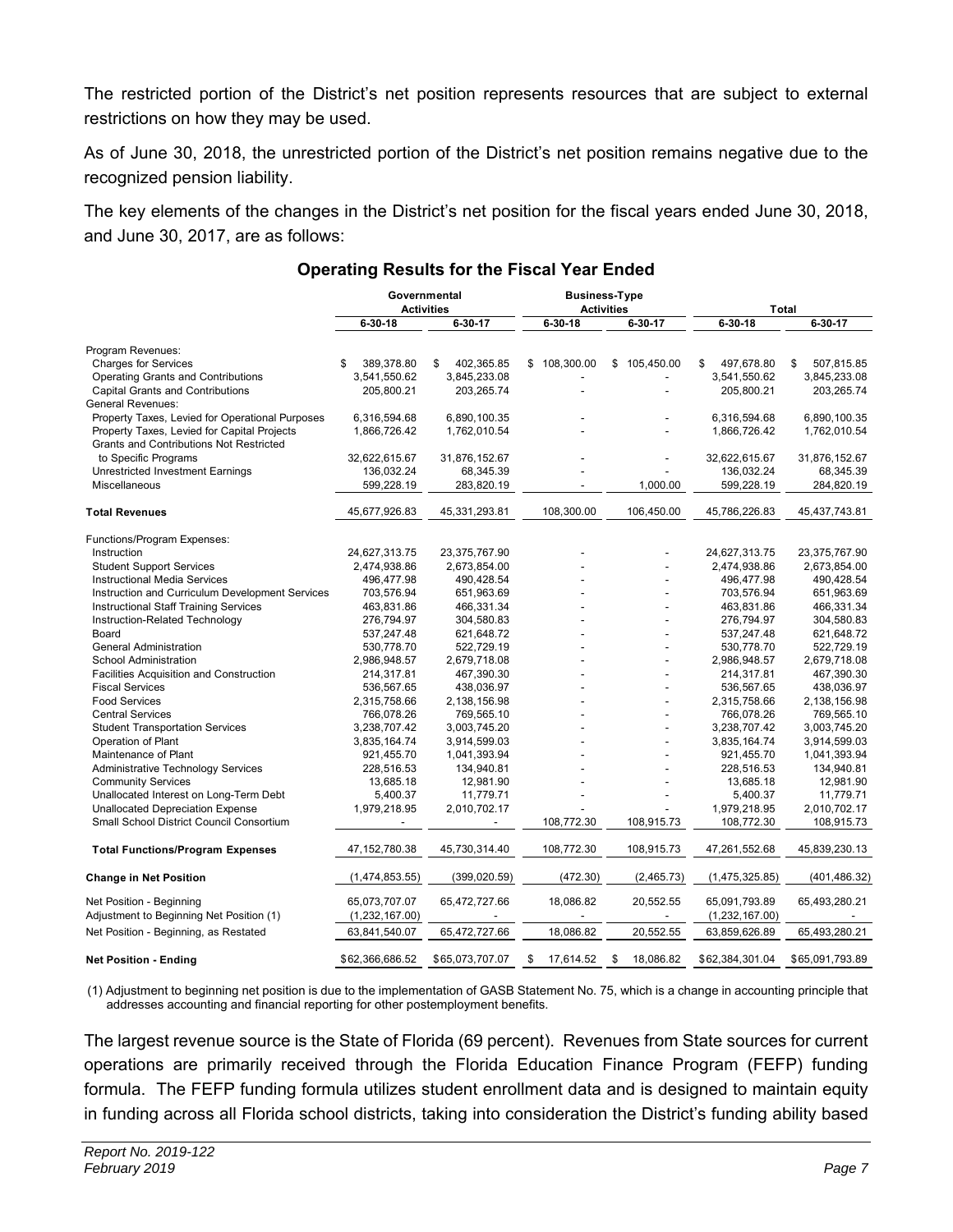The restricted portion of the District's net position represents resources that are subject to external restrictions on how they may be used.

As of June 30, 2018, the unrestricted portion of the District's net position remains negative due to the recognized pension liability.

The key elements of the changes in the District's net position for the fiscal years ended June 30, 2018, and June 30, 2017, are as follows:

### Operating Results for the Fiscal Year Ended

| | Governmental Activities | | Business-Type Activities | | Total | |
|---|---|---|---|---|---|---|
| | 6-30-18 | 6-30-17 | 6-30-18 | 6-30-17 | 6-30-18 | 6-30-17 |
| Program Revenues: | | | | | | |
| Charges for Services | $ 389,378.80 | $ 402,365.85 | $ 108,300.00 | $ 105,450.00 | $ 497,678.80 | $ 507,815.85 |
| Operating Grants and Contributions | 3,541,550.62 | 3,845,233.08 | - | - | 3,541,550.62 | 3,845,233.08 |
| Capital Grants and Contributions | 205,800.21 | 203,265.74 | - | - | 205,800.21 | 203,265.74 |
| General Revenues: | | | | | | |
| Property Taxes, Levied for Operational Purposes | 6,316,594.68 | 6,890,100.35 | - | - | 6,316,594.68 | 6,890,100.35 |
| Property Taxes, Levied for Capital Projects | 1,866,726.42 | 1,762,010.54 | - | - | 1,866,726.42 | 1,762,010.54 |
| Grants and Contributions Not Restricted to Specific Programs | 32,622,615.67 | 31,876,152.67 | - | - | 32,622,615.67 | 31,876,152.67 |
| Unrestricted Investment Earnings | 136,032.24 | 68,345.39 | - | - | 136,032.24 | 68,345.39 |
| Miscellaneous | 599,228.19 | 283,820.19 | - | 1,000.00 | 599,228.19 | 284,820.19 |
| **Total Revenues** | 45,677,926.83 | 45,331,293.81 | 108,300.00 | 106,450.00 | 45,786,226.83 | 45,437,743.81 |
| Functions/Program Expenses: | | | | | | |
| Instruction | 24,627,313.75 | 23,375,767.90 | - | - | 24,627,313.75 | 23,375,767.90 |
| Student Support Services | 2,474,938.86 | 2,673,854.00 | - | - | 2,474,938.86 | 2,673,854.00 |
| Instructional Media Services | 496,477.98 | 490,428.54 | - | - | 496,477.98 | 490,428.54 |
| Instruction and Curriculum Development Services | 703,576.94 | 651,963.69 | - | - | 703,576.94 | 651,963.69 |
| Instructional Staff Training Services | 463,831.86 | 466,331.34 | - | - | 463,831.86 | 466,331.34 |
| Instruction-Related Technology | 276,794.97 | 304,580.83 | - | - | 276,794.97 | 304,580.83 |
| Board | 537,247.48 | 621,648.72 | - | - | 537,247.48 | 621,648.72 |
| General Administration | 530,778.70 | 522,729.19 | - | - | 530,778.70 | 522,729.19 |
| School Administration | 2,986,948.57 | 2,679,718.08 | - | - | 2,986,948.57 | 2,679,718.08 |
| Facilities Acquisition and Construction | 214,317.81 | 467,390.30 | - | - | 214,317.81 | 467,390.30 |
| Fiscal Services | 536,567.65 | 438,036.97 | - | - | 536,567.65 | 438,036.97 |
| Food Services | 2,315,758.66 | 2,138,156.98 | - | - | 2,315,758.66 | 2,138,156.98 |
| Central Services | 766,078.26 | 769,565.10 | - | - | 766,078.26 | 769,565.10 |
| Student Transportation Services | 3,238,707.42 | 3,003,745.20 | - | - | 3,238,707.42 | 3,003,745.20 |
| Operation of Plant | 3,835,164.74 | 3,914,599.03 | - | - | 3,835,164.74 | 3,914,599.03 |
| Maintenance of Plant | 921,455.70 | 1,041,393.94 | - | - | 921,455.70 | 1,041,393.94 |
| Administrative Technology Services | 228,516.53 | 134,940.81 | - | - | 228,516.53 | 134,940.81 |
| Community Services | 13,685.18 | 12,981.90 | - | - | 13,685.18 | 12,981.90 |
| Unallocated Interest on Long-Term Debt | 5,400.37 | 11,779.71 | - | - | 5,400.37 | 11,779.71 |
| Unallocated Depreciation Expense | 1,979,218.95 | 2,010,702.17 | - | - | 1,979,218.95 | 2,010,702.17 |
| Small School District Council Consortium | - | - | 108,772.30 | 108,915.73 | 108,772.30 | 108,915.73 |
| **Total Functions/Program Expenses** | 47,152,780.38 | 45,730,314.40 | 108,772.30 | 108,915.73 | 47,261,552.68 | 45,839,230.13 |
| **Change in Net Position** | (1,474,853.55) | (399,020.59) | (472.30) | (2,465.73) | (1,475,325.85) | (401,486.32) |
| Net Position - Beginning | 65,073,707.07 | 65,472,727.66 | 18,086.82 | 20,552.55 | 65,091,793.89 | 65,493,280.21 |
| Adjustment to Beginning Net Position (1) | (1,232,167.00) | - | - | - | (1,232,167.00) | - |
| Net Position - Beginning, as Restated | 63,841,540.07 | 65,472,727.66 | 18,086.82 | 20,552.55 | 63,859,626.89 | 65,493,280.21 |
| **Net Position - Ending** | $62,366,686.52 | $65,073,707.07 | $ 17,614.52 | $ 18,086.82 | $62,384,301.04 | $65,091,793.89 |

(1) Adjustment to beginning net position is due to the implementation of GASB Statement No. 75, which is a change in accounting principle that addresses accounting and financial reporting for other postemployment benefits.

The largest revenue source is the State of Florida (69 percent). Revenues from State sources for current operations are primarily received through the Florida Education Finance Program (FEFP) funding formula. The FEFP funding formula utilizes student enrollment data and is designed to maintain equity in funding across all Florida school districts, taking into consideration the District's funding ability based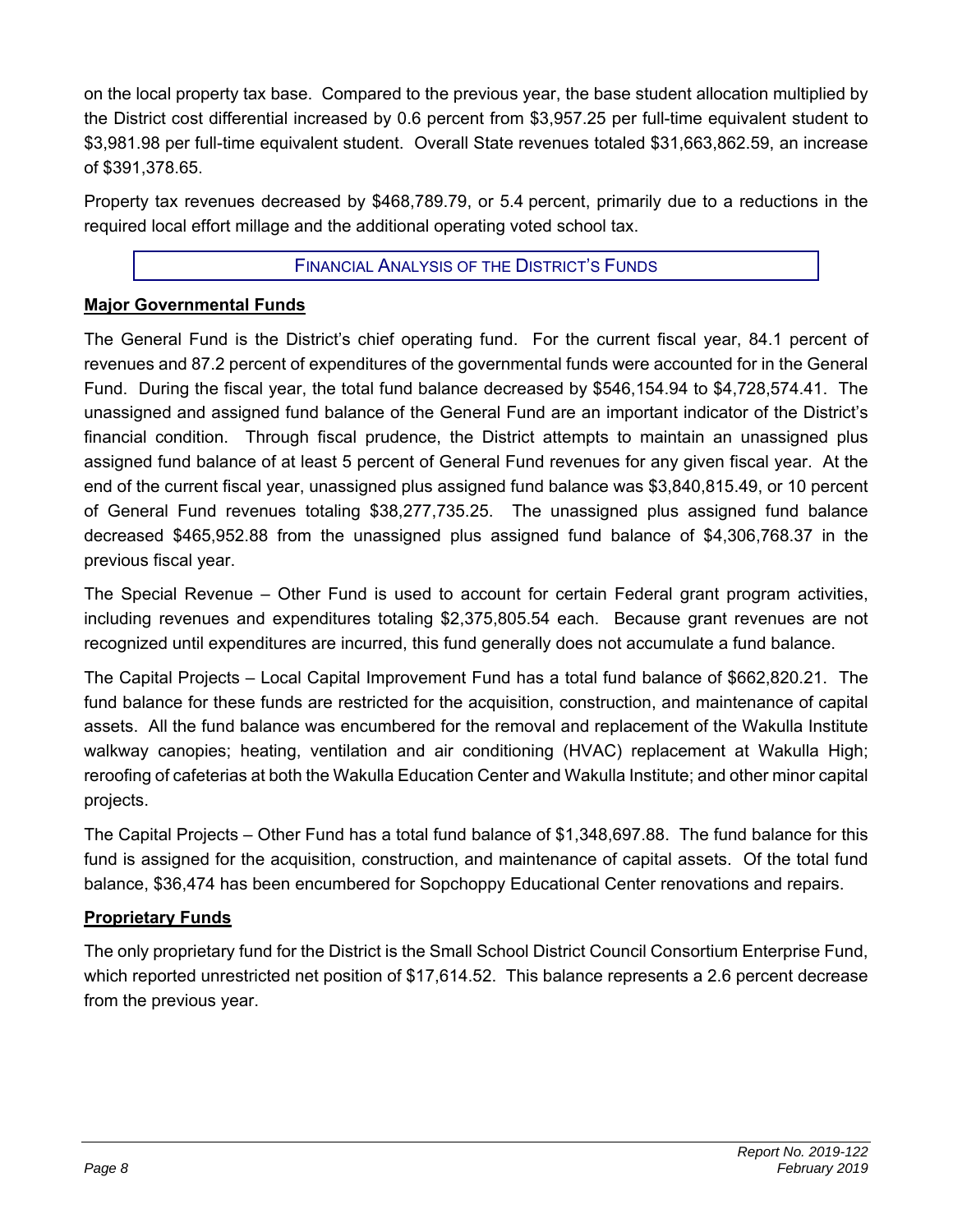on the local property tax base. Compared to the previous year, the base student allocation multiplied by the District cost differential increased by 0.6 percent from $3,957.25 per full-time equivalent student to $3,981.98 per full-time equivalent student. Overall State revenues totaled $31,663,862.59, an increase of $391,378.65.

Property tax revenues decreased by $468,789.79, or 5.4 percent, primarily due to a reductions in the required local effort millage and the additional operating voted school tax.

## Financial Analysis of the District's Funds

### Major Governmental Funds

The General Fund is the District's chief operating fund. For the current fiscal year, 84.1 percent of revenues and 87.2 percent of expenditures of the governmental funds were accounted for in the General Fund. During the fiscal year, the total fund balance decreased by $546,154.94 to $4,728,574.41. The unassigned and assigned fund balance of the General Fund are an important indicator of the District's financial condition. Through fiscal prudence, the District attempts to maintain an unassigned plus assigned fund balance of at least 5 percent of General Fund revenues for any given fiscal year. At the end of the current fiscal year, unassigned plus assigned fund balance was $3,840,815.49, or 10 percent of General Fund revenues totaling $38,277,735.25. The unassigned plus assigned fund balance decreased $465,952.88 from the unassigned plus assigned fund balance of $4,306,768.37 in the previous fiscal year.

The Special Revenue – Other Fund is used to account for certain Federal grant program activities, including revenues and expenditures totaling $2,375,805.54 each. Because grant revenues are not recognized until expenditures are incurred, this fund generally does not accumulate a fund balance.

The Capital Projects – Local Capital Improvement Fund has a total fund balance of $662,820.21. The fund balance for these funds are restricted for the acquisition, construction, and maintenance of capital assets. All the fund balance was encumbered for the removal and replacement of the Wakulla Institute walkway canopies; heating, ventilation and air conditioning (HVAC) replacement at Wakulla High; reroofing of cafeterias at both the Wakulla Education Center and Wakulla Institute; and other minor capital projects.

The Capital Projects – Other Fund has a total fund balance of $1,348,697.88. The fund balance for this fund is assigned for the acquisition, construction, and maintenance of capital assets. Of the total fund balance, $36,474 has been encumbered for Sopchoppy Educational Center renovations and repairs.

### Proprietary Funds

The only proprietary fund for the District is the Small School District Council Consortium Enterprise Fund, which reported unrestricted net position of $17,614.52. This balance represents a 2.6 percent decrease from the previous year.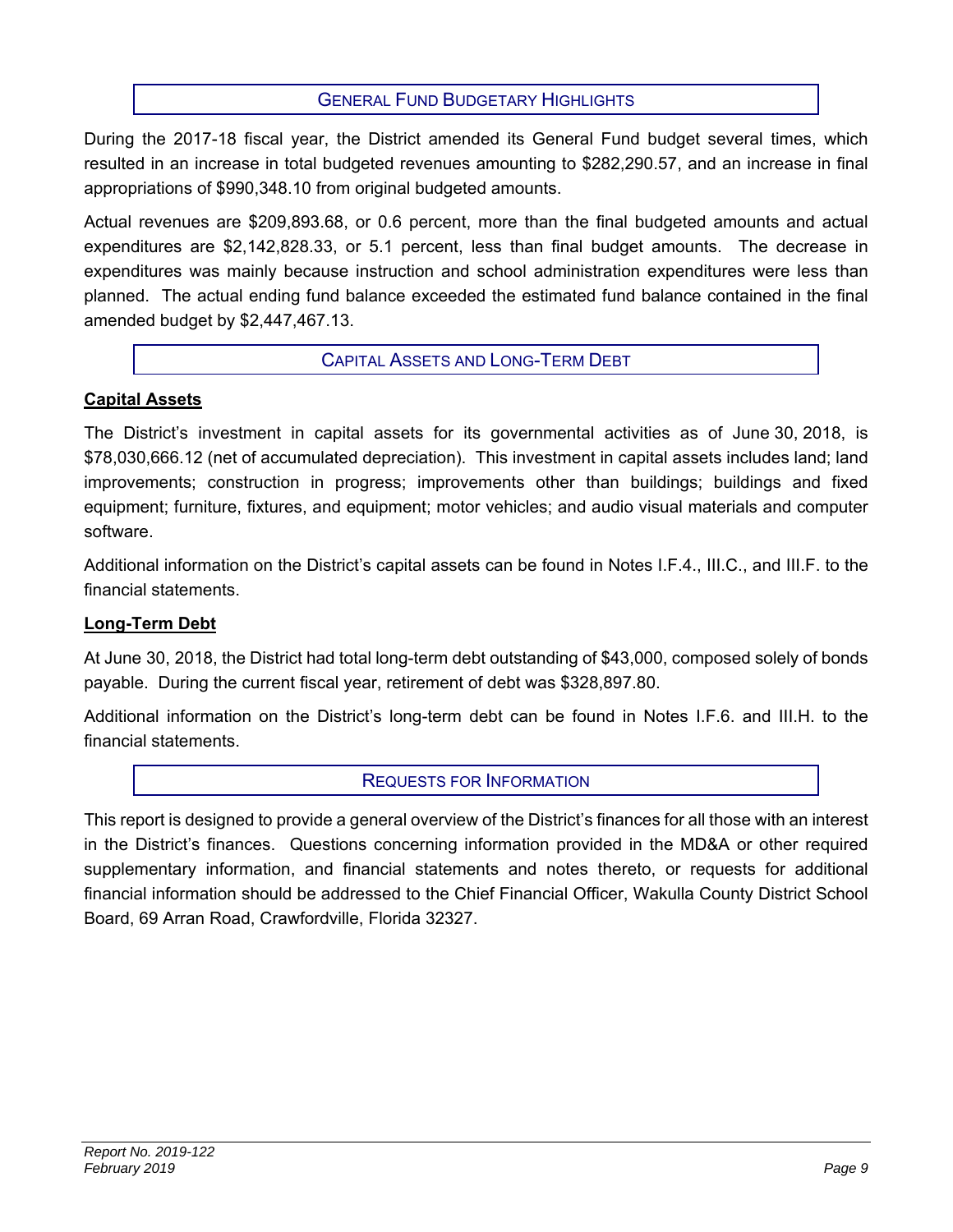## General Fund Budgetary Highlights

During the 2017-18 fiscal year, the District amended its General Fund budget several times, which resulted in an increase in total budgeted revenues amounting to $282,290.57, and an increase in final appropriations of $990,348.10 from original budgeted amounts.

Actual revenues are $209,893.68, or 0.6 percent, more than the final budgeted amounts and actual expenditures are $2,142,828.33, or 5.1 percent, less than final budget amounts. The decrease in expenditures was mainly because instruction and school administration expenditures were less than planned. The actual ending fund balance exceeded the estimated fund balance contained in the final amended budget by $2,447,467.13.

## Capital Assets and Long-Term Debt

### Capital Assets

The District's investment in capital assets for its governmental activities as of June 30, 2018, is $78,030,666.12 (net of accumulated depreciation). This investment in capital assets includes land; land improvements; construction in progress; improvements other than buildings; buildings and fixed equipment; furniture, fixtures, and equipment; motor vehicles; and audio visual materials and computer software.

Additional information on the District's capital assets can be found in Notes I.F.4., III.C., and III.F. to the financial statements.

### Long-Term Debt

At June 30, 2018, the District had total long-term debt outstanding of $43,000, composed solely of bonds payable. During the current fiscal year, retirement of debt was $328,897.80.

Additional information on the District's long-term debt can be found in Notes I.F.6. and III.H. to the financial statements.

## Requests for Information

This report is designed to provide a general overview of the District's finances for all those with an interest in the District's finances. Questions concerning information provided in the MD&A or other required supplementary information, and financial statements and notes thereto, or requests for additional financial information should be addressed to the Chief Financial Officer, Wakulla County District School Board, 69 Arran Road, Crawfordville, Florida 32327.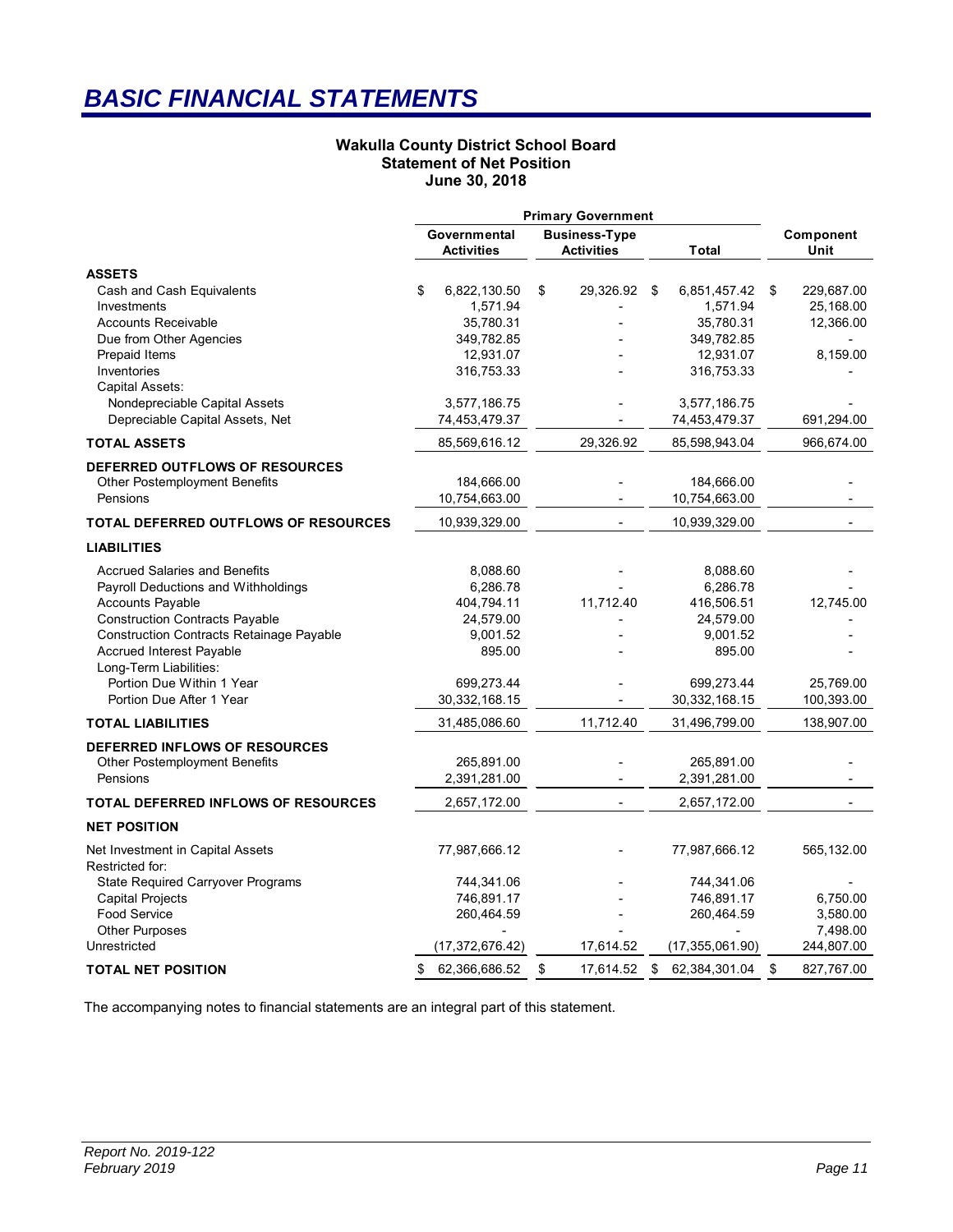# BASIC FINANCIAL STATEMENTS

**Wakulla County District School Board**
**Statement of Net Position**
**June 30, 2018**

| | Primary Government | | | |
|---|---|---|---|---|
| | Governmental Activities | Business-Type Activities | Total | Component Unit |
| **ASSETS** | | | | |
| Cash and Cash Equivalents | $ 6,822,130.50 | $ 29,326.92 | $ 6,851,457.42 | $ 229,687.00 |
| Investments | 1,571.94 | - | 1,571.94 | 25,168.00 |
| Accounts Receivable | 35,780.31 | - | 35,780.31 | 12,366.00 |
| Due from Other Agencies | 349,782.85 | - | 349,782.85 | - |
| Prepaid Items | 12,931.07 | - | 12,931.07 | 8,159.00 |
| Inventories | 316,753.33 | - | 316,753.33 | - |
| Capital Assets: | | | | |
| Nondepreciable Capital Assets | 3,577,186.75 | - | 3,577,186.75 | - |
| Depreciable Capital Assets, Net | 74,453,479.37 | - | 74,453,479.37 | 691,294.00 |
| **TOTAL ASSETS** | 85,569,616.12 | 29,326.92 | 85,598,943.04 | 966,674.00 |
| **DEFERRED OUTFLOWS OF RESOURCES** | | | | |
| Other Postemployment Benefits | 184,666.00 | - | 184,666.00 | - |
| Pensions | 10,754,663.00 | - | 10,754,663.00 | - |
| **TOTAL DEFERRED OUTFLOWS OF RESOURCES** | 10,939,329.00 | - | 10,939,329.00 | - |
| **LIABILITIES** | | | | |
| Accrued Salaries and Benefits | 8,088.60 | - | 8,088.60 | - |
| Payroll Deductions and Withholdings | 6,286.78 | - | 6,286.78 | - |
| Accounts Payable | 404,794.11 | 11,712.40 | 416,506.51 | 12,745.00 |
| Construction Contracts Payable | 24,579.00 | - | 24,579.00 | - |
| Construction Contracts Retainage Payable | 9,001.52 | - | 9,001.52 | - |
| Accrued Interest Payable | 895.00 | - | 895.00 | - |
| Long-Term Liabilities: | | | | |
| Portion Due Within 1 Year | 699,273.44 | - | 699,273.44 | 25,769.00 |
| Portion Due After 1 Year | 30,332,168.15 | - | 30,332,168.15 | 100,393.00 |
| **TOTAL LIABILITIES** | 31,485,086.60 | 11,712.40 | 31,496,799.00 | 138,907.00 |
| **DEFERRED INFLOWS OF RESOURCES** | | | | |
| Other Postemployment Benefits | 265,891.00 | - | 265,891.00 | - |
| Pensions | 2,391,281.00 | - | 2,391,281.00 | - |
| **TOTAL DEFERRED INFLOWS OF RESOURCES** | 2,657,172.00 | - | 2,657,172.00 | - |
| **NET POSITION** | | | | |
| Net Investment in Capital Assets | 77,987,666.12 | - | 77,987,666.12 | 565,132.00 |
| Restricted for: | | | | |
| State Required Carryover Programs | 744,341.06 | - | 744,341.06 | - |
| Capital Projects | 746,891.17 | - | 746,891.17 | 6,750.00 |
| Food Service | 260,464.59 | - | 260,464.59 | 3,580.00 |
| Other Purposes | - | - | - | 7,498.00 |
| Unrestricted | (17,372,676.42) | 17,614.52 | (17,355,061.90) | 244,807.00 |
| **TOTAL NET POSITION** | $ 62,366,686.52 | $ 17,614.52 | $ 62,384,301.04 | $ 827,767.00 |

The accompanying notes to financial statements are an integral part of this statement.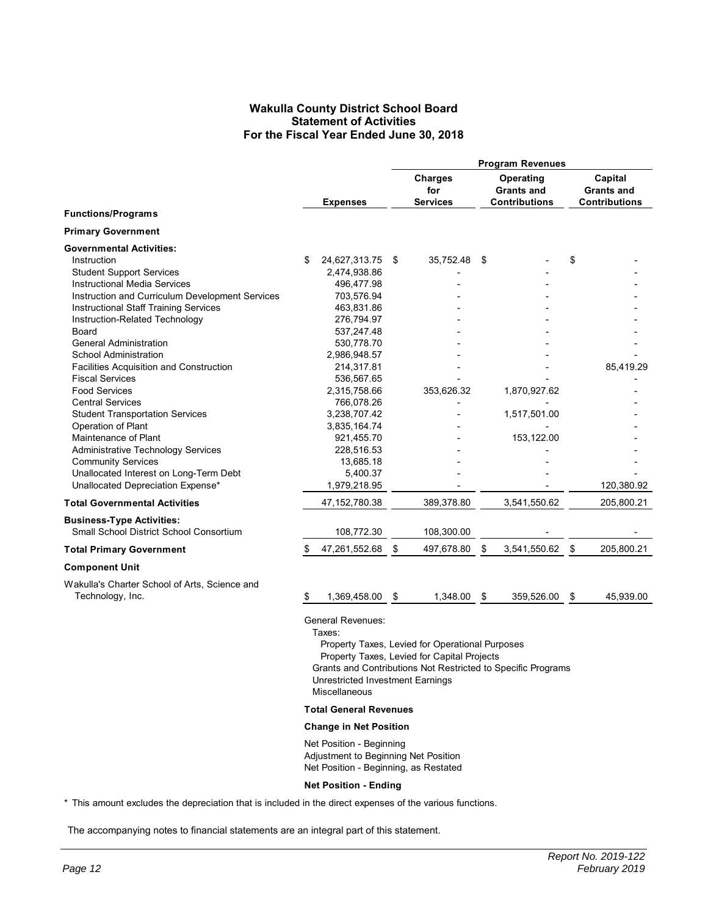# Wakulla County District School Board
## Statement of Activities
### For the Fiscal Year Ended June 30, 2018

| Functions/Programs | Expenses | Program Revenues: Charges for Services | Program Revenues: Operating Grants and Contributions | Program Revenues: Capital Grants and Contributions |
|---|---|---|---|---|
| **Primary Government** | | | | |
| **Governmental Activities:** | | | | |
| Instruction | $ 24,627,313.75 | $ 35,752.48 | $ - | $ - |
| Student Support Services | 2,474,938.86 | - | - | - |
| Instructional Media Services | 496,477.98 | - | - | - |
| Instruction and Curriculum Development Services | 703,576.94 | - | - | - |
| Instructional Staff Training Services | 463,831.86 | - | - | - |
| Instruction-Related Technology | 276,794.97 | - | - | - |
| Board | 537,247.48 | - | - | - |
| General Administration | 530,778.70 | - | - | - |
| School Administration | 2,986,948.57 | - | - | - |
| Facilities Acquisition and Construction | 214,317.81 | - | - | 85,419.29 |
| Fiscal Services | 536,567.65 | - | - | - |
| Food Services | 2,315,758.66 | 353,626.32 | 1,870,927.62 | - |
| Central Services | 766,078.26 | - | - | - |
| Student Transportation Services | 3,238,707.42 | - | 1,517,501.00 | - |
| Operation of Plant | 3,835,164.74 | - | - | - |
| Maintenance of Plant | 921,455.70 | - | 153,122.00 | - |
| Administrative Technology Services | 228,516.53 | - | - | - |
| Community Services | 13,685.18 | - | - | - |
| Unallocated Interest on Long-Term Debt | 5,400.37 | - | - | - |
| Unallocated Depreciation Expense* | 1,979,218.95 | - | - | 120,380.92 |
| **Total Governmental Activities** | 47,152,780.38 | 389,378.80 | 3,541,550.62 | 205,800.21 |
| **Business-Type Activities:** | | | | |
| Small School District School Consortium | 108,772.30 | 108,300.00 | - | - |
| **Total Primary Government** | $ 47,261,552.68 | $ 497,678.80 | $ 3,541,550.62 | $ 205,800.21 |
| **Component Unit** | | | | |
| Wakulla's Charter School of Arts, Science and Technology, Inc. | $ 1,369,458.00 | $ 1,348.00 | $ 359,526.00 | $ 45,939.00 |

General Revenues:
- Taxes:
  - Property Taxes, Levied for Operational Purposes
  - Property Taxes, Levied for Capital Projects
- Grants and Contributions Not Restricted to Specific Programs
- Unrestricted Investment Earnings
- Miscellaneous

**Total General Revenues**

**Change in Net Position**

Net Position - Beginning
Adjustment to Beginning Net Position
Net Position - Beginning, as Restated

**Net Position - Ending**

* This amount excludes the depreciation that is included in the direct expenses of the various functions.

The accompanying notes to financial statements are an integral part of this statement.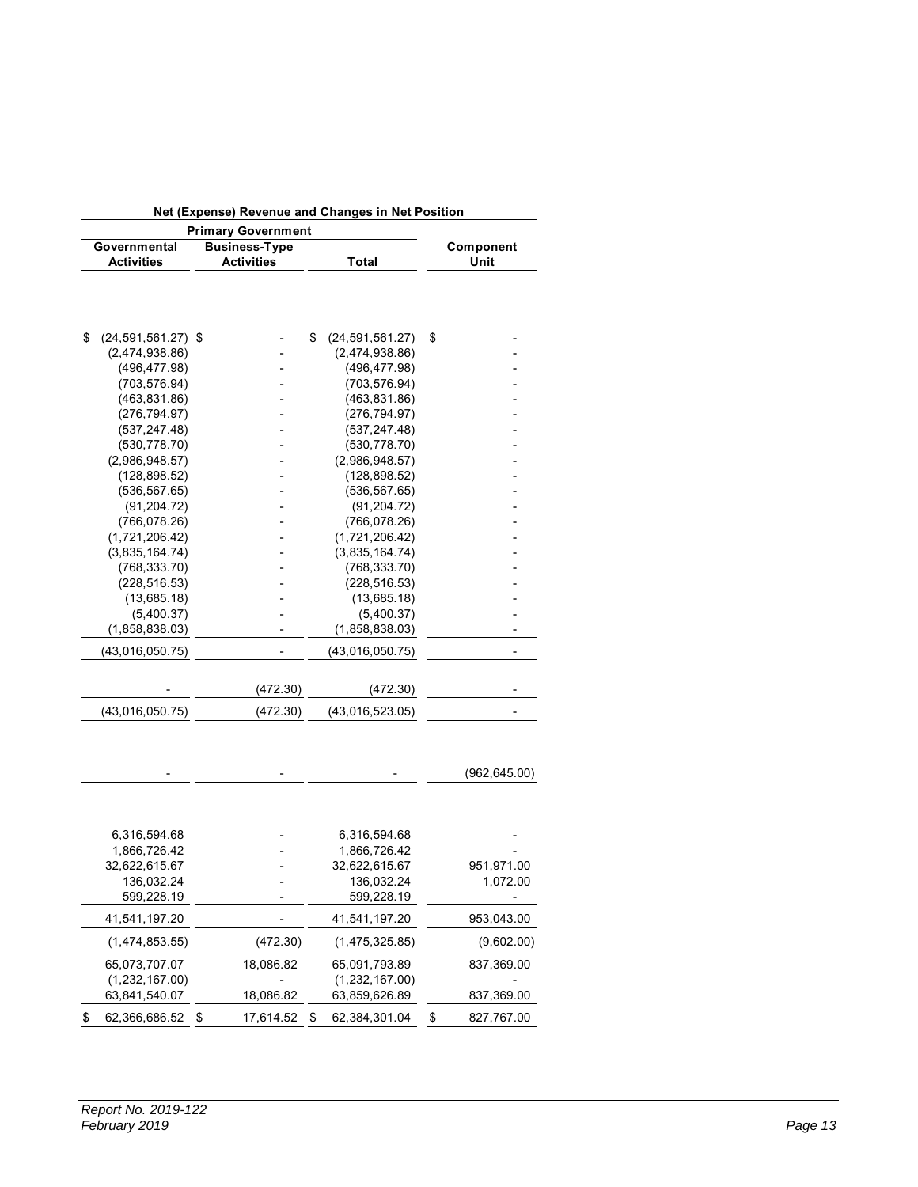| Net (Expense) Revenue and Changes in Net Position | | | |
|---|---|---|---|
| Primary Government | | | |
| Governmental Activities | Business-Type Activities | Total | Component Unit |
| | | | |
| $ (24,591,561.27) | $ - | $ (24,591,561.27) | $ - |
| (2,474,938.86) | - | (2,474,938.86) | - |
| (496,477.98) | - | (496,477.98) | - |
| (703,576.94) | - | (703,576.94) | - |
| (463,831.86) | - | (463,831.86) | - |
| (276,794.97) | - | (276,794.97) | - |
| (537,247.48) | - | (537,247.48) | - |
| (530,778.70) | - | (530,778.70) | - |
| (2,986,948.57) | - | (2,986,948.57) | - |
| (128,898.52) | - | (128,898.52) | - |
| (536,567.65) | - | (536,567.65) | - |
| (91,204.72) | - | (91,204.72) | - |
| (766,078.26) | - | (766,078.26) | - |
| (1,721,206.42) | - | (1,721,206.42) | - |
| (3,835,164.74) | - | (3,835,164.74) | - |
| (768,333.70) | - | (768,333.70) | - |
| (228,516.53) | - | (228,516.53) | - |
| (13,685.18) | - | (13,685.18) | - |
| (5,400.37) | - | (5,400.37) | - |
| (1,858,838.03) | - | (1,858,838.03) | - |
| (43,016,050.75) | - | (43,016,050.75) | - |
| | | | |
| - | (472.30) | (472.30) | - |
| (43,016,050.75) | (472.30) | (43,016,523.05) | - |
| | | | |
| - | - | - | (962,645.00) |
| | | | |
| 6,316,594.68 | - | 6,316,594.68 | - |
| 1,866,726.42 | - | 1,866,726.42 | - |
| 32,622,615.67 | - | 32,622,615.67 | 951,971.00 |
| 136,032.24 | - | 136,032.24 | 1,072.00 |
| 599,228.19 | - | 599,228.19 | - |
| 41,541,197.20 | - | 41,541,197.20 | 953,043.00 |
| (1,474,853.55) | (472.30) | (1,475,325.85) | (9,602.00) |
| 65,073,707.07 | 18,086.82 | 65,091,793.89 | 837,369.00 |
| (1,232,167.00) | - | (1,232,167.00) | - |
| 63,841,540.07 | 18,086.82 | 63,859,626.89 | 837,369.00 |
| $ 62,366,686.52 | $ 17,614.52 | $ 62,384,301.04 | $ 827,767.00 |

*Report No. 2019-122*
*February 2019*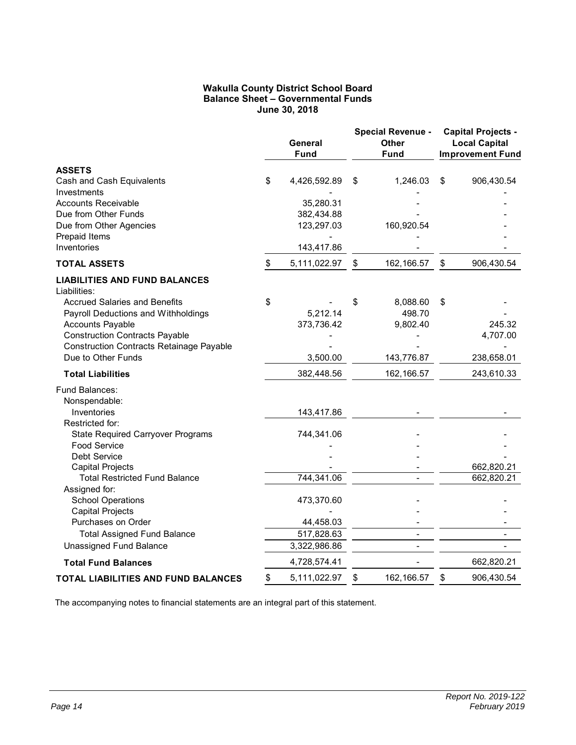**Wakulla County District School Board**
**Balance Sheet – Governmental Funds**
**June 30, 2018**

| | General Fund | Special Revenue - Other Fund | Capital Projects - Local Capital Improvement Fund |
|---|---|---|---|
| **ASSETS** | | | |
| Cash and Cash Equivalents | $ 4,426,592.89 | $ 1,246.03 | $ 906,430.54 |
| Investments | - | - | - |
| Accounts Receivable | 35,280.31 | - | - |
| Due from Other Funds | 382,434.88 | - | - |
| Due from Other Agencies | 123,297.03 | 160,920.54 | - |
| Prepaid Items | - | - | - |
| Inventories | 143,417.86 | - | - |
| **TOTAL ASSETS** | $ 5,111,022.97 | $ 162,166.57 | $ 906,430.54 |
| **LIABILITIES AND FUND BALANCES** | | | |
| Liabilities: | | | |
| Accrued Salaries and Benefits | $ - | $ 8,088.60 | $ - |
| Payroll Deductions and Withholdings | 5,212.14 | 498.70 | - |
| Accounts Payable | 373,736.42 | 9,802.40 | 245.32 |
| Construction Contracts Payable | - | - | 4,707.00 |
| Construction Contracts Retainage Payable | - | - | - |
| Due to Other Funds | 3,500.00 | 143,776.87 | 238,658.01 |
| **Total Liabilities** | 382,448.56 | 162,166.57 | 243,610.33 |
| Fund Balances: | | | |
| Nonspendable: | | | |
| Inventories | 143,417.86 | - | - |
| Restricted for: | | | |
| State Required Carryover Programs | 744,341.06 | - | - |
| Food Service | - | - | - |
| Debt Service | - | - | - |
| Capital Projects | - | - | 662,820.21 |
| Total Restricted Fund Balance | 744,341.06 | - | 662,820.21 |
| Assigned for: | | | |
| School Operations | 473,370.60 | - | - |
| Capital Projects | - | - | - |
| Purchases on Order | 44,458.03 | - | - |
| Total Assigned Fund Balance | 517,828.63 | - | - |
| Unassigned Fund Balance | 3,322,986.86 | - | - |
| **Total Fund Balances** | 4,728,574.41 | - | 662,820.21 |
| **TOTAL LIABILITIES AND FUND BALANCES** | $ 5,111,022.97 | $ 162,166.57 | $ 906,430.54 |

The accompanying notes to financial statements are an integral part of this statement.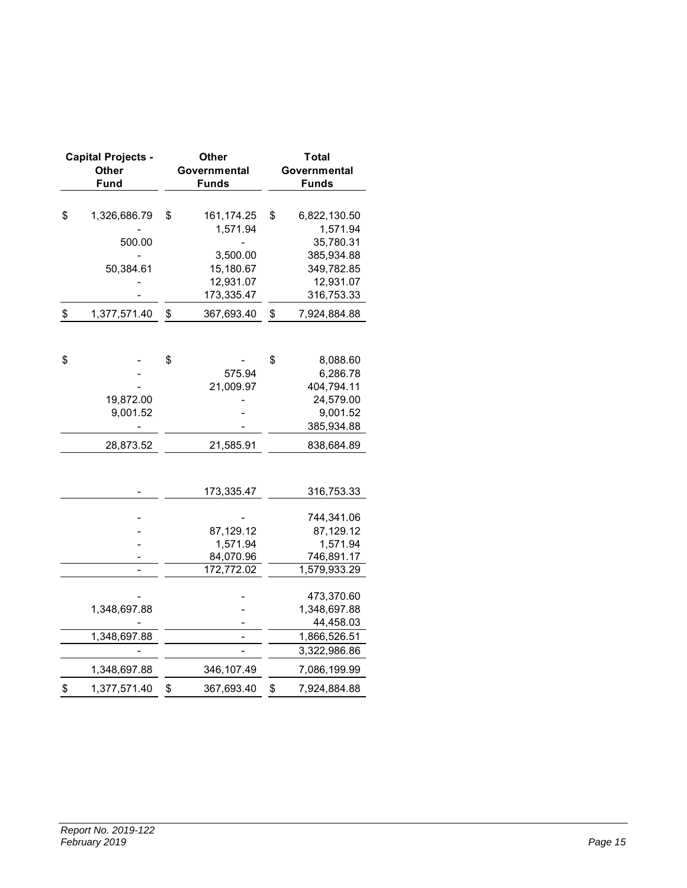| Capital Projects - Other Fund | Other Governmental Funds | Total Governmental Funds |
|---|---|---|
| $ 1,326,686.79 | $ 161,174.25 | $ 6,822,130.50 |
| - | 1,571.94 | 1,571.94 |
| 500.00 | - | 35,780.31 |
| - | 3,500.00 | 385,934.88 |
| 50,384.61 | 15,180.67 | 349,782.85 |
| - | 12,931.07 | 12,931.07 |
| - | 173,335.47 | 316,753.33 |
| $ 1,377,571.40 | $ 367,693.40 | $ 7,924,884.88 |
| | | |
| $ - | $ - | $ 8,088.60 |
| - | 575.94 | 6,286.78 |
| - | 21,009.97 | 404,794.11 |
| 19,872.00 | - | 24,579.00 |
| 9,001.52 | - | 9,001.52 |
| - | - | 385,934.88 |
| 28,873.52 | 21,585.91 | 838,684.89 |
| | | |
| - | 173,335.47 | 316,753.33 |
| | | |
| - | - | 744,341.06 |
| - | 87,129.12 | 87,129.12 |
| - | 1,571.94 | 1,571.94 |
| - | 84,070.96 | 746,891.17 |
| - | 172,772.02 | 1,579,933.29 |
| | | |
| - | - | 473,370.60 |
| 1,348,697.88 | - | 1,348,697.88 |
| - | - | 44,458.03 |
| 1,348,697.88 | - | 1,866,526.51 |
| - | - | 3,322,986.86 |
| 1,348,697.88 | 346,107.49 | 7,086,199.99 |
| $ 1,377,571.40 | $ 367,693.40 | $ 7,924,884.88 |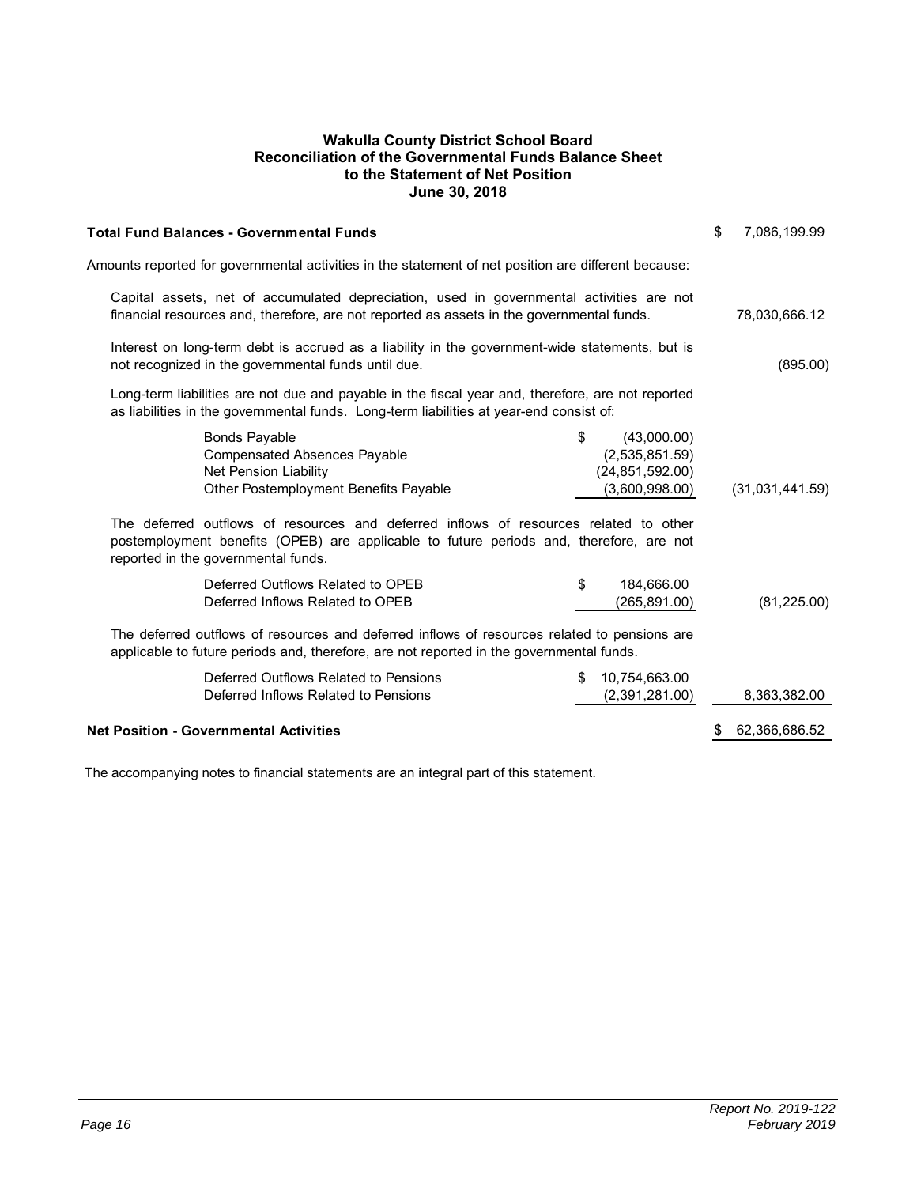# Wakulla County District School Board
## Reconciliation of the Governmental Funds Balance Sheet to the Statement of Net Position
### June 30, 2018

| | | |
|---|---|---|
| **Total Fund Balances - Governmental Funds** | | $ 7,086,199.99 |
| Amounts reported for governmental activities in the statement of net position are different because: | | |
| Capital assets, net of accumulated depreciation, used in governmental activities are not financial resources and, therefore, are not reported as assets in the governmental funds. | | 78,030,666.12 |
| Interest on long-term debt is accrued as a liability in the government-wide statements, but is not recognized in the governmental funds until due. | | (895.00) |
| Long-term liabilities are not due and payable in the fiscal year and, therefore, are not reported as liabilities in the governmental funds. Long-term liabilities at year-end consist of: | | |
| Bonds Payable | $ (43,000.00) | |
| Compensated Absences Payable | (2,535,851.59) | |
| Net Pension Liability | (24,851,592.00) | |
| Other Postemployment Benefits Payable | (3,600,998.00) | (31,031,441.59) |
| The deferred outflows of resources and deferred inflows of resources related to other postemployment benefits (OPEB) are applicable to future periods and, therefore, are not reported in the governmental funds. | | |
| Deferred Outflows Related to OPEB | $ 184,666.00 | |
| Deferred Inflows Related to OPEB | (265,891.00) | (81,225.00) |
| The deferred outflows of resources and deferred inflows of resources related to pensions are applicable to future periods and, therefore, are not reported in the governmental funds. | | |
| Deferred Outflows Related to Pensions | $ 10,754,663.00 | |
| Deferred Inflows Related to Pensions | (2,391,281.00) | 8,363,382.00 |
| **Net Position - Governmental Activities** | | $ 62,366,686.52 |

The accompanying notes to financial statements are an integral part of this statement.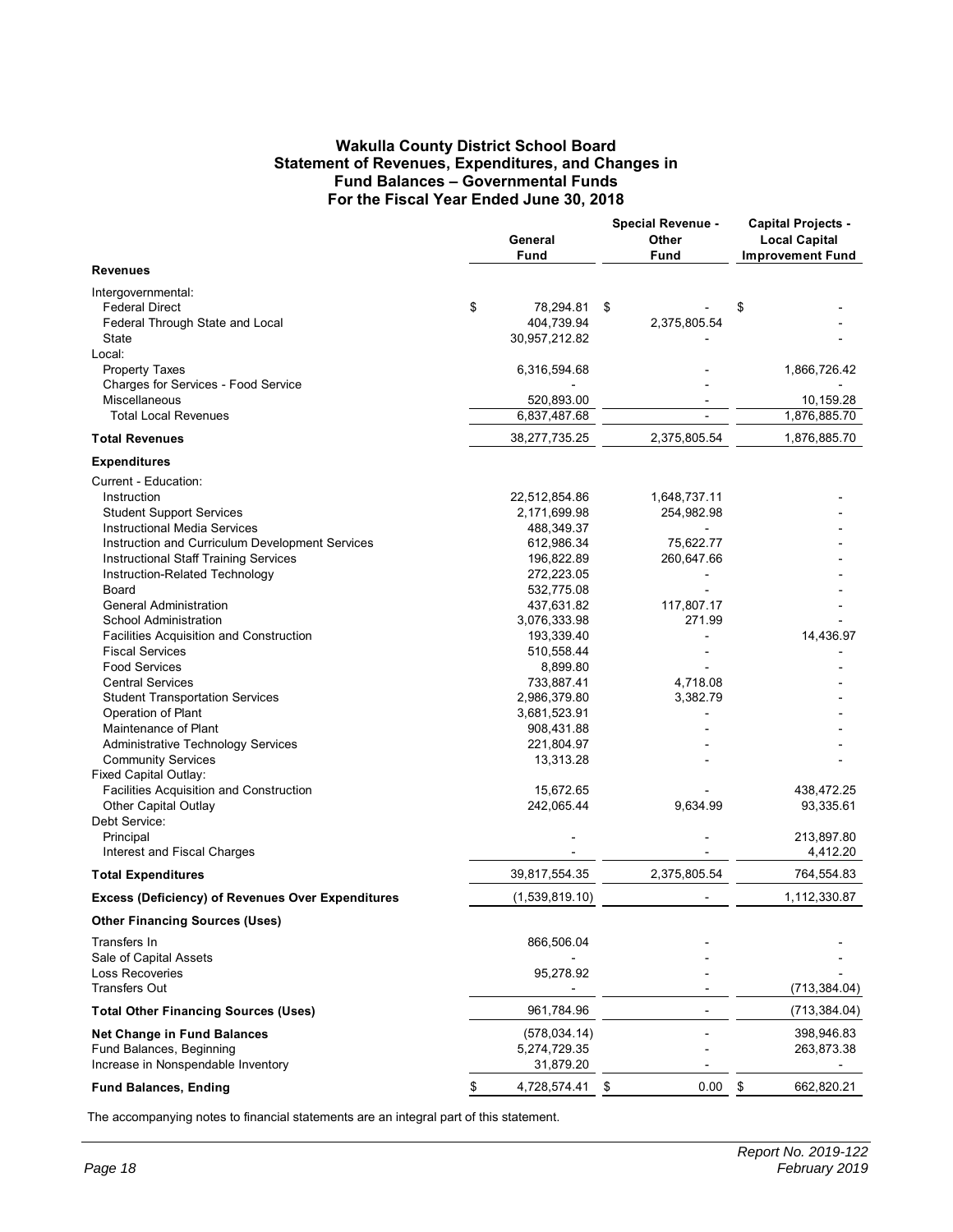# Wakulla County District School Board
## Statement of Revenues, Expenditures, and Changes in Fund Balances – Governmental Funds
### For the Fiscal Year Ended June 30, 2018

| | General Fund | Special Revenue - Other Fund | Capital Projects - Local Capital Improvement Fund |
|---|---|---|---|
| **Revenues** | | | |
| Intergovernmental: | | | |
| Federal Direct | $ 78,294.81 | $ - | $ - |
| Federal Through State and Local | 404,739.94 | 2,375,805.54 | - |
| State | 30,957,212.82 | - | - |
| Local: | | | |
| Property Taxes | 6,316,594.68 | - | 1,866,726.42 |
| Charges for Services - Food Service | - | - | - |
| Miscellaneous | 520,893.00 | - | 10,159.28 |
| Total Local Revenues | 6,837,487.68 | - | 1,876,885.70 |
| **Total Revenues** | 38,277,735.25 | 2,375,805.54 | 1,876,885.70 |
| **Expenditures** | | | |
| Current - Education: | | | |
| Instruction | 22,512,854.86 | 1,648,737.11 | - |
| Student Support Services | 2,171,699.98 | 254,982.98 | - |
| Instructional Media Services | 488,349.37 | - | - |
| Instruction and Curriculum Development Services | 612,986.34 | 75,622.77 | - |
| Instructional Staff Training Services | 196,822.89 | 260,647.66 | - |
| Instruction-Related Technology | 272,223.05 | - | - |
| Board | 532,775.08 | - | - |
| General Administration | 437,631.82 | 117,807.17 | - |
| School Administration | 3,076,333.98 | 271.99 | - |
| Facilities Acquisition and Construction | 193,339.40 | - | 14,436.97 |
| Fiscal Services | 510,558.44 | - | - |
| Food Services | 8,899.80 | - | - |
| Central Services | 733,887.41 | 4,718.08 | - |
| Student Transportation Services | 2,986,379.80 | 3,382.79 | - |
| Operation of Plant | 3,681,523.91 | - | - |
| Maintenance of Plant | 908,431.88 | - | - |
| Administrative Technology Services | 221,804.97 | - | - |
| Community Services | 13,313.28 | - | - |
| Fixed Capital Outlay: | | | |
| Facilities Acquisition and Construction | 15,672.65 | - | 438,472.25 |
| Other Capital Outlay | 242,065.44 | 9,634.99 | 93,335.61 |
| Debt Service: | | | |
| Principal | - | - | 213,897.80 |
| Interest and Fiscal Charges | - | - | 4,412.20 |
| **Total Expenditures** | 39,817,554.35 | 2,375,805.54 | 764,554.83 |
| **Excess (Deficiency) of Revenues Over Expenditures** | (1,539,819.10) | - | 1,112,330.87 |
| **Other Financing Sources (Uses)** | | | |
| Transfers In | 866,506.04 | - | - |
| Sale of Capital Assets | - | - | - |
| Loss Recoveries | 95,278.92 | - | - |
| Transfers Out | - | - | (713,384.04) |
| **Total Other Financing Sources (Uses)** | 961,784.96 | - | (713,384.04) |
| **Net Change in Fund Balances** | (578,034.14) | - | 398,946.83 |
| Fund Balances, Beginning | 5,274,729.35 | - | 263,873.38 |
| Increase in Nonspendable Inventory | 31,879.20 | - | - |
| **Fund Balances, Ending** | $ 4,728,574.41 | $ 0.00 | $ 662,820.21 |

The accompanying notes to financial statements are an integral part of this statement.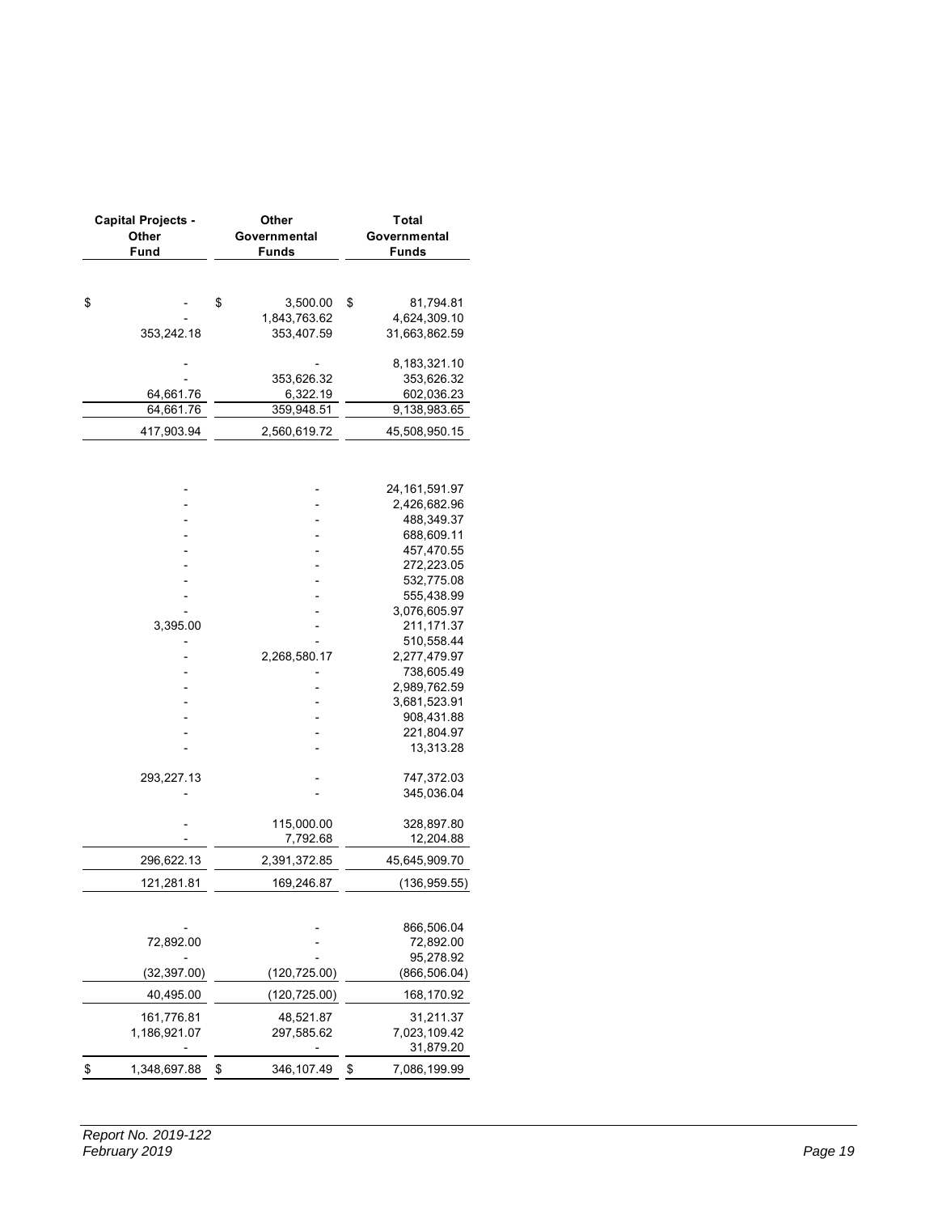| Capital Projects - Other Fund | Other Governmental Funds | Total Governmental Funds |
|---|---|---|
| | | |
| $ - | $ 3,500.00 | $ 81,794.81 |
| - | 1,843,763.62 | 4,624,309.10 |
| 353,242.18 | 353,407.59 | 31,663,862.59 |
| | | |
| - | - | 8,183,321.10 |
| - | 353,626.32 | 353,626.32 |
| 64,661.76 | 6,322.19 | 602,036.23 |
| 64,661.76 | 359,948.51 | 9,138,983.65 |
| 417,903.94 | 2,560,619.72 | 45,508,950.15 |
| | | |
| - | - | 24,161,591.97 |
| - | - | 2,426,682.96 |
| - | - | 488,349.37 |
| - | - | 688,609.11 |
| - | - | 457,470.55 |
| - | - | 272,223.05 |
| - | - | 532,775.08 |
| - | - | 555,438.99 |
| - | - | 3,076,605.97 |
| 3,395.00 | - | 211,171.37 |
| - | - | 510,558.44 |
| - | 2,268,580.17 | 2,277,479.97 |
| - | - | 738,605.49 |
| - | - | 2,989,762.59 |
| - | - | 3,681,523.91 |
| - | - | 908,431.88 |
| - | - | 221,804.97 |
| - | - | 13,313.28 |
| | | |
| 293,227.13 | - | 747,372.03 |
| - | - | 345,036.04 |
| | | |
| - | 115,000.00 | 328,897.80 |
| - | 7,792.68 | 12,204.88 |
| 296,622.13 | 2,391,372.85 | 45,645,909.70 |
| 121,281.81 | 169,246.87 | (136,959.55) |
| | | |
| - | - | 866,506.04 |
| 72,892.00 | - | 72,892.00 |
| - | - | 95,278.92 |
| (32,397.00) | (120,725.00) | (866,506.04) |
| 40,495.00 | (120,725.00) | 168,170.92 |
| 161,776.81 | 48,521.87 | 31,211.37 |
| 1,186,921.07 | 297,585.62 | 7,023,109.42 |
| - | - | 31,879.20 |
| $ 1,348,697.88 | $ 346,107.49 | $ 7,086,199.99 |

*Report No. 2019-122*
*February 2019*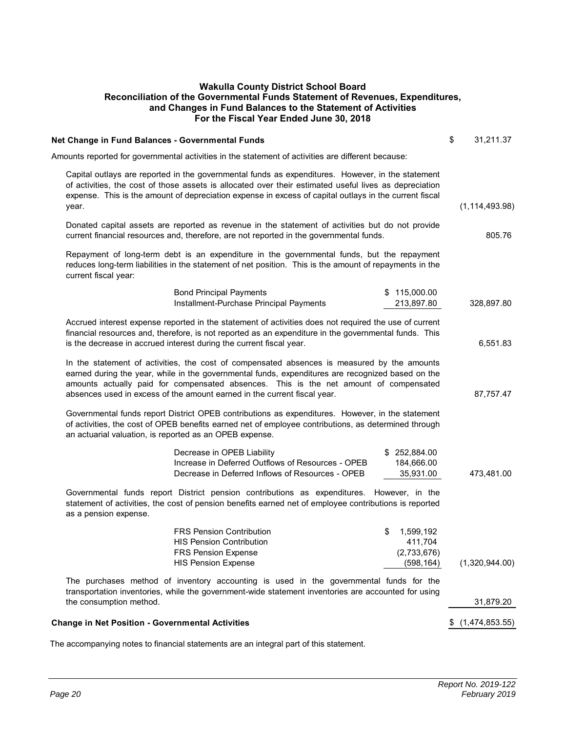# Wakulla County District School Board
## Reconciliation of the Governmental Funds Statement of Revenues, Expenditures, and Changes in Fund Balances to the Statement of Activities
### For the Fiscal Year Ended June 30, 2018

| | | |
|---|---|---|
| **Net Change in Fund Balances - Governmental Funds** | | $ 31,211.37 |
| Amounts reported for governmental activities in the statement of activities are different because: | | |
| Capital outlays are reported in the governmental funds as expenditures. However, in the statement of activities, the cost of those assets is allocated over their estimated useful lives as depreciation expense. This is the amount of depreciation expense in excess of capital outlays in the current fiscal year. | | (1,114,493.98) |
| Donated capital assets are reported as revenue in the statement of activities but do not provide current financial resources and, therefore, are not reported in the governmental funds. | | 805.76 |
| Repayment of long-term debt is an expenditure in the governmental funds, but the repayment reduces long-term liabilities in the statement of net position. This is the amount of repayments in the current fiscal year: | | |
| Bond Principal Payments | $ 115,000.00 | |
| Installment-Purchase Principal Payments | 213,897.80 | 328,897.80 |
| Accrued interest expense reported in the statement of activities does not required the use of current financial resources and, therefore, is not reported as an expenditure in the governmental funds. This is the decrease in accrued interest during the current fiscal year. | | 6,551.83 |
| In the statement of activities, the cost of compensated absences is measured by the amounts earned during the year, while in the governmental funds, expenditures are recognized based on the amounts actually paid for compensated absences. This is the net amount of compensated absences used in excess of the amount earned in the current fiscal year. | | 87,757.47 |
| Governmental funds report District OPEB contributions as expenditures. However, in the statement of activities, the cost of OPEB benefits earned net of employee contributions, as determined through an actuarial valuation, is reported as an OPEB expense. | | |
| Decrease in OPEB Liability | $ 252,884.00 | |
| Increase in Deferred Outflows of Resources - OPEB | 184,666.00 | |
| Decrease in Deferred Inflows of Resources - OPEB | 35,931.00 | 473,481.00 |
| Governmental funds report District pension contributions as expenditures. However, in the statement of activities, the cost of pension benefits earned net of employee contributions is reported as a pension expense. | | |
| FRS Pension Contribution | $ 1,599,192 | |
| HIS Pension Contribution | 411,704 | |
| FRS Pension Expense | (2,733,676) | |
| HIS Pension Expense | (598,164) | (1,320,944.00) |
| The purchases method of inventory accounting is used in the governmental funds for the transportation inventories, while the government-wide statement inventories are accounted for using the consumption method. | | 31,879.20 |
| **Change in Net Position - Governmental Activities** | | $ (1,474,853.55) |

The accompanying notes to financial statements are an integral part of this statement.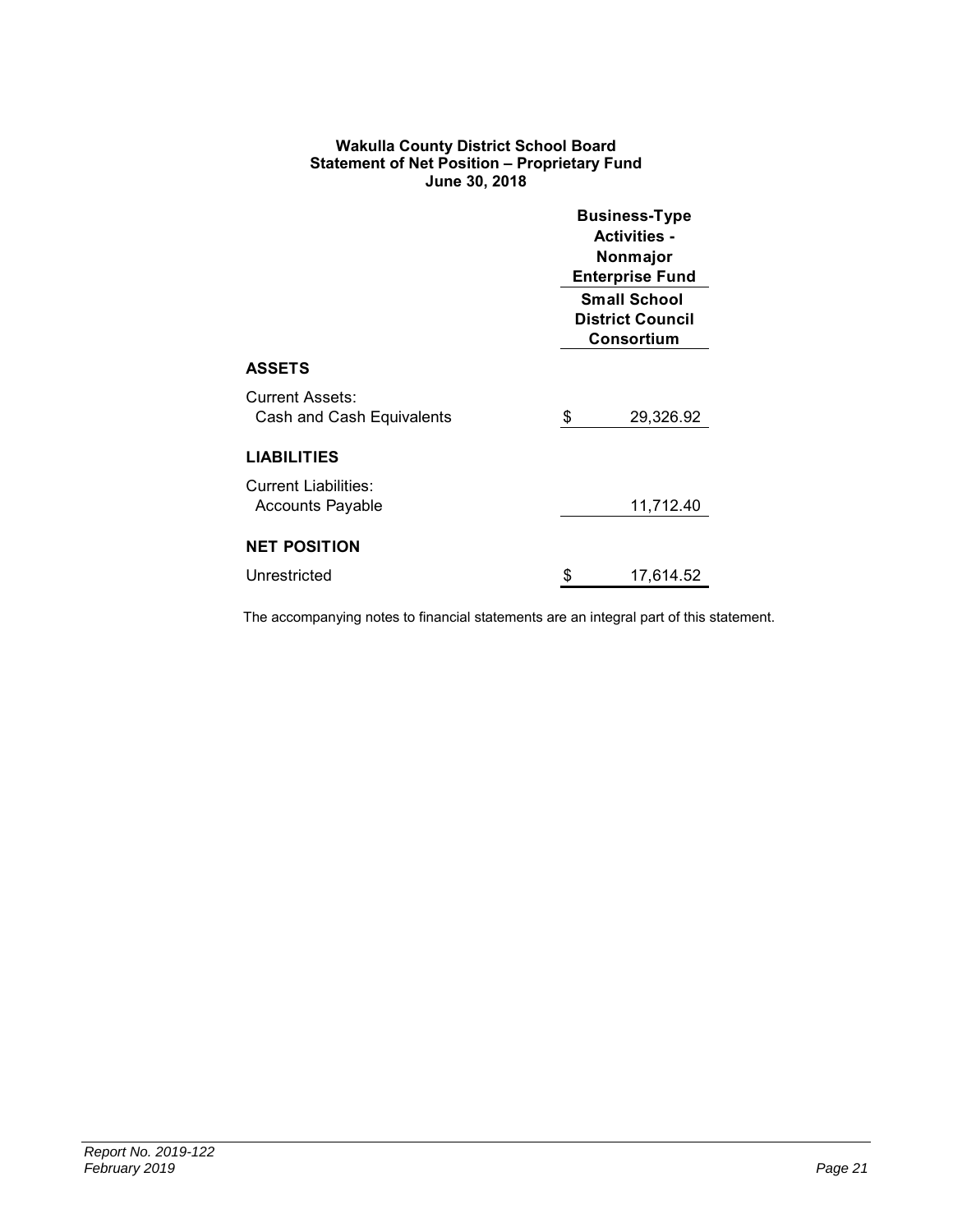# Wakulla County District School Board
## Statement of Net Position – Proprietary Fund
### June 30, 2018

| | Business-Type Activities - Nonmajor Enterprise Fund |
|---|---|
| | **Small School District Council Consortium** |
| **ASSETS** | |
| Current Assets: | |
| Cash and Cash Equivalents | $ 29,326.92 |
| **LIABILITIES** | |
| Current Liabilities: | |
| Accounts Payable | 11,712.40 |
| **NET POSITION** | |
| Unrestricted | $ 17,614.52 |

The accompanying notes to financial statements are an integral part of this statement.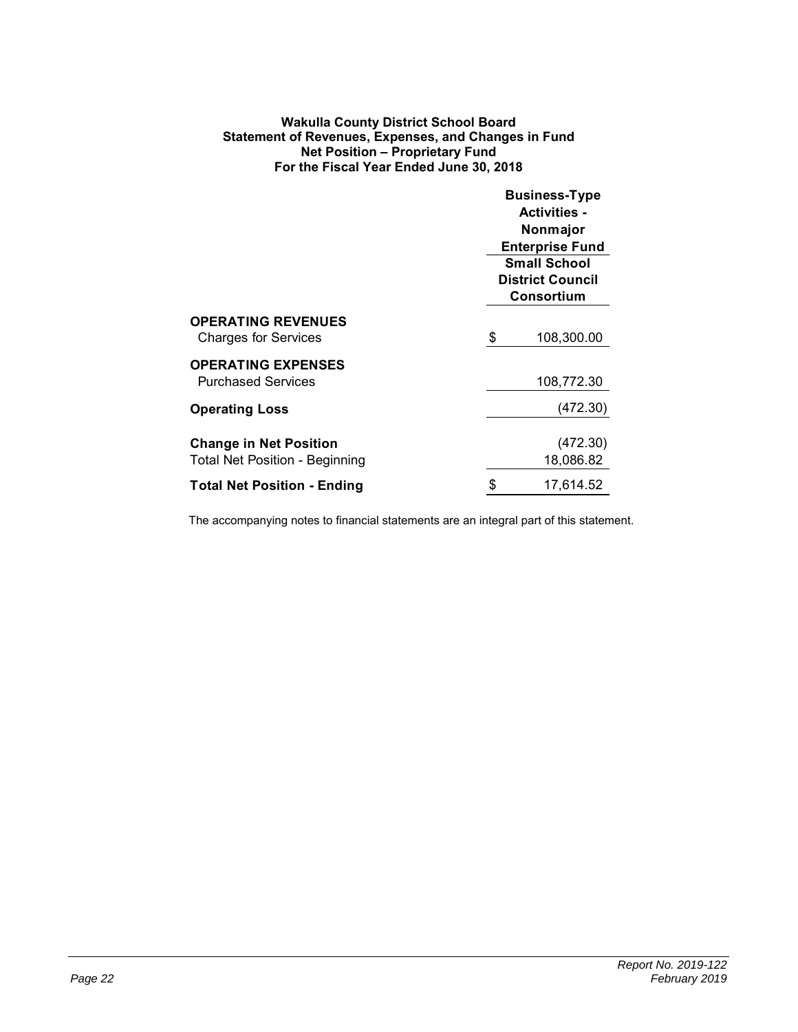**Wakulla County District School Board**
**Statement of Revenues, Expenses, and Changes in Fund Net Position – Proprietary Fund**
**For the Fiscal Year Ended June 30, 2018**

| | Business-Type Activities - Nonmajor Enterprise Fund |
|---|---|
| | Small School District Council Consortium |
| **OPERATING REVENUES** | |
| Charges for Services | $ 108,300.00 |
| **OPERATING EXPENSES** | |
| Purchased Services | 108,772.30 |
| **Operating Loss** | (472.30) |
| **Change in Net Position** | (472.30) |
| Total Net Position - Beginning | 18,086.82 |
| **Total Net Position - Ending** | $ 17,614.52 |

The accompanying notes to financial statements are an integral part of this statement.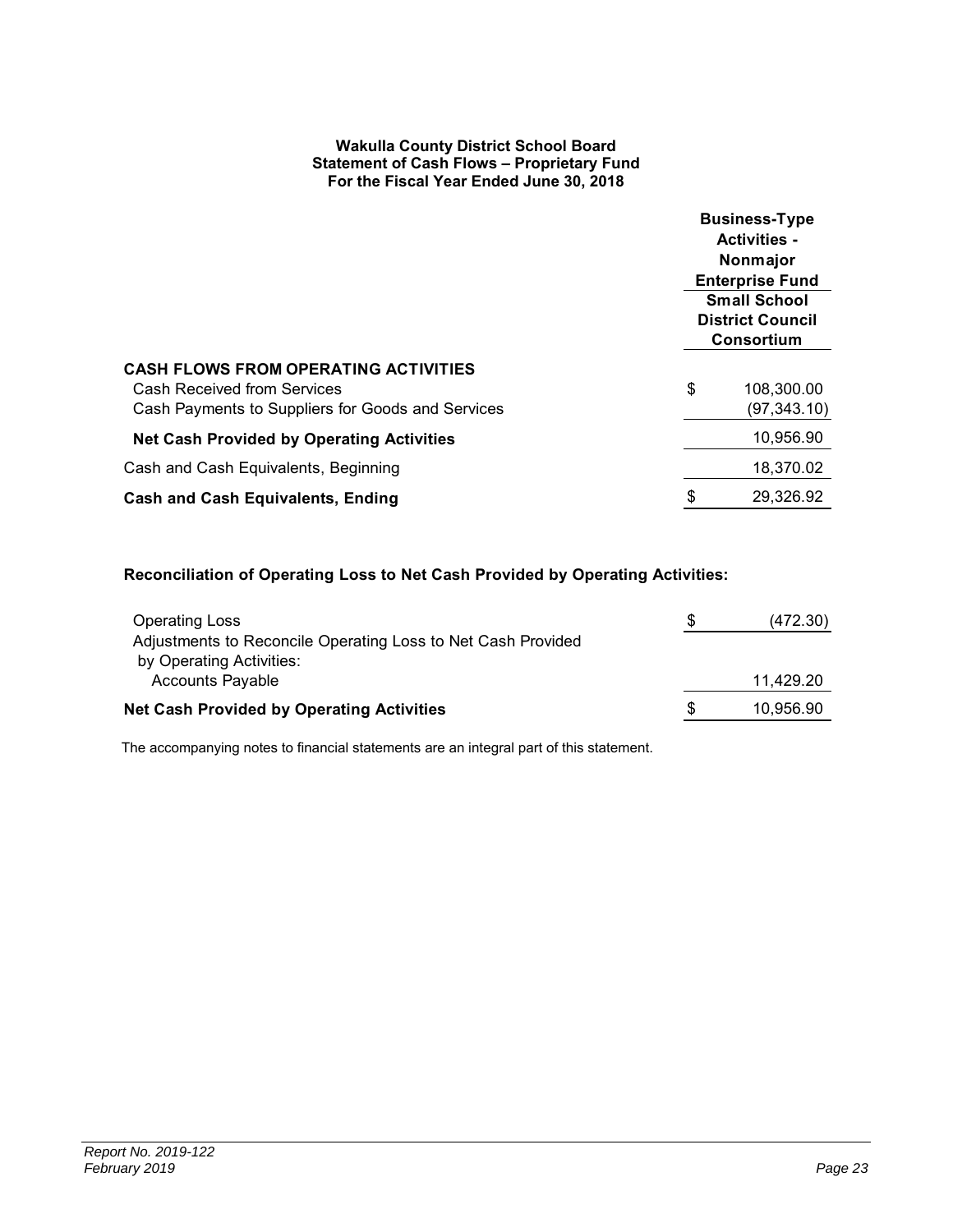**Wakulla County District School Board**
**Statement of Cash Flows – Proprietary Fund**
**For the Fiscal Year Ended June 30, 2018**

| | Business-Type Activities - Nonmajor Enterprise Fund |
|---|---|
| | **Small School District Council Consortium** |
| **CASH FLOWS FROM OPERATING ACTIVITIES** | |
| Cash Received from Services | $ 108,300.00 |
| Cash Payments to Suppliers for Goods and Services | (97,343.10) |
| **Net Cash Provided by Operating Activities** | 10,956.90 |
| Cash and Cash Equivalents, Beginning | 18,370.02 |
| **Cash and Cash Equivalents, Ending** | $ 29,326.92 |

**Reconciliation of Operating Loss to Net Cash Provided by Operating Activities:**

| | |
|---|---|
| Operating Loss | $ (472.30) |
| Adjustments to Reconcile Operating Loss to Net Cash Provided by Operating Activities: | |
| Accounts Payable | 11,429.20 |
| **Net Cash Provided by Operating Activities** | $ 10,956.90 |

The accompanying notes to financial statements are an integral part of this statement.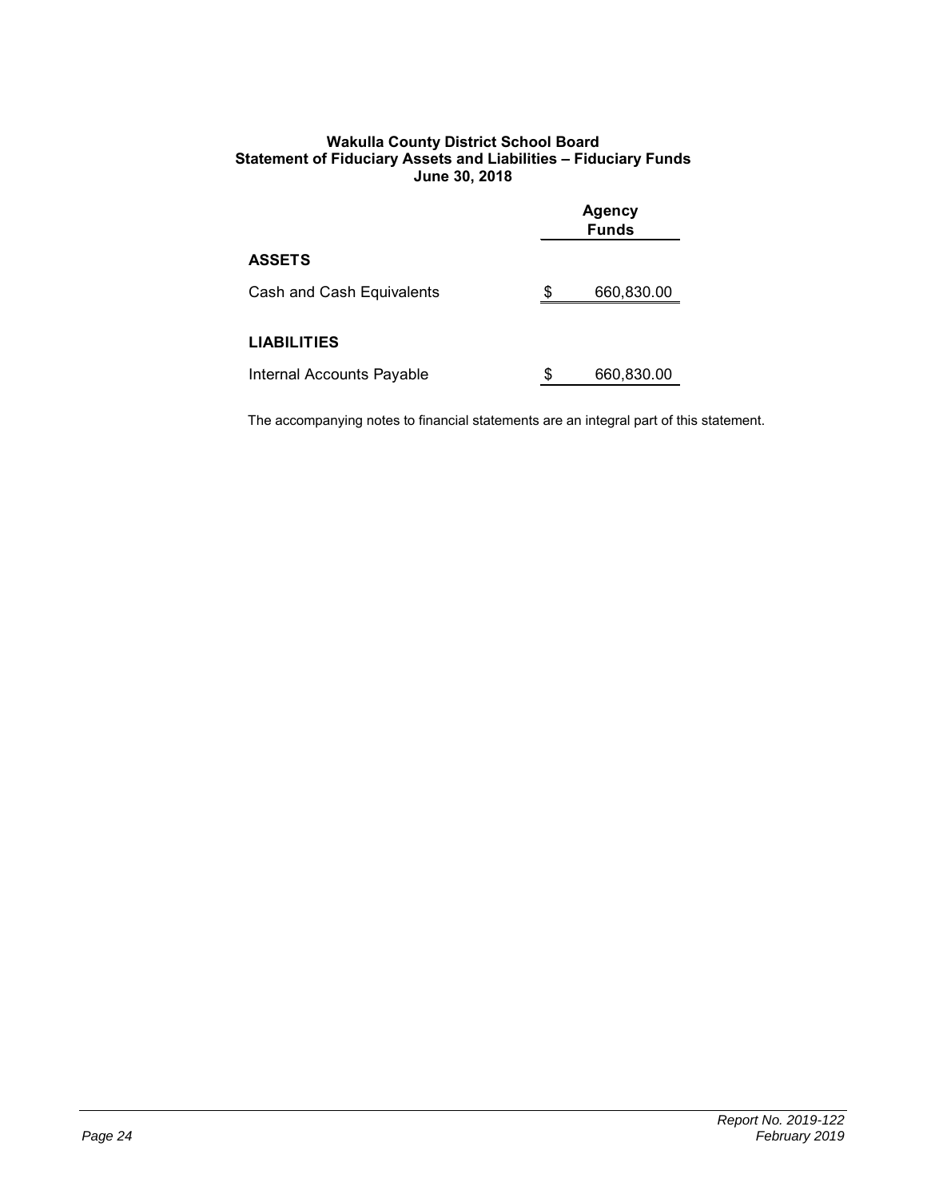**Wakulla County District School Board**
**Statement of Fiduciary Assets and Liabilities – Fiduciary Funds**
**June 30, 2018**

| | Agency Funds |
|---|---|
| **ASSETS** | |
| Cash and Cash Equivalents | $ 660,830.00 |
| **LIABILITIES** | |
| Internal Accounts Payable | $ 660,830.00 |

The accompanying notes to financial statements are an integral part of this statement.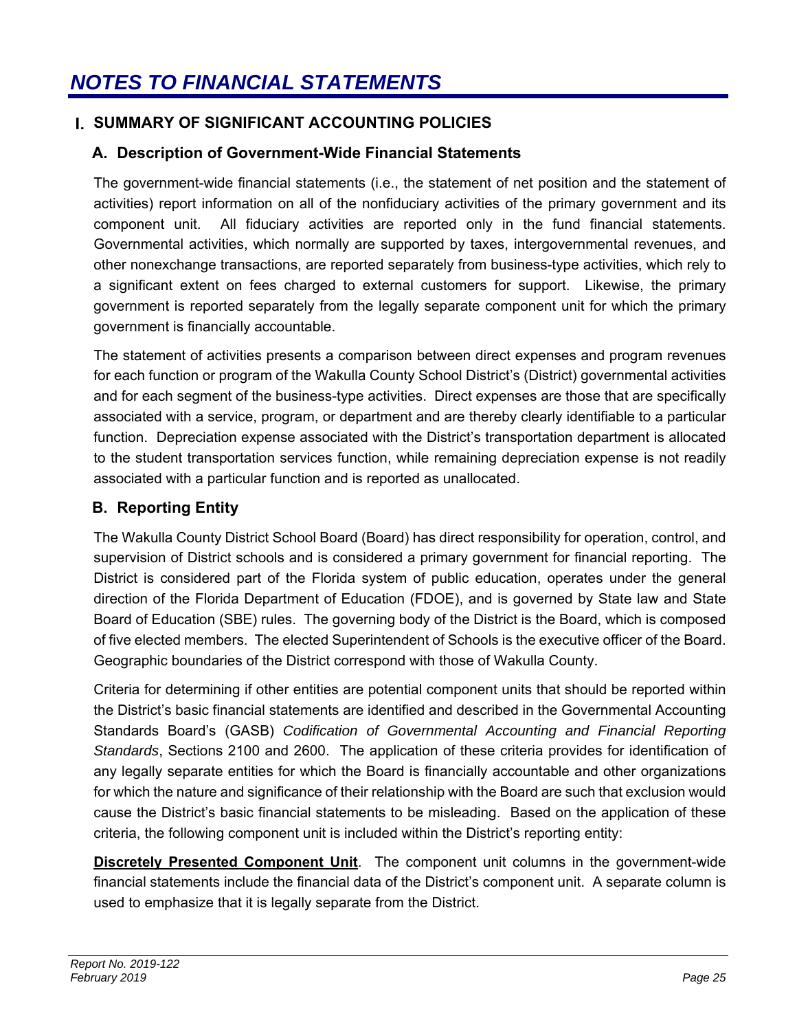# NOTES TO FINANCIAL STATEMENTS

## I. SUMMARY OF SIGNIFICANT ACCOUNTING POLICIES

### A. Description of Government-Wide Financial Statements

The government-wide financial statements (i.e., the statement of net position and the statement of activities) report information on all of the nonfiduciary activities of the primary government and its component unit. All fiduciary activities are reported only in the fund financial statements. Governmental activities, which normally are supported by taxes, intergovernmental revenues, and other nonexchange transactions, are reported separately from business-type activities, which rely to a significant extent on fees charged to external customers for support. Likewise, the primary government is reported separately from the legally separate component unit for which the primary government is financially accountable.

The statement of activities presents a comparison between direct expenses and program revenues for each function or program of the Wakulla County School District's (District) governmental activities and for each segment of the business-type activities. Direct expenses are those that are specifically associated with a service, program, or department and are thereby clearly identifiable to a particular function. Depreciation expense associated with the District's transportation department is allocated to the student transportation services function, while remaining depreciation expense is not readily associated with a particular function and is reported as unallocated.

### B. Reporting Entity

The Wakulla County District School Board (Board) has direct responsibility for operation, control, and supervision of District schools and is considered a primary government for financial reporting. The District is considered part of the Florida system of public education, operates under the general direction of the Florida Department of Education (FDOE), and is governed by State law and State Board of Education (SBE) rules. The governing body of the District is the Board, which is composed of five elected members. The elected Superintendent of Schools is the executive officer of the Board. Geographic boundaries of the District correspond with those of Wakulla County.

Criteria for determining if other entities are potential component units that should be reported within the District's basic financial statements are identified and described in the Governmental Accounting Standards Board's (GASB) *Codification of Governmental Accounting and Financial Reporting Standards*, Sections 2100 and 2600. The application of these criteria provides for identification of any legally separate entities for which the Board is financially accountable and other organizations for which the nature and significance of their relationship with the Board are such that exclusion would cause the District's basic financial statements to be misleading. Based on the application of these criteria, the following component unit is included within the District's reporting entity:

**Discretely Presented Component Unit**. The component unit columns in the government-wide financial statements include the financial data of the District's component unit. A separate column is used to emphasize that it is legally separate from the District.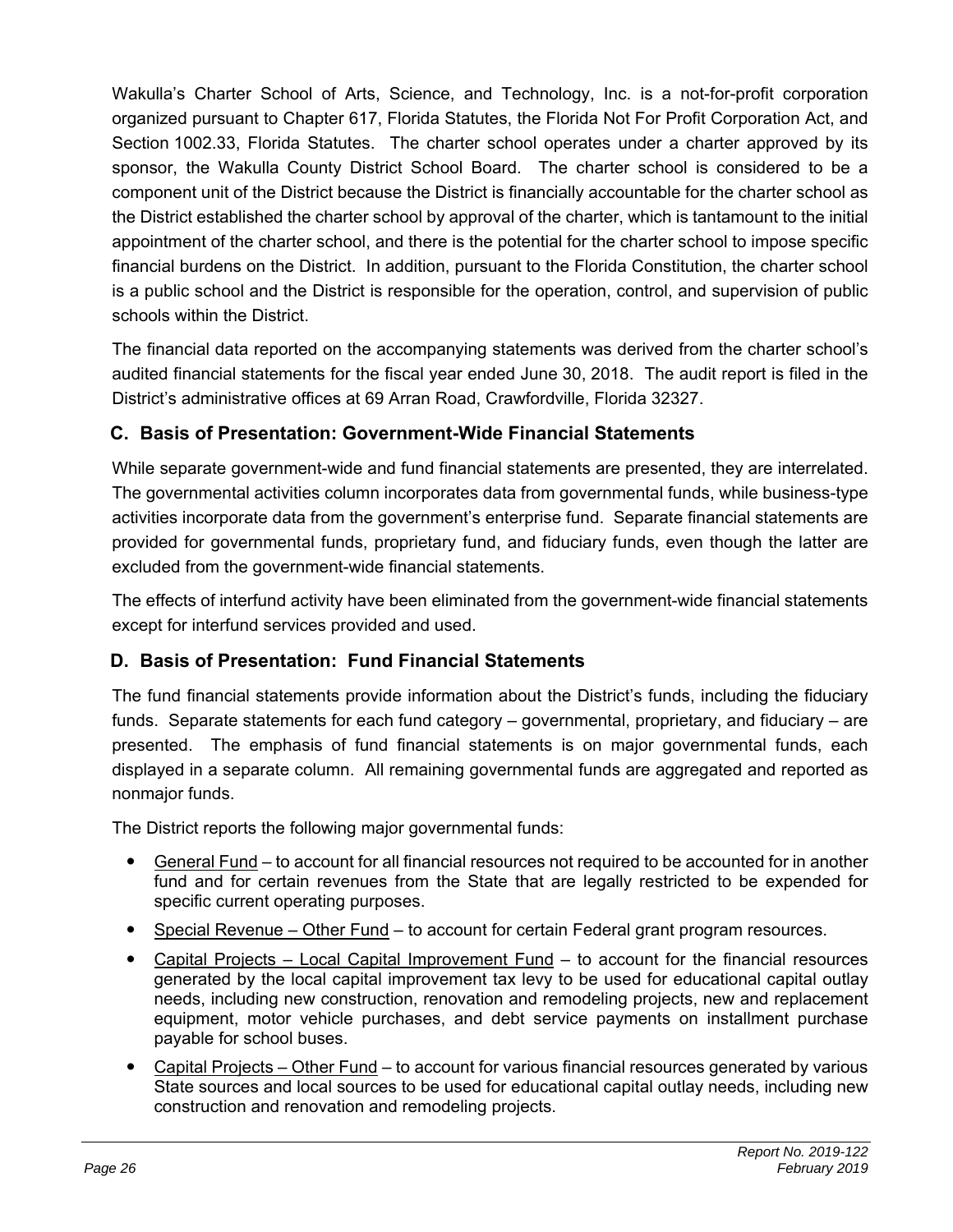Wakulla's Charter School of Arts, Science, and Technology, Inc. is a not-for-profit corporation organized pursuant to Chapter 617, Florida Statutes, the Florida Not For Profit Corporation Act, and Section 1002.33, Florida Statutes. The charter school operates under a charter approved by its sponsor, the Wakulla County District School Board. The charter school is considered to be a component unit of the District because the District is financially accountable for the charter school as the District established the charter school by approval of the charter, which is tantamount to the initial appointment of the charter school, and there is the potential for the charter school to impose specific financial burdens on the District. In addition, pursuant to the Florida Constitution, the charter school is a public school and the District is responsible for the operation, control, and supervision of public schools within the District.

The financial data reported on the accompanying statements was derived from the charter school's audited financial statements for the fiscal year ended June 30, 2018. The audit report is filed in the District's administrative offices at 69 Arran Road, Crawfordville, Florida 32327.

## C. Basis of Presentation: Government-Wide Financial Statements

While separate government-wide and fund financial statements are presented, they are interrelated. The governmental activities column incorporates data from governmental funds, while business-type activities incorporate data from the government's enterprise fund. Separate financial statements are provided for governmental funds, proprietary fund, and fiduciary funds, even though the latter are excluded from the government-wide financial statements.

The effects of interfund activity have been eliminated from the government-wide financial statements except for interfund services provided and used.

## D. Basis of Presentation: Fund Financial Statements

The fund financial statements provide information about the District's funds, including the fiduciary funds. Separate statements for each fund category – governmental, proprietary, and fiduciary – are presented. The emphasis of fund financial statements is on major governmental funds, each displayed in a separate column. All remaining governmental funds are aggregated and reported as nonmajor funds.

The District reports the following major governmental funds:

- General Fund – to account for all financial resources not required to be accounted for in another fund and for certain revenues from the State that are legally restricted to be expended for specific current operating purposes.
- Special Revenue – Other Fund – to account for certain Federal grant program resources.
- Capital Projects – Local Capital Improvement Fund – to account for the financial resources generated by the local capital improvement tax levy to be used for educational capital outlay needs, including new construction, renovation and remodeling projects, new and replacement equipment, motor vehicle purchases, and debt service payments on installment purchase payable for school buses.
- Capital Projects – Other Fund – to account for various financial resources generated by various State sources and local sources to be used for educational capital outlay needs, including new construction and renovation and remodeling projects.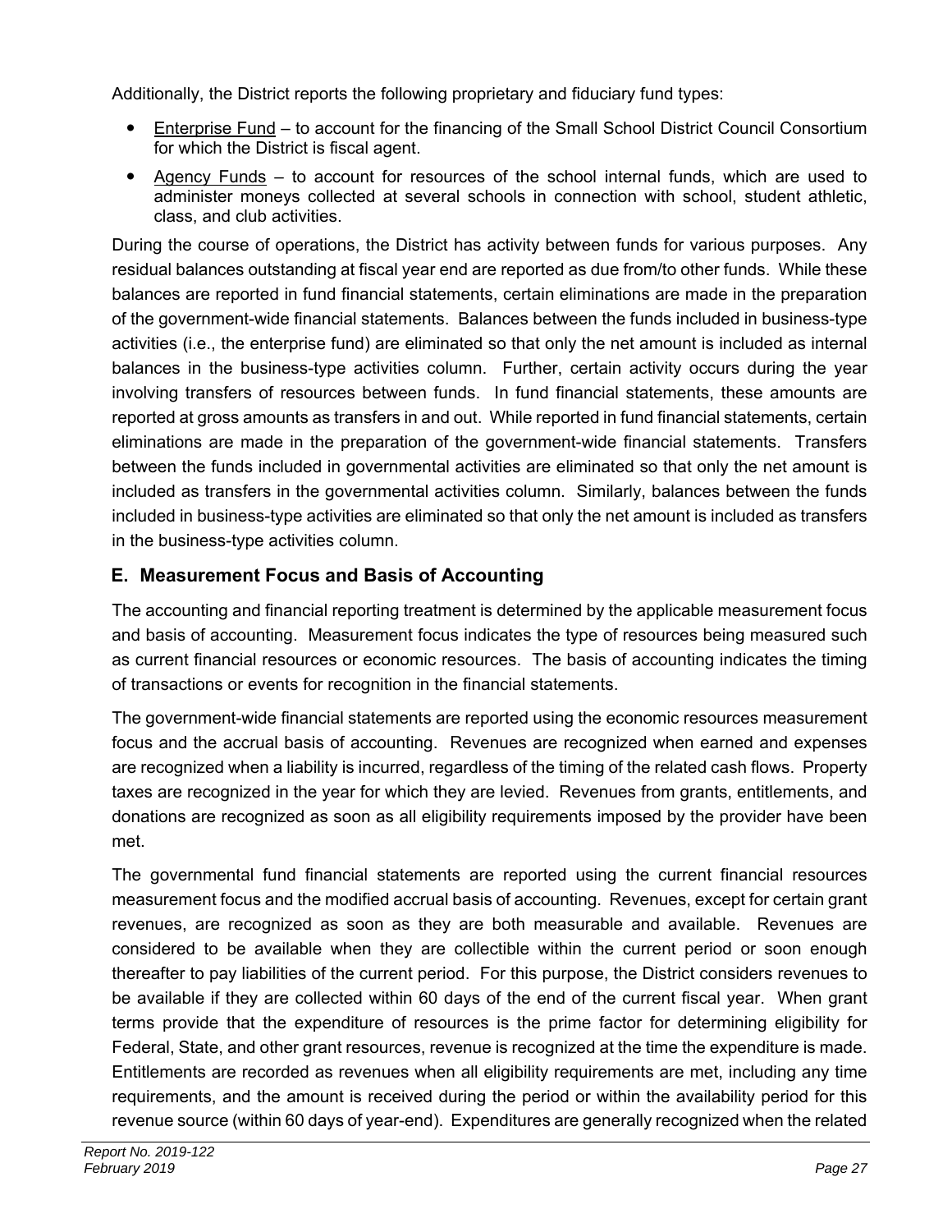Additionally, the District reports the following proprietary and fiduciary fund types:

- Enterprise Fund – to account for the financing of the Small School District Council Consortium for which the District is fiscal agent.
- Agency Funds – to account for resources of the school internal funds, which are used to administer moneys collected at several schools in connection with school, student athletic, class, and club activities.

During the course of operations, the District has activity between funds for various purposes. Any residual balances outstanding at fiscal year end are reported as due from/to other funds. While these balances are reported in fund financial statements, certain eliminations are made in the preparation of the government-wide financial statements. Balances between the funds included in business-type activities (i.e., the enterprise fund) are eliminated so that only the net amount is included as internal balances in the business-type activities column. Further, certain activity occurs during the year involving transfers of resources between funds. In fund financial statements, these amounts are reported at gross amounts as transfers in and out. While reported in fund financial statements, certain eliminations are made in the preparation of the government-wide financial statements. Transfers between the funds included in governmental activities are eliminated so that only the net amount is included as transfers in the governmental activities column. Similarly, balances between the funds included in business-type activities are eliminated so that only the net amount is included as transfers in the business-type activities column.

## E. Measurement Focus and Basis of Accounting

The accounting and financial reporting treatment is determined by the applicable measurement focus and basis of accounting. Measurement focus indicates the type of resources being measured such as current financial resources or economic resources. The basis of accounting indicates the timing of transactions or events for recognition in the financial statements.

The government-wide financial statements are reported using the economic resources measurement focus and the accrual basis of accounting. Revenues are recognized when earned and expenses are recognized when a liability is incurred, regardless of the timing of the related cash flows. Property taxes are recognized in the year for which they are levied. Revenues from grants, entitlements, and donations are recognized as soon as all eligibility requirements imposed by the provider have been met.

The governmental fund financial statements are reported using the current financial resources measurement focus and the modified accrual basis of accounting. Revenues, except for certain grant revenues, are recognized as soon as they are both measurable and available. Revenues are considered to be available when they are collectible within the current period or soon enough thereafter to pay liabilities of the current period. For this purpose, the District considers revenues to be available if they are collected within 60 days of the end of the current fiscal year. When grant terms provide that the expenditure of resources is the prime factor for determining eligibility for Federal, State, and other grant resources, revenue is recognized at the time the expenditure is made. Entitlements are recorded as revenues when all eligibility requirements are met, including any time requirements, and the amount is received during the period or within the availability period for this revenue source (within 60 days of year-end). Expenditures are generally recognized when the related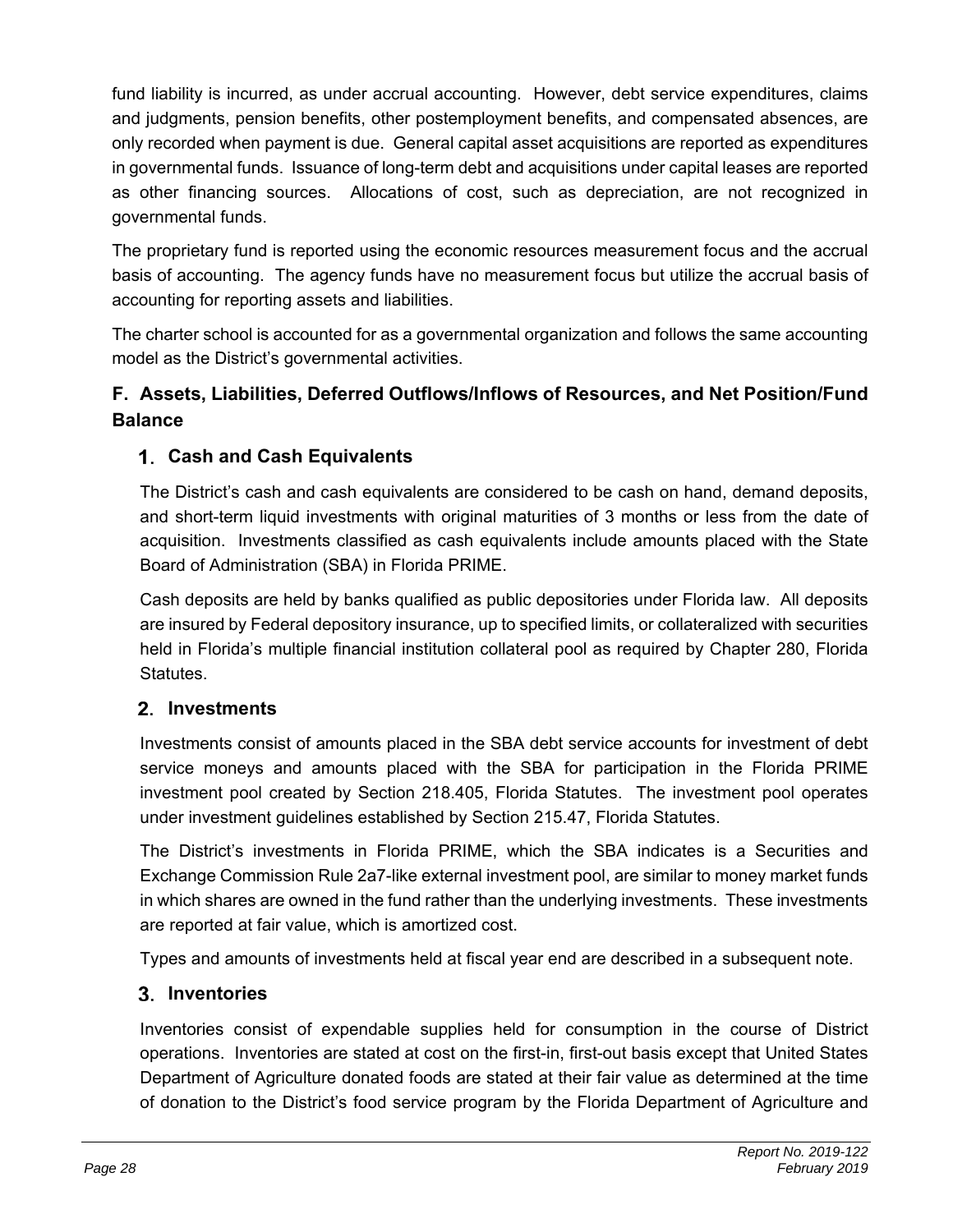fund liability is incurred, as under accrual accounting. However, debt service expenditures, claims and judgments, pension benefits, other postemployment benefits, and compensated absences, are only recorded when payment is due. General capital asset acquisitions are reported as expenditures in governmental funds. Issuance of long-term debt and acquisitions under capital leases are reported as other financing sources. Allocations of cost, such as depreciation, are not recognized in governmental funds.

The proprietary fund is reported using the economic resources measurement focus and the accrual basis of accounting. The agency funds have no measurement focus but utilize the accrual basis of accounting for reporting assets and liabilities.

The charter school is accounted for as a governmental organization and follows the same accounting model as the District's governmental activities.

## F. Assets, Liabilities, Deferred Outflows/Inflows of Resources, and Net Position/Fund Balance

### 1. Cash and Cash Equivalents

The District's cash and cash equivalents are considered to be cash on hand, demand deposits, and short-term liquid investments with original maturities of 3 months or less from the date of acquisition. Investments classified as cash equivalents include amounts placed with the State Board of Administration (SBA) in Florida PRIME.

Cash deposits are held by banks qualified as public depositories under Florida law. All deposits are insured by Federal depository insurance, up to specified limits, or collateralized with securities held in Florida's multiple financial institution collateral pool as required by Chapter 280, Florida Statutes.

### 2. Investments

Investments consist of amounts placed in the SBA debt service accounts for investment of debt service moneys and amounts placed with the SBA for participation in the Florida PRIME investment pool created by Section 218.405, Florida Statutes. The investment pool operates under investment guidelines established by Section 215.47, Florida Statutes.

The District's investments in Florida PRIME, which the SBA indicates is a Securities and Exchange Commission Rule 2a7-like external investment pool, are similar to money market funds in which shares are owned in the fund rather than the underlying investments. These investments are reported at fair value, which is amortized cost.

Types and amounts of investments held at fiscal year end are described in a subsequent note.

### 3. Inventories

Inventories consist of expendable supplies held for consumption in the course of District operations. Inventories are stated at cost on the first-in, first-out basis except that United States Department of Agriculture donated foods are stated at their fair value as determined at the time of donation to the District's food service program by the Florida Department of Agriculture and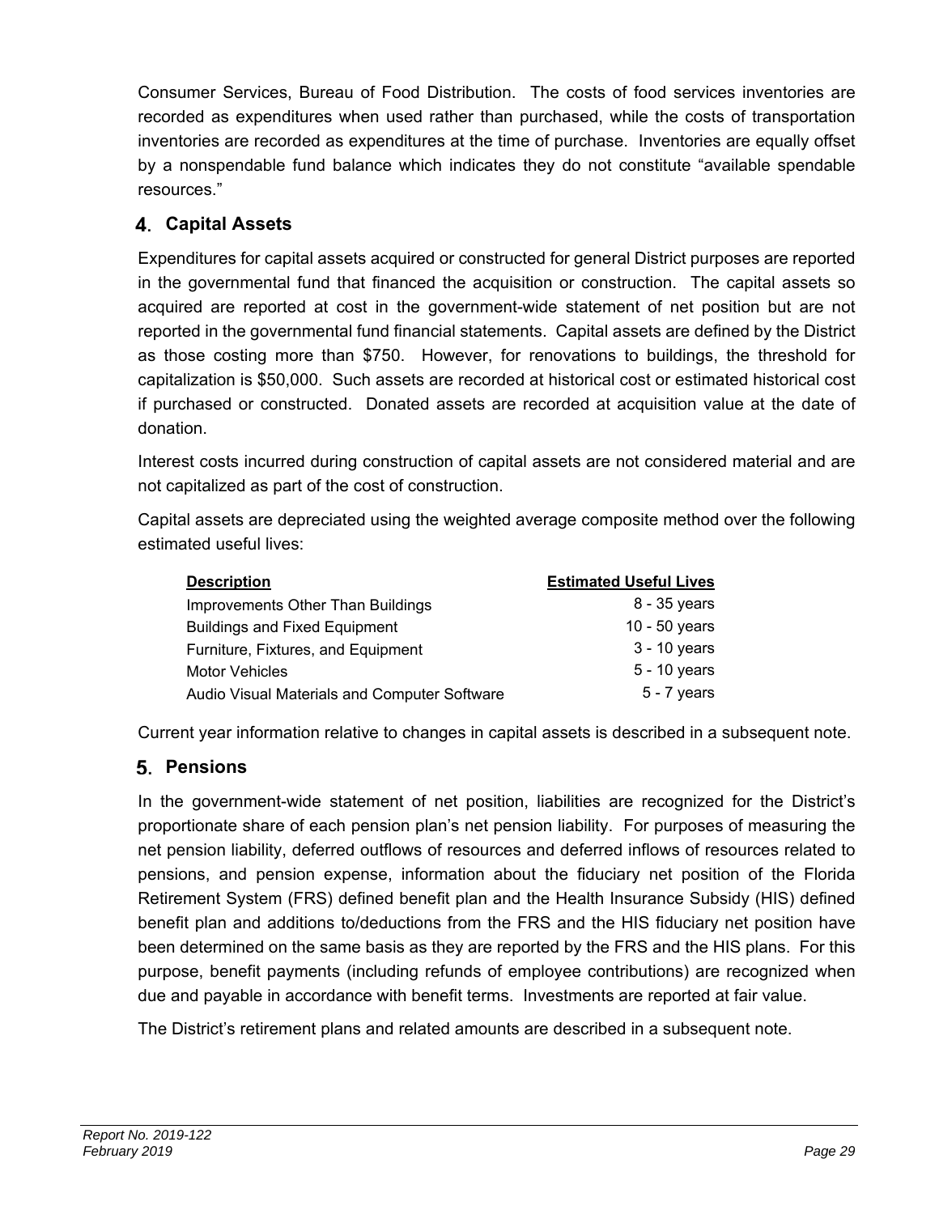Consumer Services, Bureau of Food Distribution. The costs of food services inventories are recorded as expenditures when used rather than purchased, while the costs of transportation inventories are recorded as expenditures at the time of purchase. Inventories are equally offset by a nonspendable fund balance which indicates they do not constitute "available spendable resources."

### 4. Capital Assets

Expenditures for capital assets acquired or constructed for general District purposes are reported in the governmental fund that financed the acquisition or construction. The capital assets so acquired are reported at cost in the government-wide statement of net position but are not reported in the governmental fund financial statements. Capital assets are defined by the District as those costing more than $750. However, for renovations to buildings, the threshold for capitalization is $50,000. Such assets are recorded at historical cost or estimated historical cost if purchased or constructed. Donated assets are recorded at acquisition value at the date of donation.

Interest costs incurred during construction of capital assets are not considered material and are not capitalized as part of the cost of construction.

Capital assets are depreciated using the weighted average composite method over the following estimated useful lives:

| Description | Estimated Useful Lives |
|---|---|
| Improvements Other Than Buildings | 8 - 35 years |
| Buildings and Fixed Equipment | 10 - 50 years |
| Furniture, Fixtures, and Equipment | 3 - 10 years |
| Motor Vehicles | 5 - 10 years |
| Audio Visual Materials and Computer Software | 5 - 7 years |

Current year information relative to changes in capital assets is described in a subsequent note.

### 5. Pensions

In the government-wide statement of net position, liabilities are recognized for the District's proportionate share of each pension plan's net pension liability. For purposes of measuring the net pension liability, deferred outflows of resources and deferred inflows of resources related to pensions, and pension expense, information about the fiduciary net position of the Florida Retirement System (FRS) defined benefit plan and the Health Insurance Subsidy (HIS) defined benefit plan and additions to/deductions from the FRS and the HIS fiduciary net position have been determined on the same basis as they are reported by the FRS and the HIS plans. For this purpose, benefit payments (including refunds of employee contributions) are recognized when due and payable in accordance with benefit terms. Investments are reported at fair value.

The District's retirement plans and related amounts are described in a subsequent note.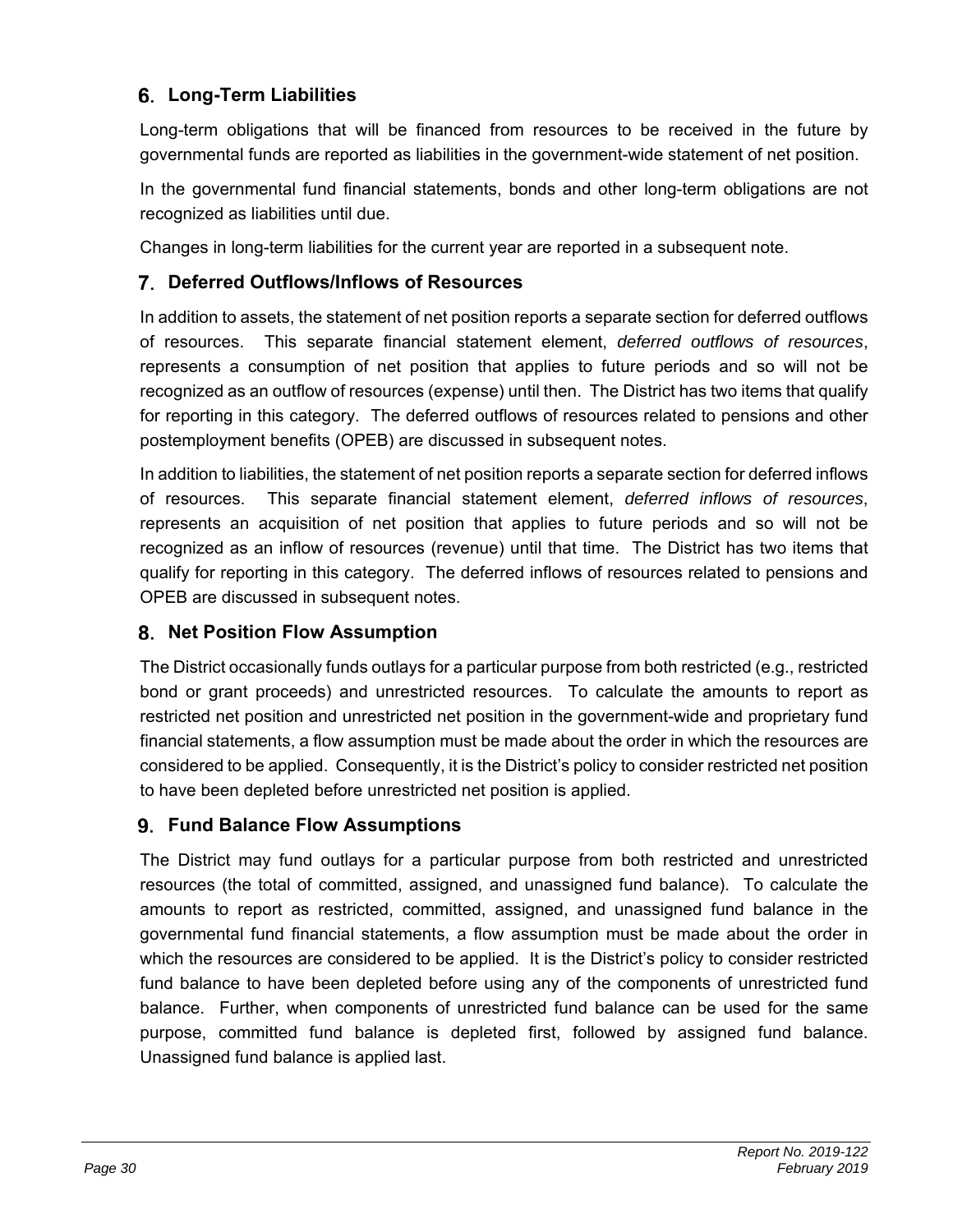### 6. Long-Term Liabilities

Long-term obligations that will be financed from resources to be received in the future by governmental funds are reported as liabilities in the government-wide statement of net position.

In the governmental fund financial statements, bonds and other long-term obligations are not recognized as liabilities until due.

Changes in long-term liabilities for the current year are reported in a subsequent note.

### 7. Deferred Outflows/Inflows of Resources

In addition to assets, the statement of net position reports a separate section for deferred outflows of resources. This separate financial statement element, *deferred outflows of resources*, represents a consumption of net position that applies to future periods and so will not be recognized as an outflow of resources (expense) until then. The District has two items that qualify for reporting in this category. The deferred outflows of resources related to pensions and other postemployment benefits (OPEB) are discussed in subsequent notes.

In addition to liabilities, the statement of net position reports a separate section for deferred inflows of resources. This separate financial statement element, *deferred inflows of resources*, represents an acquisition of net position that applies to future periods and so will not be recognized as an inflow of resources (revenue) until that time. The District has two items that qualify for reporting in this category. The deferred inflows of resources related to pensions and OPEB are discussed in subsequent notes.

### 8. Net Position Flow Assumption

The District occasionally funds outlays for a particular purpose from both restricted (e.g., restricted bond or grant proceeds) and unrestricted resources. To calculate the amounts to report as restricted net position and unrestricted net position in the government-wide and proprietary fund financial statements, a flow assumption must be made about the order in which the resources are considered to be applied. Consequently, it is the District's policy to consider restricted net position to have been depleted before unrestricted net position is applied.

### 9. Fund Balance Flow Assumptions

The District may fund outlays for a particular purpose from both restricted and unrestricted resources (the total of committed, assigned, and unassigned fund balance). To calculate the amounts to report as restricted, committed, assigned, and unassigned fund balance in the governmental fund financial statements, a flow assumption must be made about the order in which the resources are considered to be applied. It is the District's policy to consider restricted fund balance to have been depleted before using any of the components of unrestricted fund balance. Further, when components of unrestricted fund balance can be used for the same purpose, committed fund balance is depleted first, followed by assigned fund balance. Unassigned fund balance is applied last.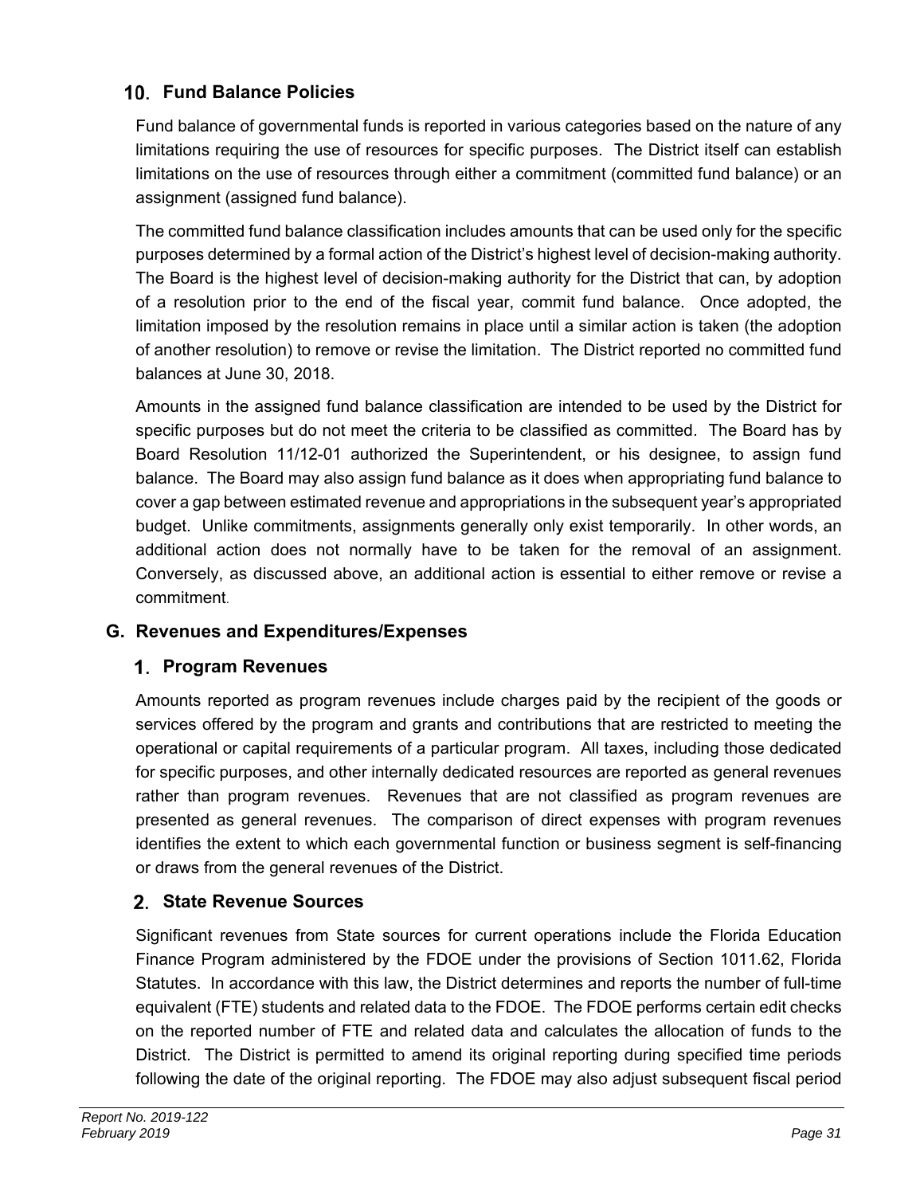### 10. Fund Balance Policies

Fund balance of governmental funds is reported in various categories based on the nature of any limitations requiring the use of resources for specific purposes. The District itself can establish limitations on the use of resources through either a commitment (committed fund balance) or an assignment (assigned fund balance).

The committed fund balance classification includes amounts that can be used only for the specific purposes determined by a formal action of the District's highest level of decision-making authority. The Board is the highest level of decision-making authority for the District that can, by adoption of a resolution prior to the end of the fiscal year, commit fund balance. Once adopted, the limitation imposed by the resolution remains in place until a similar action is taken (the adoption of another resolution) to remove or revise the limitation. The District reported no committed fund balances at June 30, 2018.

Amounts in the assigned fund balance classification are intended to be used by the District for specific purposes but do not meet the criteria to be classified as committed. The Board has by Board Resolution 11/12-01 authorized the Superintendent, or his designee, to assign fund balance. The Board may also assign fund balance as it does when appropriating fund balance to cover a gap between estimated revenue and appropriations in the subsequent year's appropriated budget. Unlike commitments, assignments generally only exist temporarily. In other words, an additional action does not normally have to be taken for the removal of an assignment. Conversely, as discussed above, an additional action is essential to either remove or revise a commitment.

## G. Revenues and Expenditures/Expenses

### 1. Program Revenues

Amounts reported as program revenues include charges paid by the recipient of the goods or services offered by the program and grants and contributions that are restricted to meeting the operational or capital requirements of a particular program. All taxes, including those dedicated for specific purposes, and other internally dedicated resources are reported as general revenues rather than program revenues. Revenues that are not classified as program revenues are presented as general revenues. The comparison of direct expenses with program revenues identifies the extent to which each governmental function or business segment is self-financing or draws from the general revenues of the District.

### 2. State Revenue Sources

Significant revenues from State sources for current operations include the Florida Education Finance Program administered by the FDOE under the provisions of Section 1011.62, Florida Statutes. In accordance with this law, the District determines and reports the number of full-time equivalent (FTE) students and related data to the FDOE. The FDOE performs certain edit checks on the reported number of FTE and related data and calculates the allocation of funds to the District. The District is permitted to amend its original reporting during specified time periods following the date of the original reporting. The FDOE may also adjust subsequent fiscal period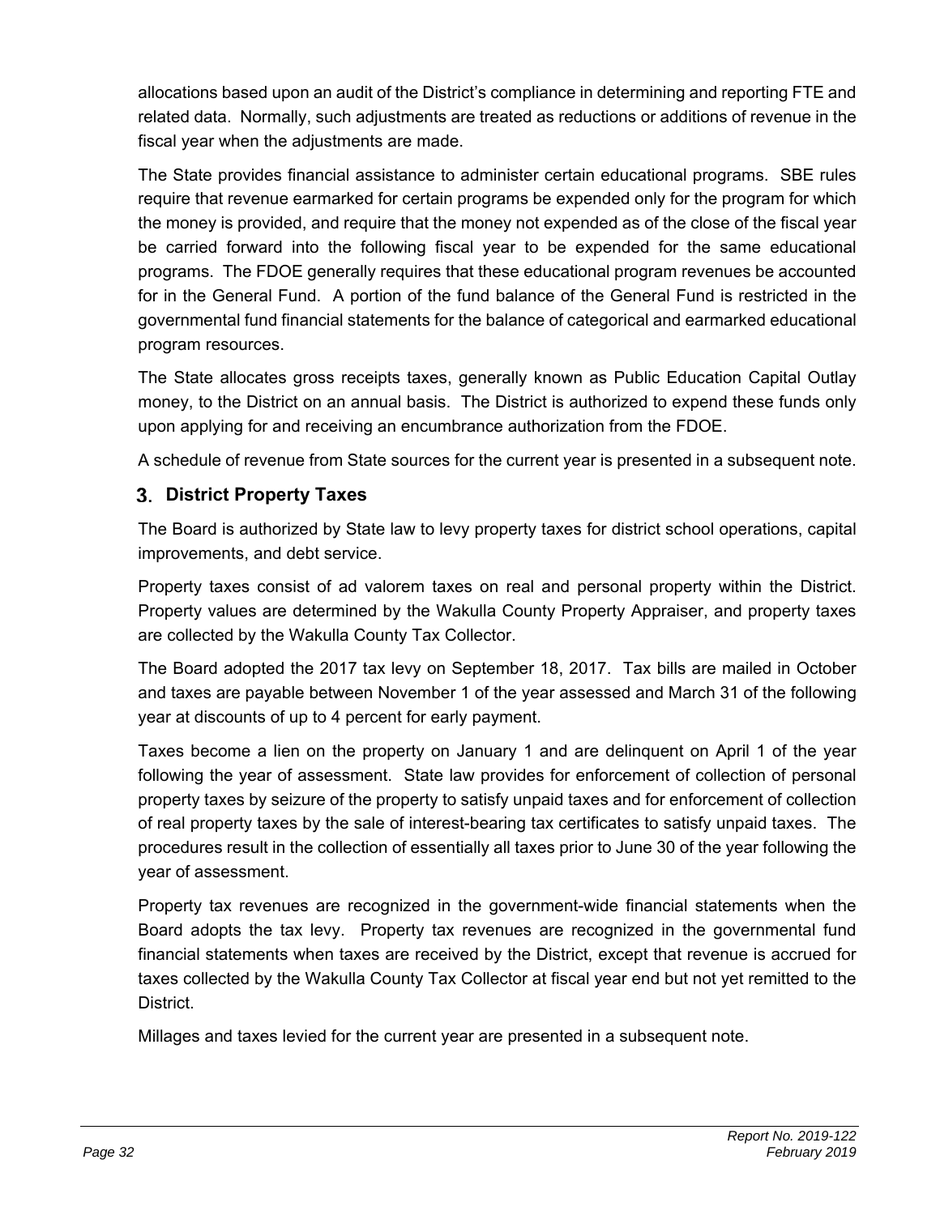allocations based upon an audit of the District's compliance in determining and reporting FTE and related data. Normally, such adjustments are treated as reductions or additions of revenue in the fiscal year when the adjustments are made.

The State provides financial assistance to administer certain educational programs. SBE rules require that revenue earmarked for certain programs be expended only for the program for which the money is provided, and require that the money not expended as of the close of the fiscal year be carried forward into the following fiscal year to be expended for the same educational programs. The FDOE generally requires that these educational program revenues be accounted for in the General Fund. A portion of the fund balance of the General Fund is restricted in the governmental fund financial statements for the balance of categorical and earmarked educational program resources.

The State allocates gross receipts taxes, generally known as Public Education Capital Outlay money, to the District on an annual basis. The District is authorized to expend these funds only upon applying for and receiving an encumbrance authorization from the FDOE.

A schedule of revenue from State sources for the current year is presented in a subsequent note.

### 3. District Property Taxes

The Board is authorized by State law to levy property taxes for district school operations, capital improvements, and debt service.

Property taxes consist of ad valorem taxes on real and personal property within the District. Property values are determined by the Wakulla County Property Appraiser, and property taxes are collected by the Wakulla County Tax Collector.

The Board adopted the 2017 tax levy on September 18, 2017. Tax bills are mailed in October and taxes are payable between November 1 of the year assessed and March 31 of the following year at discounts of up to 4 percent for early payment.

Taxes become a lien on the property on January 1 and are delinquent on April 1 of the year following the year of assessment. State law provides for enforcement of collection of personal property taxes by seizure of the property to satisfy unpaid taxes and for enforcement of collection of real property taxes by the sale of interest-bearing tax certificates to satisfy unpaid taxes. The procedures result in the collection of essentially all taxes prior to June 30 of the year following the year of assessment.

Property tax revenues are recognized in the government-wide financial statements when the Board adopts the tax levy. Property tax revenues are recognized in the governmental fund financial statements when taxes are received by the District, except that revenue is accrued for taxes collected by the Wakulla County Tax Collector at fiscal year end but not yet remitted to the District.

Millages and taxes levied for the current year are presented in a subsequent note.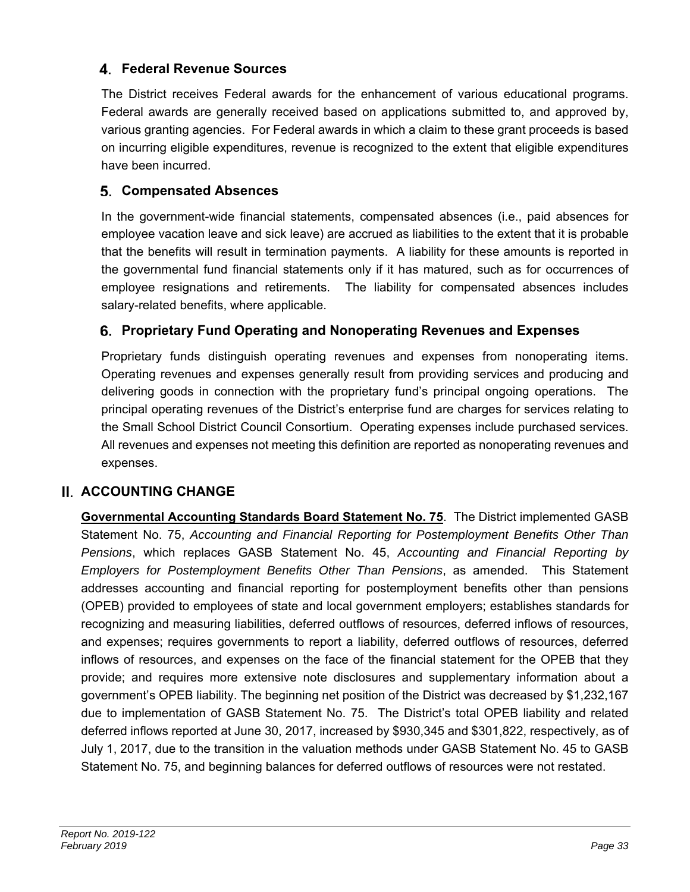### 4. Federal Revenue Sources

The District receives Federal awards for the enhancement of various educational programs. Federal awards are generally received based on applications submitted to, and approved by, various granting agencies. For Federal awards in which a claim to these grant proceeds is based on incurring eligible expenditures, revenue is recognized to the extent that eligible expenditures have been incurred.

### 5. Compensated Absences

In the government-wide financial statements, compensated absences (i.e., paid absences for employee vacation leave and sick leave) are accrued as liabilities to the extent that it is probable that the benefits will result in termination payments. A liability for these amounts is reported in the governmental fund financial statements only if it has matured, such as for occurrences of employee resignations and retirements. The liability for compensated absences includes salary-related benefits, where applicable.

### 6. Proprietary Fund Operating and Nonoperating Revenues and Expenses

Proprietary funds distinguish operating revenues and expenses from nonoperating items. Operating revenues and expenses generally result from providing services and producing and delivering goods in connection with the proprietary fund's principal ongoing operations. The principal operating revenues of the District's enterprise fund are charges for services relating to the Small School District Council Consortium. Operating expenses include purchased services. All revenues and expenses not meeting this definition are reported as nonoperating revenues and expenses.

## II. ACCOUNTING CHANGE

**Governmental Accounting Standards Board Statement No. 75**. The District implemented GASB Statement No. 75, *Accounting and Financial Reporting for Postemployment Benefits Other Than Pensions*, which replaces GASB Statement No. 45, *Accounting and Financial Reporting by Employers for Postemployment Benefits Other Than Pensions*, as amended. This Statement addresses accounting and financial reporting for postemployment benefits other than pensions (OPEB) provided to employees of state and local government employers; establishes standards for recognizing and measuring liabilities, deferred outflows of resources, deferred inflows of resources, and expenses; requires governments to report a liability, deferred outflows of resources, deferred inflows of resources, and expenses on the face of the financial statement for the OPEB that they provide; and requires more extensive note disclosures and supplementary information about a government's OPEB liability. The beginning net position of the District was decreased by $1,232,167 due to implementation of GASB Statement No. 75. The District's total OPEB liability and related deferred inflows reported at June 30, 2017, increased by $930,345 and $301,822, respectively, as of July 1, 2017, due to the transition in the valuation methods under GASB Statement No. 45 to GASB Statement No. 75, and beginning balances for deferred outflows of resources were not restated.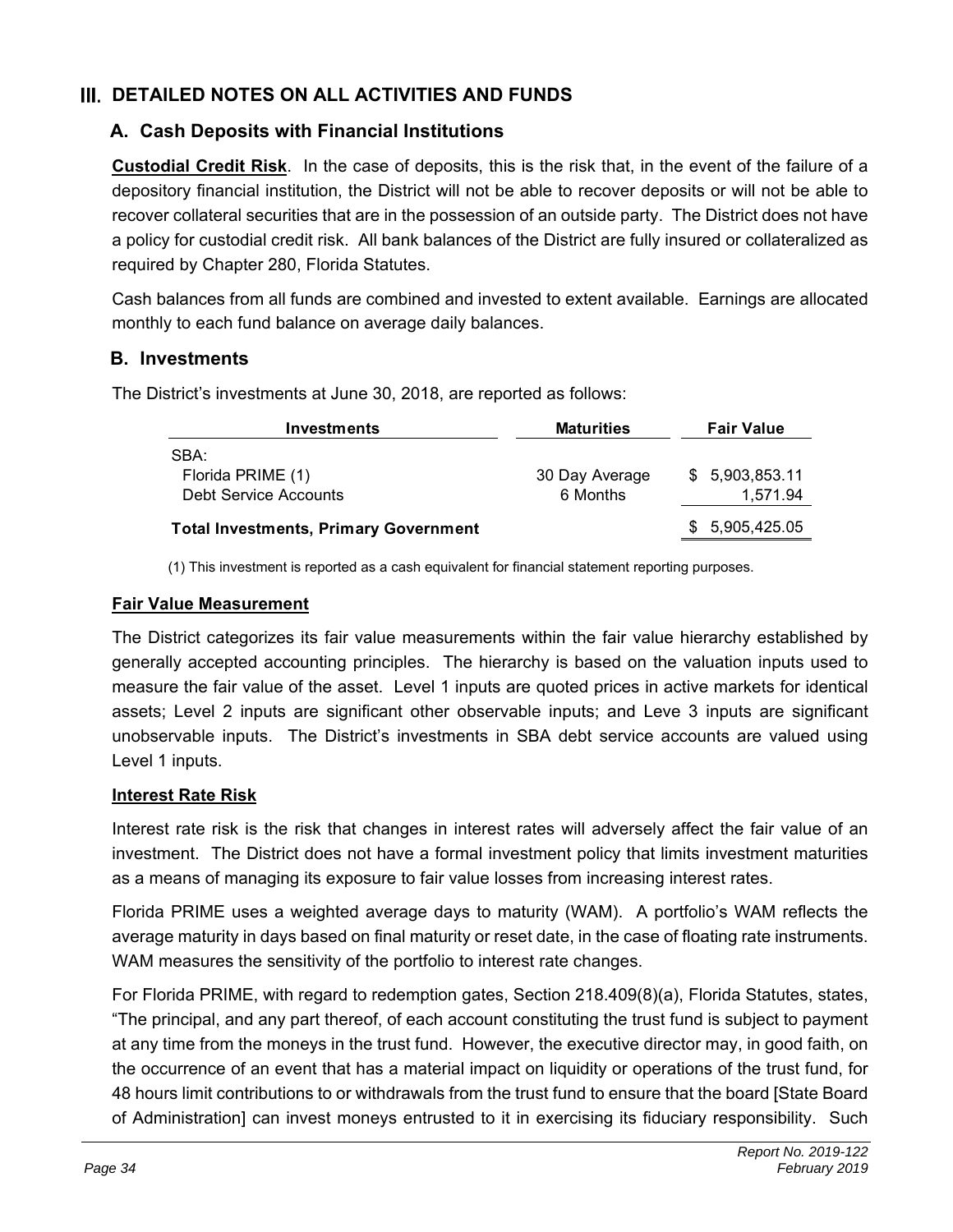# III. DETAILED NOTES ON ALL ACTIVITIES AND FUNDS

## A. Cash Deposits with Financial Institutions

**Custodial Credit Risk**. In the case of deposits, this is the risk that, in the event of the failure of a depository financial institution, the District will not be able to recover deposits or will not be able to recover collateral securities that are in the possession of an outside party. The District does not have a policy for custodial credit risk. All bank balances of the District are fully insured or collateralized as required by Chapter 280, Florida Statutes.

Cash balances from all funds are combined and invested to extent available. Earnings are allocated monthly to each fund balance on average daily balances.

## B. Investments

The District's investments at June 30, 2018, are reported as follows:

| Investments | Maturities | Fair Value |
|---|---|---|
| SBA: | | |
| Florida PRIME (1) | 30 Day Average | $ 5,903,853.11 |
| Debt Service Accounts | 6 Months | 1,571.94 |
| **Total Investments, Primary Government** | | $ 5,905,425.05 |

(1) This investment is reported as a cash equivalent for financial statement reporting purposes.

**Fair Value Measurement**

The District categorizes its fair value measurements within the fair value hierarchy established by generally accepted accounting principles. The hierarchy is based on the valuation inputs used to measure the fair value of the asset. Level 1 inputs are quoted prices in active markets for identical assets; Level 2 inputs are significant other observable inputs; and Leve 3 inputs are significant unobservable inputs. The District's investments in SBA debt service accounts are valued using Level 1 inputs.

**Interest Rate Risk**

Interest rate risk is the risk that changes in interest rates will adversely affect the fair value of an investment. The District does not have a formal investment policy that limits investment maturities as a means of managing its exposure to fair value losses from increasing interest rates.

Florida PRIME uses a weighted average days to maturity (WAM). A portfolio's WAM reflects the average maturity in days based on final maturity or reset date, in the case of floating rate instruments. WAM measures the sensitivity of the portfolio to interest rate changes.

For Florida PRIME, with regard to redemption gates, Section 218.409(8)(a), Florida Statutes, states, "The principal, and any part thereof, of each account constituting the trust fund is subject to payment at any time from the moneys in the trust fund. However, the executive director may, in good faith, on the occurrence of an event that has a material impact on liquidity or operations of the trust fund, for 48 hours limit contributions to or withdrawals from the trust fund to ensure that the board [State Board of Administration] can invest moneys entrusted to it in exercising its fiduciary responsibility. Such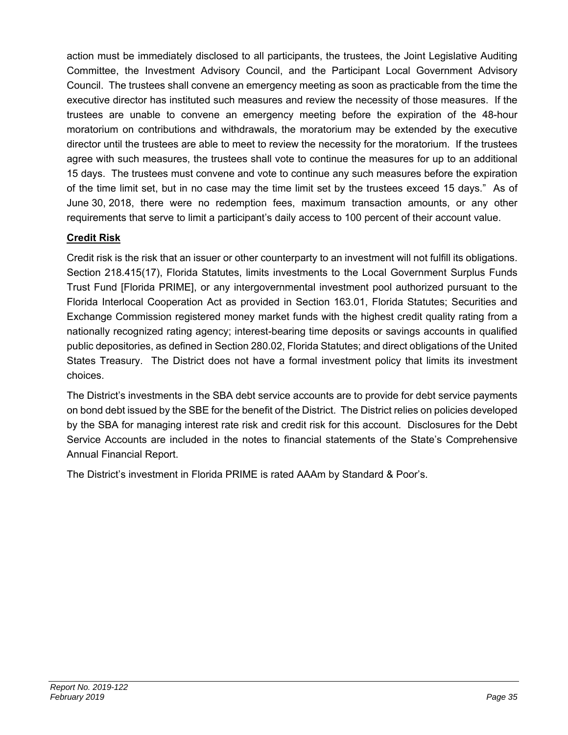action must be immediately disclosed to all participants, the trustees, the Joint Legislative Auditing Committee, the Investment Advisory Council, and the Participant Local Government Advisory Council. The trustees shall convene an emergency meeting as soon as practicable from the time the executive director has instituted such measures and review the necessity of those measures. If the trustees are unable to convene an emergency meeting before the expiration of the 48-hour moratorium on contributions and withdrawals, the moratorium may be extended by the executive director until the trustees are able to meet to review the necessity for the moratorium. If the trustees agree with such measures, the trustees shall vote to continue the measures for up to an additional 15 days. The trustees must convene and vote to continue any such measures before the expiration of the time limit set, but in no case may the time limit set by the trustees exceed 15 days." As of June 30, 2018, there were no redemption fees, maximum transaction amounts, or any other requirements that serve to limit a participant's daily access to 100 percent of their account value.

**Credit Risk**

Credit risk is the risk that an issuer or other counterparty to an investment will not fulfill its obligations. Section 218.415(17), Florida Statutes, limits investments to the Local Government Surplus Funds Trust Fund [Florida PRIME], or any intergovernmental investment pool authorized pursuant to the Florida Interlocal Cooperation Act as provided in Section 163.01, Florida Statutes; Securities and Exchange Commission registered money market funds with the highest credit quality rating from a nationally recognized rating agency; interest-bearing time deposits or savings accounts in qualified public depositories, as defined in Section 280.02, Florida Statutes; and direct obligations of the United States Treasury. The District does not have a formal investment policy that limits its investment choices.

The District's investments in the SBA debt service accounts are to provide for debt service payments on bond debt issued by the SBE for the benefit of the District. The District relies on policies developed by the SBA for managing interest rate risk and credit risk for this account. Disclosures for the Debt Service Accounts are included in the notes to financial statements of the State's Comprehensive Annual Financial Report.

The District's investment in Florida PRIME is rated AAAm by Standard & Poor's.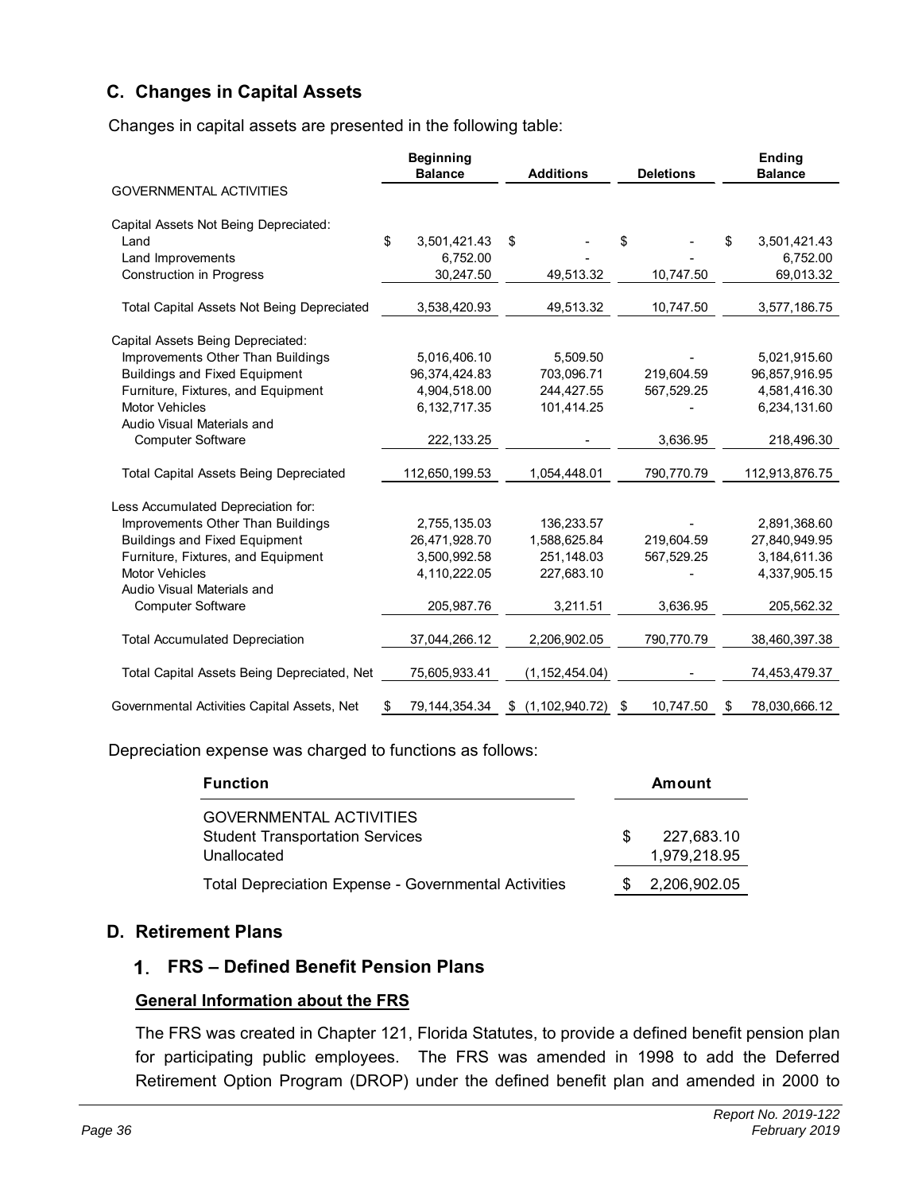## C. Changes in Capital Assets

Changes in capital assets are presented in the following table:

| | Beginning Balance | Additions | Deletions | Ending Balance |
|---|---|---|---|---|
| GOVERNMENTAL ACTIVITIES | | | | |
| Capital Assets Not Being Depreciated: | | | | |
| Land | $ 3,501,421.43 | $ - | $ - | $ 3,501,421.43 |
| Land Improvements | 6,752.00 | - | - | 6,752.00 |
| Construction in Progress | 30,247.50 | 49,513.32 | 10,747.50 | 69,013.32 |
| Total Capital Assets Not Being Depreciated | 3,538,420.93 | 49,513.32 | 10,747.50 | 3,577,186.75 |
| Capital Assets Being Depreciated: | | | | |
| Improvements Other Than Buildings | 5,016,406.10 | 5,509.50 | - | 5,021,915.60 |
| Buildings and Fixed Equipment | 96,374,424.83 | 703,096.71 | 219,604.59 | 96,857,916.95 |
| Furniture, Fixtures, and Equipment | 4,904,518.00 | 244,427.55 | 567,529.25 | 4,581,416.30 |
| Motor Vehicles | 6,132,717.35 | 101,414.25 | - | 6,234,131.60 |
| Audio Visual Materials and Computer Software | 222,133.25 | - | 3,636.95 | 218,496.30 |
| Total Capital Assets Being Depreciated | 112,650,199.53 | 1,054,448.01 | 790,770.79 | 112,913,876.75 |
| Less Accumulated Depreciation for: | | | | |
| Improvements Other Than Buildings | 2,755,135.03 | 136,233.57 | - | 2,891,368.60 |
| Buildings and Fixed Equipment | 26,471,928.70 | 1,588,625.84 | 219,604.59 | 27,840,949.95 |
| Furniture, Fixtures, and Equipment | 3,500,992.58 | 251,148.03 | 567,529.25 | 3,184,611.36 |
| Motor Vehicles | 4,110,222.05 | 227,683.10 | - | 4,337,905.15 |
| Audio Visual Materials and Computer Software | 205,987.76 | 3,211.51 | 3,636.95 | 205,562.32 |
| Total Accumulated Depreciation | 37,044,266.12 | 2,206,902.05 | 790,770.79 | 38,460,397.38 |
| Total Capital Assets Being Depreciated, Net | 75,605,933.41 | (1,152,454.04) | - | 74,453,479.37 |
| Governmental Activities Capital Assets, Net | $ 79,144,354.34 | $ (1,102,940.72) | $ 10,747.50 | $ 78,030,666.12 |

Depreciation expense was charged to functions as follows:

| Function | Amount |
|---|---|
| GOVERNMENTAL ACTIVITIES | |
| Student Transportation Services | $ 227,683.10 |
| Unallocated | 1,979,218.95 |
| Total Depreciation Expense - Governmental Activities | $ 2,206,902.05 |

## D. Retirement Plans

### 1. FRS – Defined Benefit Pension Plans

**General Information about the FRS**

The FRS was created in Chapter 121, Florida Statutes, to provide a defined benefit pension plan for participating public employees. The FRS was amended in 1998 to add the Deferred Retirement Option Program (DROP) under the defined benefit plan and amended in 2000 to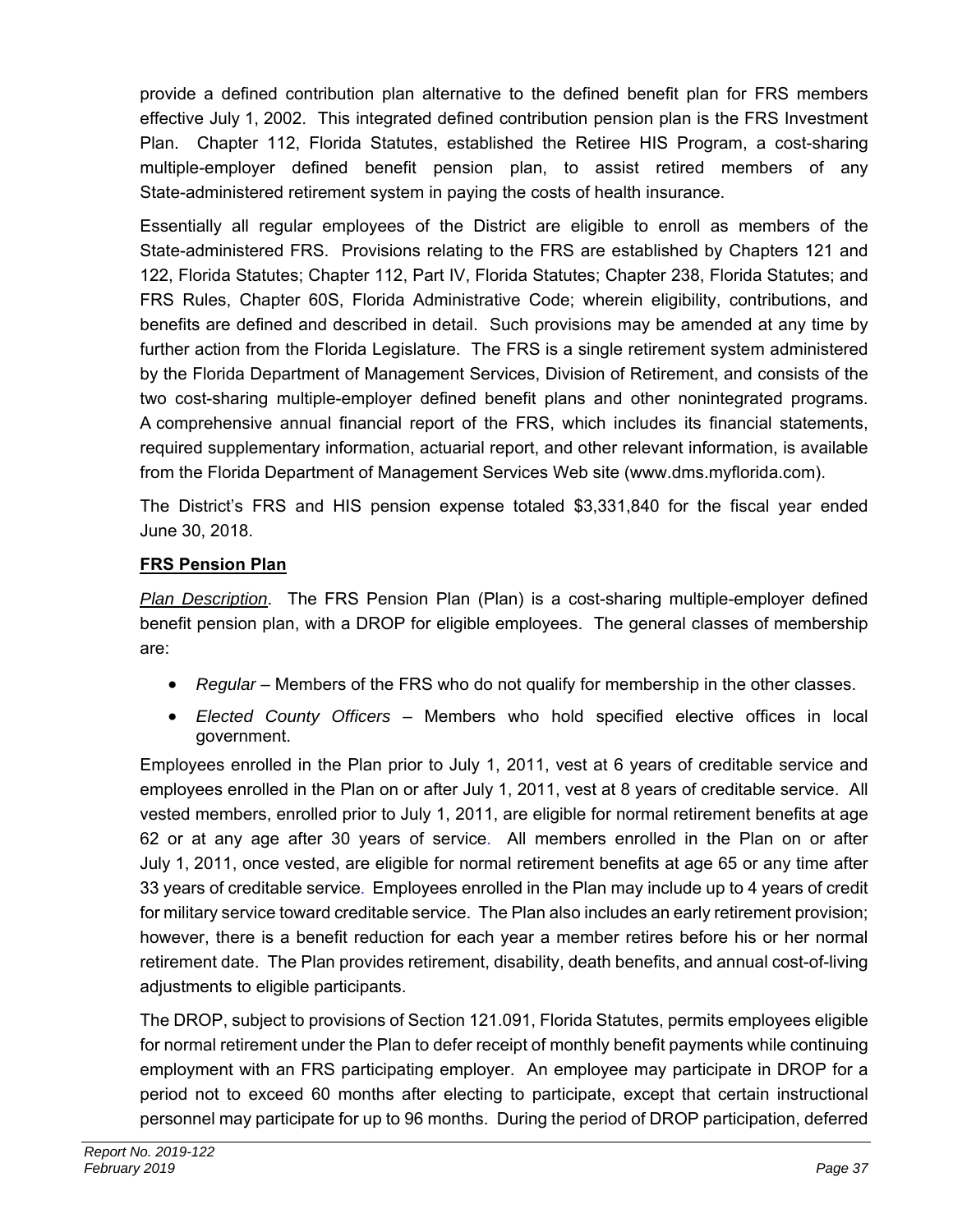provide a defined contribution plan alternative to the defined benefit plan for FRS members effective July 1, 2002. This integrated defined contribution pension plan is the FRS Investment Plan. Chapter 112, Florida Statutes, established the Retiree HIS Program, a cost-sharing multiple-employer defined benefit pension plan, to assist retired members of any State-administered retirement system in paying the costs of health insurance.

Essentially all regular employees of the District are eligible to enroll as members of the State-administered FRS. Provisions relating to the FRS are established by Chapters 121 and 122, Florida Statutes; Chapter 112, Part IV, Florida Statutes; Chapter 238, Florida Statutes; and FRS Rules, Chapter 60S, Florida Administrative Code; wherein eligibility, contributions, and benefits are defined and described in detail. Such provisions may be amended at any time by further action from the Florida Legislature. The FRS is a single retirement system administered by the Florida Department of Management Services, Division of Retirement, and consists of the two cost-sharing multiple-employer defined benefit plans and other nonintegrated programs. A comprehensive annual financial report of the FRS, which includes its financial statements, required supplementary information, actuarial report, and other relevant information, is available from the Florida Department of Management Services Web site (www.dms.myflorida.com).

The District's FRS and HIS pension expense totaled $3,331,840 for the fiscal year ended June 30, 2018.

**FRS Pension Plan**

*Plan Description*. The FRS Pension Plan (Plan) is a cost-sharing multiple-employer defined benefit pension plan, with a DROP for eligible employees. The general classes of membership are:

- *Regular* – Members of the FRS who do not qualify for membership in the other classes.
- *Elected County Officers* – Members who hold specified elective offices in local government.

Employees enrolled in the Plan prior to July 1, 2011, vest at 6 years of creditable service and employees enrolled in the Plan on or after July 1, 2011, vest at 8 years of creditable service. All vested members, enrolled prior to July 1, 2011, are eligible for normal retirement benefits at age 62 or at any age after 30 years of service. All members enrolled in the Plan on or after July 1, 2011, once vested, are eligible for normal retirement benefits at age 65 or any time after 33 years of creditable service. Employees enrolled in the Plan may include up to 4 years of credit for military service toward creditable service. The Plan also includes an early retirement provision; however, there is a benefit reduction for each year a member retires before his or her normal retirement date. The Plan provides retirement, disability, death benefits, and annual cost-of-living adjustments to eligible participants.

The DROP, subject to provisions of Section 121.091, Florida Statutes, permits employees eligible for normal retirement under the Plan to defer receipt of monthly benefit payments while continuing employment with an FRS participating employer. An employee may participate in DROP for a period not to exceed 60 months after electing to participate, except that certain instructional personnel may participate for up to 96 months. During the period of DROP participation, deferred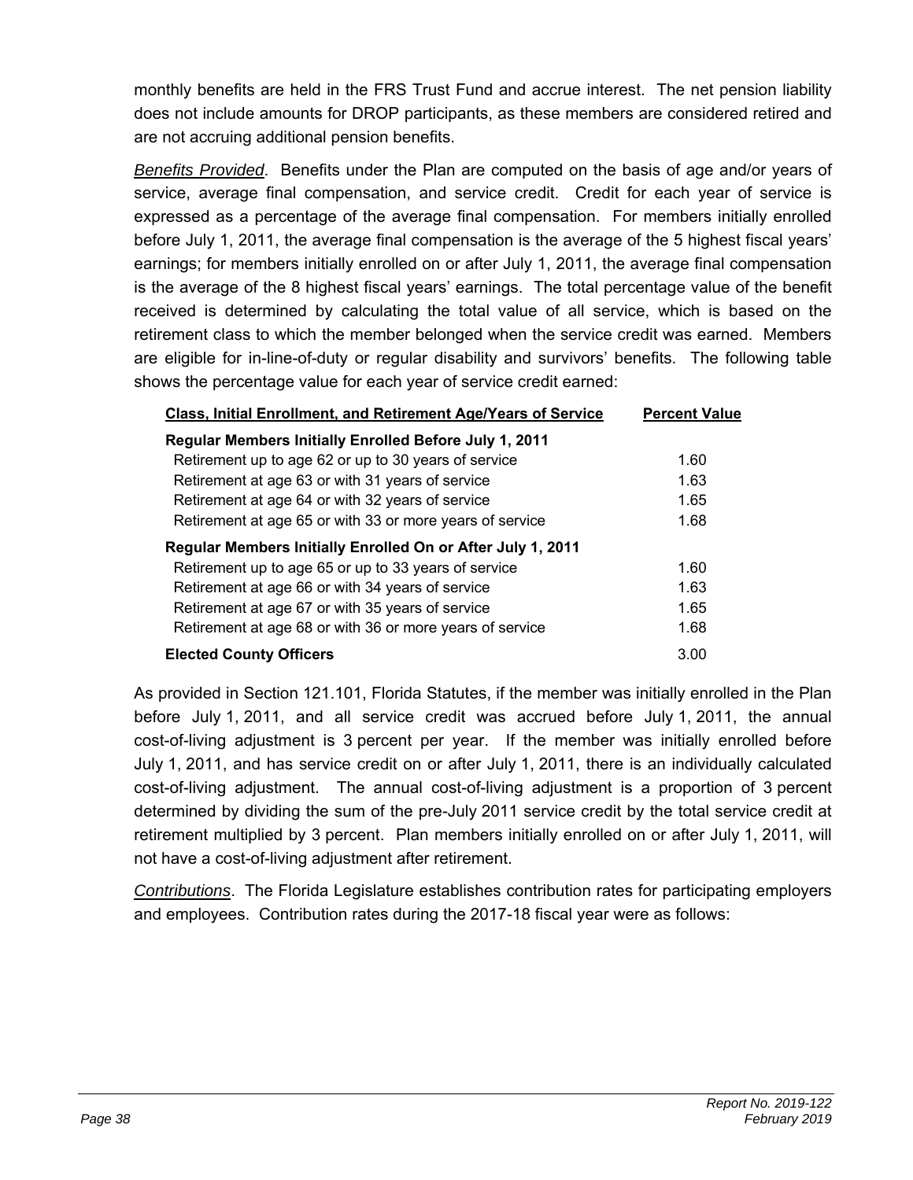monthly benefits are held in the FRS Trust Fund and accrue interest. The net pension liability does not include amounts for DROP participants, as these members are considered retired and are not accruing additional pension benefits.

*Benefits Provided*. Benefits under the Plan are computed on the basis of age and/or years of service, average final compensation, and service credit. Credit for each year of service is expressed as a percentage of the average final compensation. For members initially enrolled before July 1, 2011, the average final compensation is the average of the 5 highest fiscal years' earnings; for members initially enrolled on or after July 1, 2011, the average final compensation is the average of the 8 highest fiscal years' earnings. The total percentage value of the benefit received is determined by calculating the total value of all service, which is based on the retirement class to which the member belonged when the service credit was earned. Members are eligible for in-line-of-duty or regular disability and survivors' benefits. The following table shows the percentage value for each year of service credit earned:

| Class, Initial Enrollment, and Retirement Age/Years of Service | Percent Value |
|---|---|
| **Regular Members Initially Enrolled Before July 1, 2011** | |
| Retirement up to age 62 or up to 30 years of service | 1.60 |
| Retirement at age 63 or with 31 years of service | 1.63 |
| Retirement at age 64 or with 32 years of service | 1.65 |
| Retirement at age 65 or with 33 or more years of service | 1.68 |
| **Regular Members Initially Enrolled On or After July 1, 2011** | |
| Retirement up to age 65 or up to 33 years of service | 1.60 |
| Retirement at age 66 or with 34 years of service | 1.63 |
| Retirement at age 67 or with 35 years of service | 1.65 |
| Retirement at age 68 or with 36 or more years of service | 1.68 |
| **Elected County Officers** | 3.00 |

As provided in Section 121.101, Florida Statutes, if the member was initially enrolled in the Plan before July 1, 2011, and all service credit was accrued before July 1, 2011, the annual cost-of-living adjustment is 3 percent per year. If the member was initially enrolled before July 1, 2011, and has service credit on or after July 1, 2011, there is an individually calculated cost-of-living adjustment. The annual cost-of-living adjustment is a proportion of 3 percent determined by dividing the sum of the pre-July 2011 service credit by the total service credit at retirement multiplied by 3 percent. Plan members initially enrolled on or after July 1, 2011, will not have a cost-of-living adjustment after retirement.

*Contributions*. The Florida Legislature establishes contribution rates for participating employers and employees. Contribution rates during the 2017-18 fiscal year were as follows: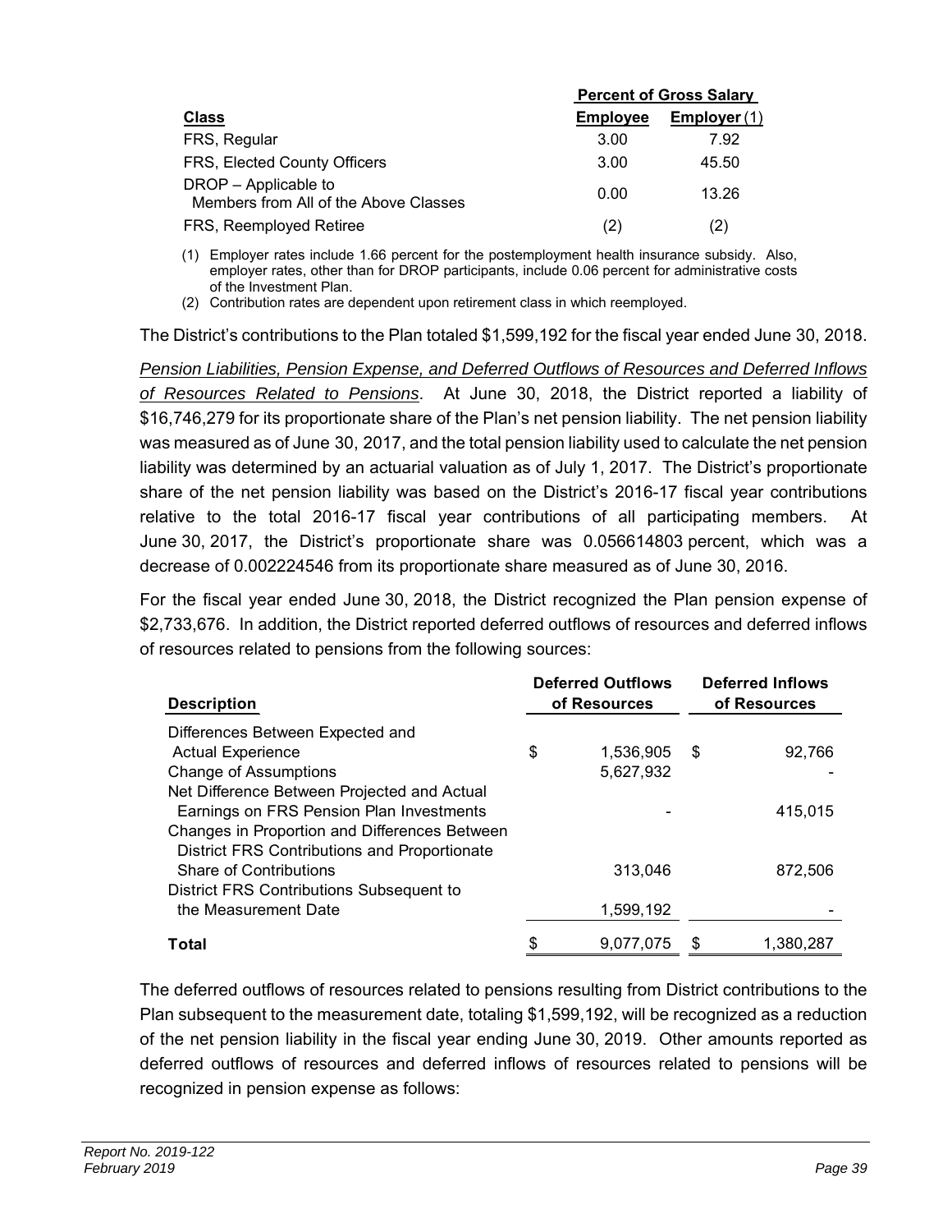| Class | Percent of Gross Salary | |
|---|---|---|
| | Employee | Employer (1) |
| FRS, Regular | 3.00 | 7.92 |
| FRS, Elected County Officers | 3.00 | 45.50 |
| DROP – Applicable to Members from All of the Above Classes | 0.00 | 13.26 |
| FRS, Reemployed Retiree | (2) | (2) |

(1) Employer rates include 1.66 percent for the postemployment health insurance subsidy. Also, employer rates, other than for DROP participants, include 0.06 percent for administrative costs of the Investment Plan.

(2) Contribution rates are dependent upon retirement class in which reemployed.

The District's contributions to the Plan totaled $1,599,192 for the fiscal year ended June 30, 2018.

*Pension Liabilities, Pension Expense, and Deferred Outflows of Resources and Deferred Inflows of Resources Related to Pensions*. At June 30, 2018, the District reported a liability of $16,746,279 for its proportionate share of the Plan's net pension liability. The net pension liability was measured as of June 30, 2017, and the total pension liability used to calculate the net pension liability was determined by an actuarial valuation as of July 1, 2017. The District's proportionate share of the net pension liability was based on the District's 2016-17 fiscal year contributions relative to the total 2016-17 fiscal year contributions of all participating members. At June 30, 2017, the District's proportionate share was 0.056614803 percent, which was a decrease of 0.002224546 from its proportionate share measured as of June 30, 2016.

For the fiscal year ended June 30, 2018, the District recognized the Plan pension expense of $2,733,676. In addition, the District reported deferred outflows of resources and deferred inflows of resources related to pensions from the following sources:

| Description | Deferred Outflows of Resources | Deferred Inflows of Resources |
|---|---|---|
| Differences Between Expected and Actual Experience | $ 1,536,905 | $ 92,766 |
| Change of Assumptions | 5,627,932 | - |
| Net Difference Between Projected and Actual Earnings on FRS Pension Plan Investments | - | 415,015 |
| Changes in Proportion and Differences Between District FRS Contributions and Proportionate Share of Contributions | 313,046 | 872,506 |
| District FRS Contributions Subsequent to the Measurement Date | 1,599,192 | - |
| **Total** | $ 9,077,075 | $ 1,380,287 |

The deferred outflows of resources related to pensions resulting from District contributions to the Plan subsequent to the measurement date, totaling $1,599,192, will be recognized as a reduction of the net pension liability in the fiscal year ending June 30, 2019. Other amounts reported as deferred outflows of resources and deferred inflows of resources related to pensions will be recognized in pension expense as follows: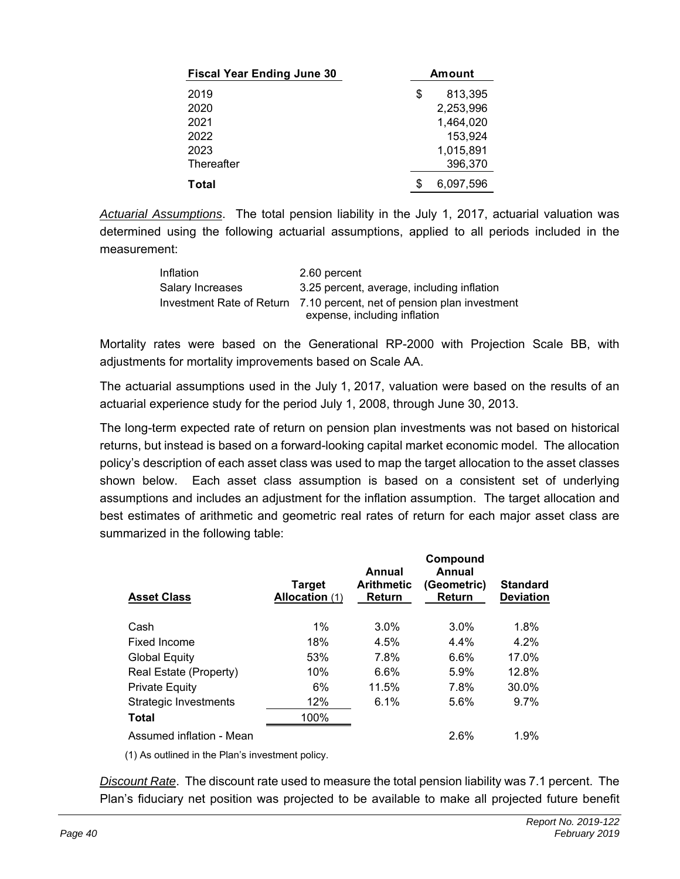| Fiscal Year Ending June 30 | Amount |
|---|---|
| 2019 | $ 813,395 |
| 2020 | 2,253,996 |
| 2021 | 1,464,020 |
| 2022 | 153,924 |
| 2023 | 1,015,891 |
| Thereafter | 396,370 |
| **Total** | $ 6,097,596 |

*Actuarial Assumptions*. The total pension liability in the July 1, 2017, actuarial valuation was determined using the following actuarial assumptions, applied to all periods included in the measurement:

| | |
|---|---|
| Inflation | 2.60 percent |
| Salary Increases | 3.25 percent, average, including inflation |
| Investment Rate of Return | 7.10 percent, net of pension plan investment expense, including inflation |

Mortality rates were based on the Generational RP-2000 with Projection Scale BB, with adjustments for mortality improvements based on Scale AA.

The actuarial assumptions used in the July 1, 2017, valuation were based on the results of an actuarial experience study for the period July 1, 2008, through June 30, 2013.

The long-term expected rate of return on pension plan investments was not based on historical returns, but instead is based on a forward-looking capital market economic model. The allocation policy's description of each asset class was used to map the target allocation to the asset classes shown below. Each asset class assumption is based on a consistent set of underlying assumptions and includes an adjustment for the inflation assumption. The target allocation and best estimates of arithmetic and geometric real rates of return for each major asset class are summarized in the following table:

| Asset Class | Target Allocation (1) | Annual Arithmetic Return | Compound Annual (Geometric) Return | Standard Deviation |
|---|---|---|---|---|
| Cash | 1% | 3.0% | 3.0% | 1.8% |
| Fixed Income | 18% | 4.5% | 4.4% | 4.2% |
| Global Equity | 53% | 7.8% | 6.6% | 17.0% |
| Real Estate (Property) | 10% | 6.6% | 5.9% | 12.8% |
| Private Equity | 6% | 11.5% | 7.8% | 30.0% |
| Strategic Investments | 12% | 6.1% | 5.6% | 9.7% |
| **Total** | 100% | | | |
| Assumed inflation - Mean | | | 2.6% | 1.9% |

(1) As outlined in the Plan's investment policy.

*Discount Rate*. The discount rate used to measure the total pension liability was 7.1 percent. The Plan's fiduciary net position was projected to be available to make all projected future benefit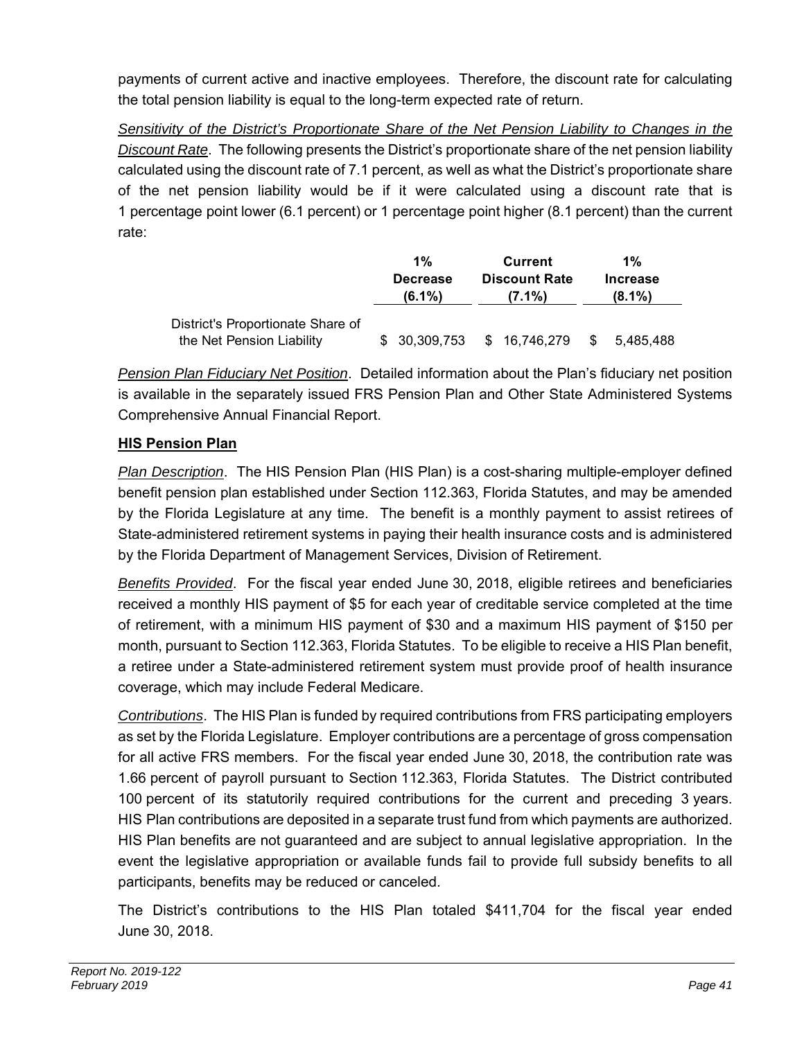payments of current active and inactive employees. Therefore, the discount rate for calculating the total pension liability is equal to the long-term expected rate of return.

*Sensitivity of the District's Proportionate Share of the Net Pension Liability to Changes in the Discount Rate*. The following presents the District's proportionate share of the net pension liability calculated using the discount rate of 7.1 percent, as well as what the District's proportionate share of the net pension liability would be if it were calculated using a discount rate that is 1 percentage point lower (6.1 percent) or 1 percentage point higher (8.1 percent) than the current rate:

| | 1% Decrease (6.1%) | Current Discount Rate (7.1%) | 1% Increase (8.1%) |
|---|---|---|---|
| District's Proportionate Share of the Net Pension Liability | $ 30,309,753 | $ 16,746,279 | $ 5,485,488 |

*Pension Plan Fiduciary Net Position*. Detailed information about the Plan's fiduciary net position is available in the separately issued FRS Pension Plan and Other State Administered Systems Comprehensive Annual Financial Report.

**HIS Pension Plan**

*Plan Description*. The HIS Pension Plan (HIS Plan) is a cost-sharing multiple-employer defined benefit pension plan established under Section 112.363, Florida Statutes, and may be amended by the Florida Legislature at any time. The benefit is a monthly payment to assist retirees of State-administered retirement systems in paying their health insurance costs and is administered by the Florida Department of Management Services, Division of Retirement.

*Benefits Provided*. For the fiscal year ended June 30, 2018, eligible retirees and beneficiaries received a monthly HIS payment of $5 for each year of creditable service completed at the time of retirement, with a minimum HIS payment of $30 and a maximum HIS payment of $150 per month, pursuant to Section 112.363, Florida Statutes. To be eligible to receive a HIS Plan benefit, a retiree under a State-administered retirement system must provide proof of health insurance coverage, which may include Federal Medicare.

*Contributions*. The HIS Plan is funded by required contributions from FRS participating employers as set by the Florida Legislature. Employer contributions are a percentage of gross compensation for all active FRS members. For the fiscal year ended June 30, 2018, the contribution rate was 1.66 percent of payroll pursuant to Section 112.363, Florida Statutes. The District contributed 100 percent of its statutorily required contributions for the current and preceding 3 years. HIS Plan contributions are deposited in a separate trust fund from which payments are authorized. HIS Plan benefits are not guaranteed and are subject to annual legislative appropriation. In the event the legislative appropriation or available funds fail to provide full subsidy benefits to all participants, benefits may be reduced or canceled.

The District's contributions to the HIS Plan totaled $411,704 for the fiscal year ended June 30, 2018.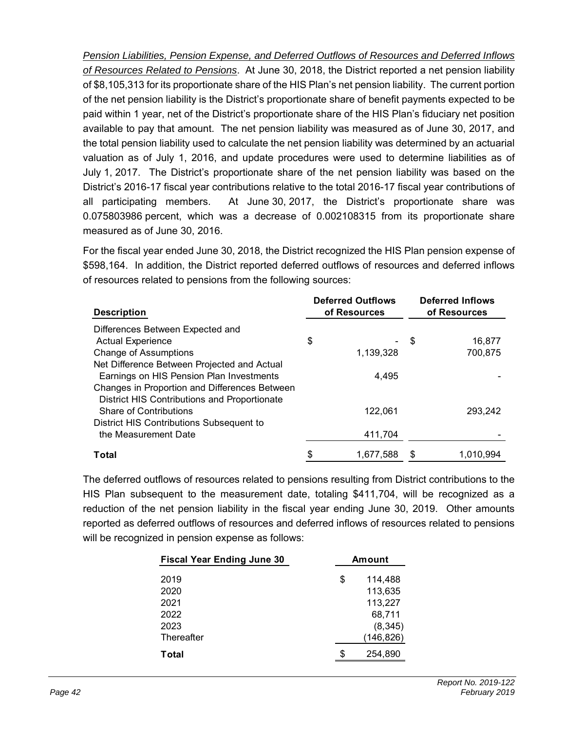*Pension Liabilities, Pension Expense, and Deferred Outflows of Resources and Deferred Inflows of Resources Related to Pensions*. At June 30, 2018, the District reported a net pension liability of $8,105,313 for its proportionate share of the HIS Plan's net pension liability. The current portion of the net pension liability is the District's proportionate share of benefit payments expected to be paid within 1 year, net of the District's proportionate share of the HIS Plan's fiduciary net position available to pay that amount. The net pension liability was measured as of June 30, 2017, and the total pension liability used to calculate the net pension liability was determined by an actuarial valuation as of July 1, 2016, and update procedures were used to determine liabilities as of July 1, 2017. The District's proportionate share of the net pension liability was based on the District's 2016-17 fiscal year contributions relative to the total 2016-17 fiscal year contributions of all participating members. At June 30, 2017, the District's proportionate share was 0.075803986 percent, which was a decrease of 0.002108315 from its proportionate share measured as of June 30, 2016.

For the fiscal year ended June 30, 2018, the District recognized the HIS Plan pension expense of $598,164. In addition, the District reported deferred outflows of resources and deferred inflows of resources related to pensions from the following sources:

| Description | Deferred Outflows of Resources | Deferred Inflows of Resources |
|---|---|---|
| Differences Between Expected and Actual Experience | $ - | $ 16,877 |
| Change of Assumptions | 1,139,328 | 700,875 |
| Net Difference Between Projected and Actual Earnings on HIS Pension Plan Investments | 4,495 | - |
| Changes in Proportion and Differences Between District HIS Contributions and Proportionate Share of Contributions | 122,061 | 293,242 |
| District HIS Contributions Subsequent to the Measurement Date | 411,704 | - |
| **Total** | $ 1,677,588 | $ 1,010,994 |

The deferred outflows of resources related to pensions resulting from District contributions to the HIS Plan subsequent to the measurement date, totaling $411,704, will be recognized as a reduction of the net pension liability in the fiscal year ending June 30, 2019. Other amounts reported as deferred outflows of resources and deferred inflows of resources related to pensions will be recognized in pension expense as follows:

| Fiscal Year Ending June 30 | Amount |
|---|---|
| 2019 | $ 114,488 |
| 2020 | 113,635 |
| 2021 | 113,227 |
| 2022 | 68,711 |
| 2023 | (8,345) |
| Thereafter | (146,826) |
| **Total** | $ 254,890 |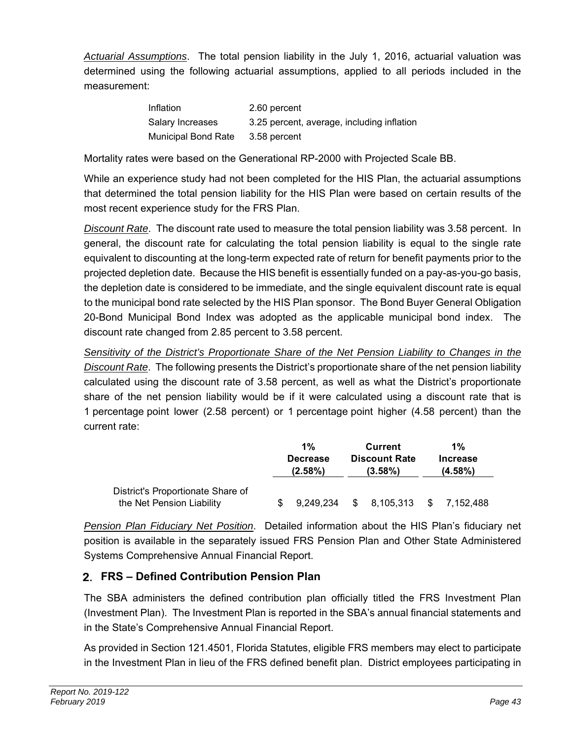*Actuarial Assumptions*. The total pension liability in the July 1, 2016, actuarial valuation was determined using the following actuarial assumptions, applied to all periods included in the measurement:

| | |
|---|---|
| Inflation | 2.60 percent |
| Salary Increases | 3.25 percent, average, including inflation |
| Municipal Bond Rate | 3.58 percent |

Mortality rates were based on the Generational RP-2000 with Projected Scale BB.

While an experience study had not been completed for the HIS Plan, the actuarial assumptions that determined the total pension liability for the HIS Plan were based on certain results of the most recent experience study for the FRS Plan.

*Discount Rate*. The discount rate used to measure the total pension liability was 3.58 percent. In general, the discount rate for calculating the total pension liability is equal to the single rate equivalent to discounting at the long-term expected rate of return for benefit payments prior to the projected depletion date. Because the HIS benefit is essentially funded on a pay-as-you-go basis, the depletion date is considered to be immediate, and the single equivalent discount rate is equal to the municipal bond rate selected by the HIS Plan sponsor. The Bond Buyer General Obligation 20-Bond Municipal Bond Index was adopted as the applicable municipal bond index. The discount rate changed from 2.85 percent to 3.58 percent.

*Sensitivity of the District's Proportionate Share of the Net Pension Liability to Changes in the Discount Rate*. The following presents the District's proportionate share of the net pension liability calculated using the discount rate of 3.58 percent, as well as what the District's proportionate share of the net pension liability would be if it were calculated using a discount rate that is 1 percentage point lower (2.58 percent) or 1 percentage point higher (4.58 percent) than the current rate:

| | 1% Decrease (2.58%) | Current Discount Rate (3.58%) | 1% Increase (4.58%) |
|---|---|---|---|
| District's Proportionate Share of the Net Pension Liability | $ 9,249,234 | $ 8,105,313 | $ 7,152,488 |

*Pension Plan Fiduciary Net Position*. Detailed information about the HIS Plan's fiduciary net position is available in the separately issued FRS Pension Plan and Other State Administered Systems Comprehensive Annual Financial Report.

## 2. FRS – Defined Contribution Pension Plan

The SBA administers the defined contribution plan officially titled the FRS Investment Plan (Investment Plan). The Investment Plan is reported in the SBA's annual financial statements and in the State's Comprehensive Annual Financial Report.

As provided in Section 121.4501, Florida Statutes, eligible FRS members may elect to participate in the Investment Plan in lieu of the FRS defined benefit plan. District employees participating in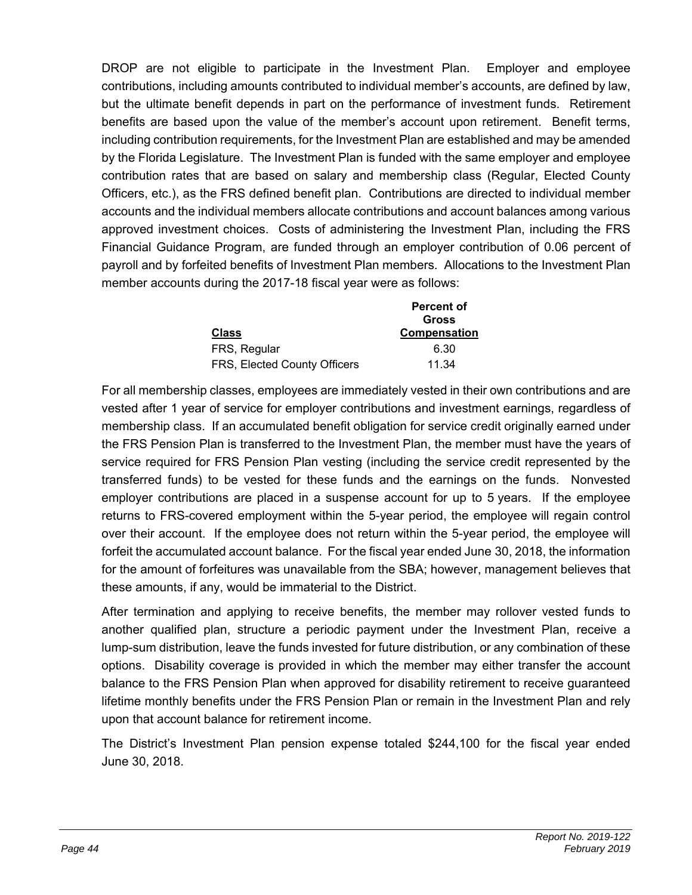DROP are not eligible to participate in the Investment Plan. Employer and employee contributions, including amounts contributed to individual member's accounts, are defined by law, but the ultimate benefit depends in part on the performance of investment funds. Retirement benefits are based upon the value of the member's account upon retirement. Benefit terms, including contribution requirements, for the Investment Plan are established and may be amended by the Florida Legislature. The Investment Plan is funded with the same employer and employee contribution rates that are based on salary and membership class (Regular, Elected County Officers, etc.), as the FRS defined benefit plan. Contributions are directed to individual member accounts and the individual members allocate contributions and account balances among various approved investment choices. Costs of administering the Investment Plan, including the FRS Financial Guidance Program, are funded through an employer contribution of 0.06 percent of payroll and by forfeited benefits of Investment Plan members. Allocations to the Investment Plan member accounts during the 2017-18 fiscal year were as follows:

| Class | Percent of Gross Compensation |
|---|---|
| FRS, Regular | 6.30 |
| FRS, Elected County Officers | 11.34 |

For all membership classes, employees are immediately vested in their own contributions and are vested after 1 year of service for employer contributions and investment earnings, regardless of membership class. If an accumulated benefit obligation for service credit originally earned under the FRS Pension Plan is transferred to the Investment Plan, the member must have the years of service required for FRS Pension Plan vesting (including the service credit represented by the transferred funds) to be vested for these funds and the earnings on the funds. Nonvested employer contributions are placed in a suspense account for up to 5 years. If the employee returns to FRS-covered employment within the 5-year period, the employee will regain control over their account. If the employee does not return within the 5-year period, the employee will forfeit the accumulated account balance. For the fiscal year ended June 30, 2018, the information for the amount of forfeitures was unavailable from the SBA; however, management believes that these amounts, if any, would be immaterial to the District.

After termination and applying to receive benefits, the member may rollover vested funds to another qualified plan, structure a periodic payment under the Investment Plan, receive a lump-sum distribution, leave the funds invested for future distribution, or any combination of these options. Disability coverage is provided in which the member may either transfer the account balance to the FRS Pension Plan when approved for disability retirement to receive guaranteed lifetime monthly benefits under the FRS Pension Plan or remain in the Investment Plan and rely upon that account balance for retirement income.

The District's Investment Plan pension expense totaled $244,100 for the fiscal year ended June 30, 2018.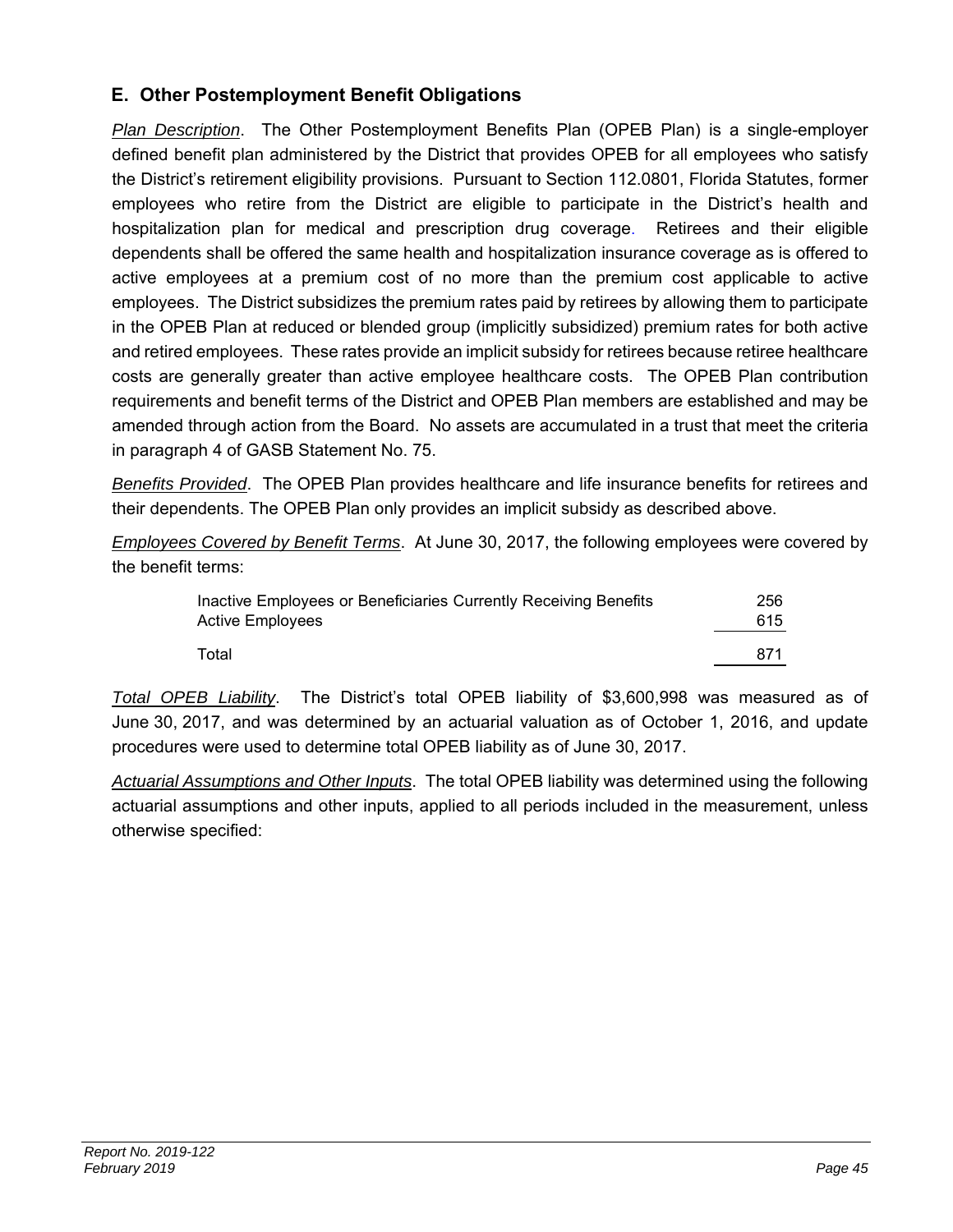## E. Other Postemployment Benefit Obligations

*Plan Description*. The Other Postemployment Benefits Plan (OPEB Plan) is a single-employer defined benefit plan administered by the District that provides OPEB for all employees who satisfy the District's retirement eligibility provisions. Pursuant to Section 112.0801, Florida Statutes, former employees who retire from the District are eligible to participate in the District's health and hospitalization plan for medical and prescription drug coverage. Retirees and their eligible dependents shall be offered the same health and hospitalization insurance coverage as is offered to active employees at a premium cost of no more than the premium cost applicable to active employees. The District subsidizes the premium rates paid by retirees by allowing them to participate in the OPEB Plan at reduced or blended group (implicitly subsidized) premium rates for both active and retired employees. These rates provide an implicit subsidy for retirees because retiree healthcare costs are generally greater than active employee healthcare costs. The OPEB Plan contribution requirements and benefit terms of the District and OPEB Plan members are established and may be amended through action from the Board. No assets are accumulated in a trust that meet the criteria in paragraph 4 of GASB Statement No. 75.

*Benefits Provided*. The OPEB Plan provides healthcare and life insurance benefits for retirees and their dependents. The OPEB Plan only provides an implicit subsidy as described above.

*Employees Covered by Benefit Terms*. At June 30, 2017, the following employees were covered by the benefit terms:

| | |
|---|---|
| Inactive Employees or Beneficiaries Currently Receiving Benefits | 256 |
| Active Employees | 615 |
| Total | 871 |

*Total OPEB Liability*. The District's total OPEB liability of $3,600,998 was measured as of June 30, 2017, and was determined by an actuarial valuation as of October 1, 2016, and update procedures were used to determine total OPEB liability as of June 30, 2017.

*Actuarial Assumptions and Other Inputs*. The total OPEB liability was determined using the following actuarial assumptions and other inputs, applied to all periods included in the measurement, unless otherwise specified: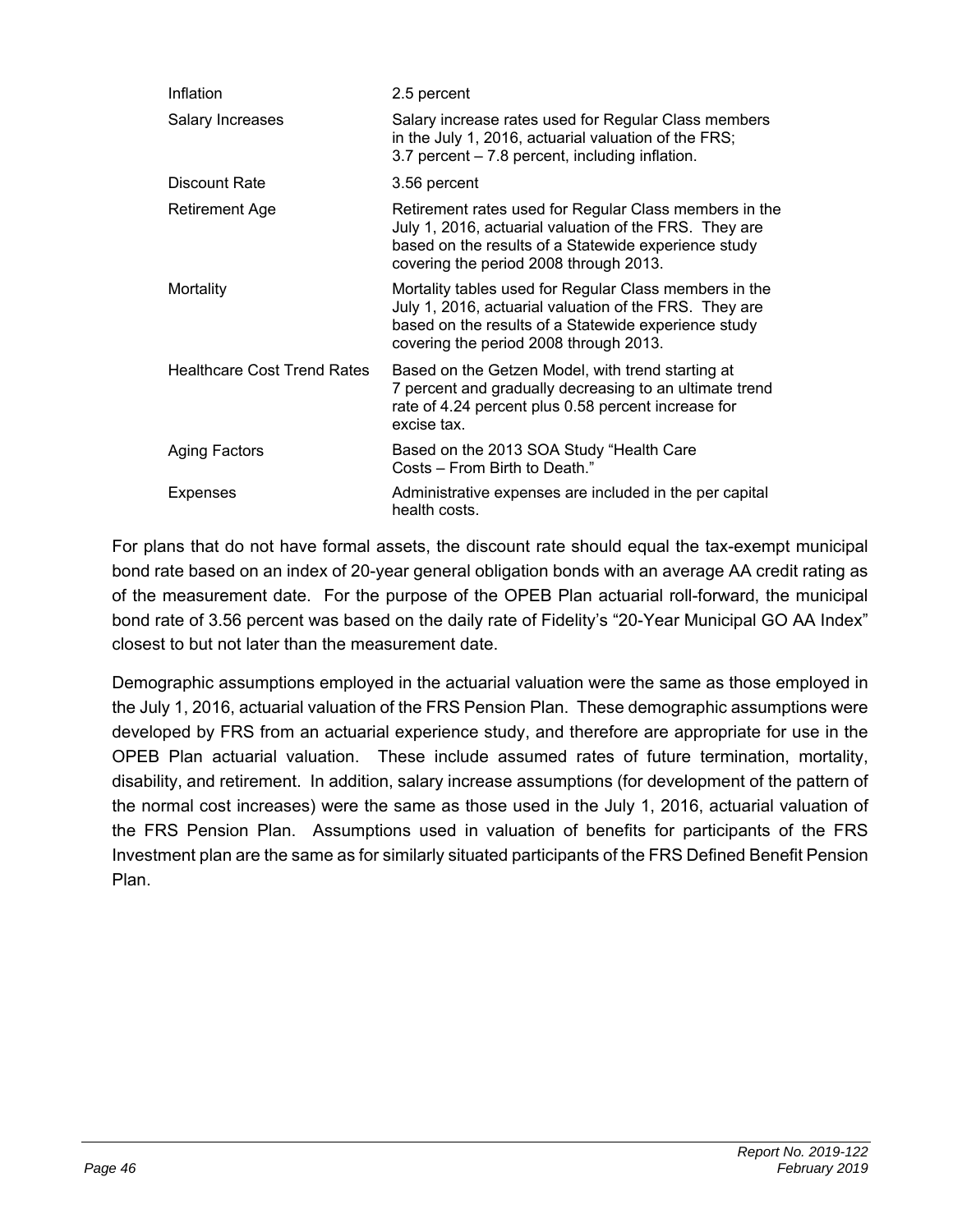| | |
|---|---|
| Inflation | 2.5 percent |
| Salary Increases | Salary increase rates used for Regular Class members in the July 1, 2016, actuarial valuation of the FRS; 3.7 percent – 7.8 percent, including inflation. |
| Discount Rate | 3.56 percent |
| Retirement Age | Retirement rates used for Regular Class members in the July 1, 2016, actuarial valuation of the FRS. They are based on the results of a Statewide experience study covering the period 2008 through 2013. |
| Mortality | Mortality tables used for Regular Class members in the July 1, 2016, actuarial valuation of the FRS. They are based on the results of a Statewide experience study covering the period 2008 through 2013. |
| Healthcare Cost Trend Rates | Based on the Getzen Model, with trend starting at 7 percent and gradually decreasing to an ultimate trend rate of 4.24 percent plus 0.58 percent increase for excise tax. |
| Aging Factors | Based on the 2013 SOA Study "Health Care Costs – From Birth to Death." |
| Expenses | Administrative expenses are included in the per capital health costs. |

For plans that do not have formal assets, the discount rate should equal the tax-exempt municipal bond rate based on an index of 20-year general obligation bonds with an average AA credit rating as of the measurement date. For the purpose of the OPEB Plan actuarial roll-forward, the municipal bond rate of 3.56 percent was based on the daily rate of Fidelity's "20-Year Municipal GO AA Index" closest to but not later than the measurement date.

Demographic assumptions employed in the actuarial valuation were the same as those employed in the July 1, 2016, actuarial valuation of the FRS Pension Plan. These demographic assumptions were developed by FRS from an actuarial experience study, and therefore are appropriate for use in the OPEB Plan actuarial valuation. These include assumed rates of future termination, mortality, disability, and retirement. In addition, salary increase assumptions (for development of the pattern of the normal cost increases) were the same as those used in the July 1, 2016, actuarial valuation of the FRS Pension Plan. Assumptions used in valuation of benefits for participants of the FRS Investment plan are the same as for similarly situated participants of the FRS Defined Benefit Pension Plan.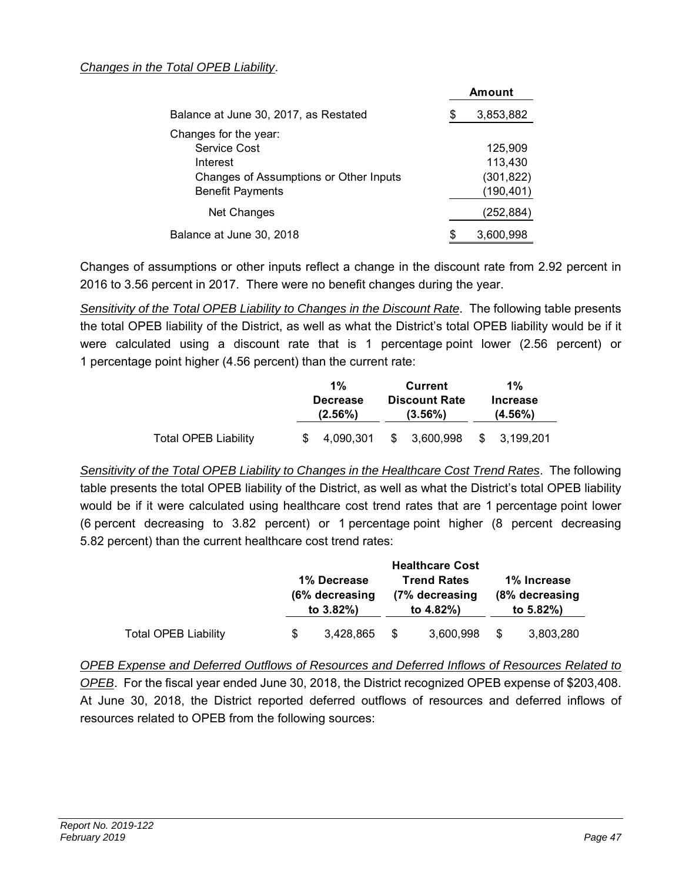*Changes in the Total OPEB Liability*.

| | Amount |
|---|---|
| Balance at June 30, 2017, as Restated | $ 3,853,882 |
| Changes for the year: | |
| Service Cost | 125,909 |
| Interest | 113,430 |
| Changes of Assumptions or Other Inputs | (301,822) |
| Benefit Payments | (190,401) |
| Net Changes | (252,884) |
| Balance at June 30, 2018 | $ 3,600,998 |

Changes of assumptions or other inputs reflect a change in the discount rate from 2.92 percent in 2016 to 3.56 percent in 2017. There were no benefit changes during the year.

*Sensitivity of the Total OPEB Liability to Changes in the Discount Rate*. The following table presents the total OPEB liability of the District, as well as what the District's total OPEB liability would be if it were calculated using a discount rate that is 1 percentage point lower (2.56 percent) or 1 percentage point higher (4.56 percent) than the current rate:

| | 1% Decrease (2.56%) | Current Discount Rate (3.56%) | 1% Increase (4.56%) |
|---|---|---|---|
| Total OPEB Liability | $ 4,090,301 | $ 3,600,998 | $ 3,199,201 |

*Sensitivity of the Total OPEB Liability to Changes in the Healthcare Cost Trend Rates*. The following table presents the total OPEB liability of the District, as well as what the District's total OPEB liability would be if it were calculated using healthcare cost trend rates that are 1 percentage point lower (6 percent decreasing to 3.82 percent) or 1 percentage point higher (8 percent decreasing 5.82 percent) than the current healthcare cost trend rates:

| | 1% Decrease (6% decreasing to 3.82%) | Healthcare Cost Trend Rates (7% decreasing to 4.82%) | 1% Increase (8% decreasing to 5.82%) |
|---|---|---|---|
| Total OPEB Liability | $ 3,428,865 | $ 3,600,998 | $ 3,803,280 |

*OPEB Expense and Deferred Outflows of Resources and Deferred Inflows of Resources Related to OPEB*. For the fiscal year ended June 30, 2018, the District recognized OPEB expense of $203,408. At June 30, 2018, the District reported deferred outflows of resources and deferred inflows of resources related to OPEB from the following sources: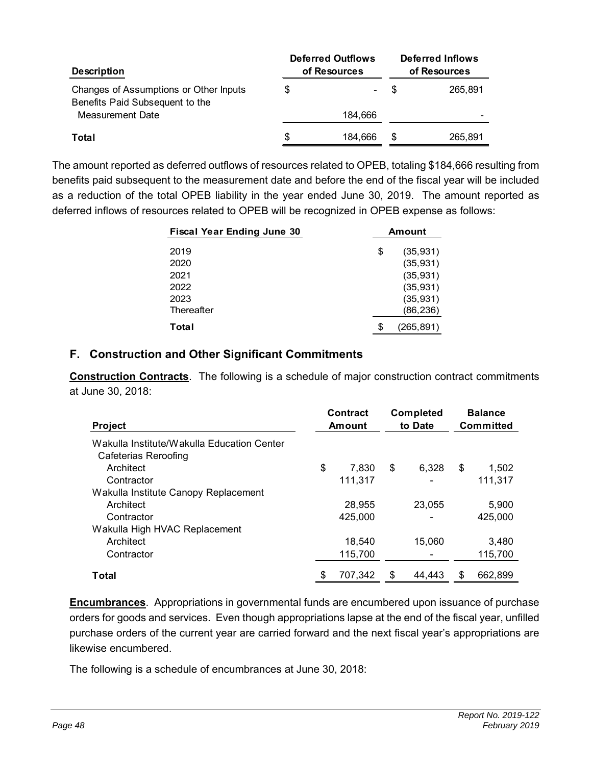| Description | Deferred Outflows of Resources | Deferred Inflows of Resources |
|---|---|---|
| Changes of Assumptions or Other Inputs | $ - | $ 265,891 |
| Benefits Paid Subsequent to the Measurement Date | 184,666 | - |
| **Total** | $ 184,666 | $ 265,891 |

The amount reported as deferred outflows of resources related to OPEB, totaling $184,666 resulting from benefits paid subsequent to the measurement date and before the end of the fiscal year will be included as a reduction of the total OPEB liability in the year ended June 30, 2019. The amount reported as deferred inflows of resources related to OPEB will be recognized in OPEB expense as follows:

| Fiscal Year Ending June 30 | Amount |
|---|---|
| 2019 | $ (35,931) |
| 2020 | (35,931) |
| 2021 | (35,931) |
| 2022 | (35,931) |
| 2023 | (35,931) |
| Thereafter | (86,236) |
| **Total** | $ (265,891) |

## F. Construction and Other Significant Commitments

**Construction Contracts**. The following is a schedule of major construction contract commitments at June 30, 2018:

| Project | Contract Amount | Completed to Date | Balance Committed |
|---|---|---|---|
| Wakulla Institute/Wakulla Education Center Cafeterias Reroofing | | | |
| Architect | $ 7,830 | $ 6,328 | $ 1,502 |
| Contractor | 111,317 | - | 111,317 |
| Wakulla Institute Canopy Replacement | | | |
| Architect | 28,955 | 23,055 | 5,900 |
| Contractor | 425,000 | - | 425,000 |
| Wakulla High HVAC Replacement | | | |
| Architect | 18,540 | 15,060 | 3,480 |
| Contractor | 115,700 | - | 115,700 |
| **Total** | $ 707,342 | $ 44,443 | $ 662,899 |

**Encumbrances**. Appropriations in governmental funds are encumbered upon issuance of purchase orders for goods and services. Even though appropriations lapse at the end of the fiscal year, unfilled purchase orders of the current year are carried forward and the next fiscal year's appropriations are likewise encumbered.

The following is a schedule of encumbrances at June 30, 2018: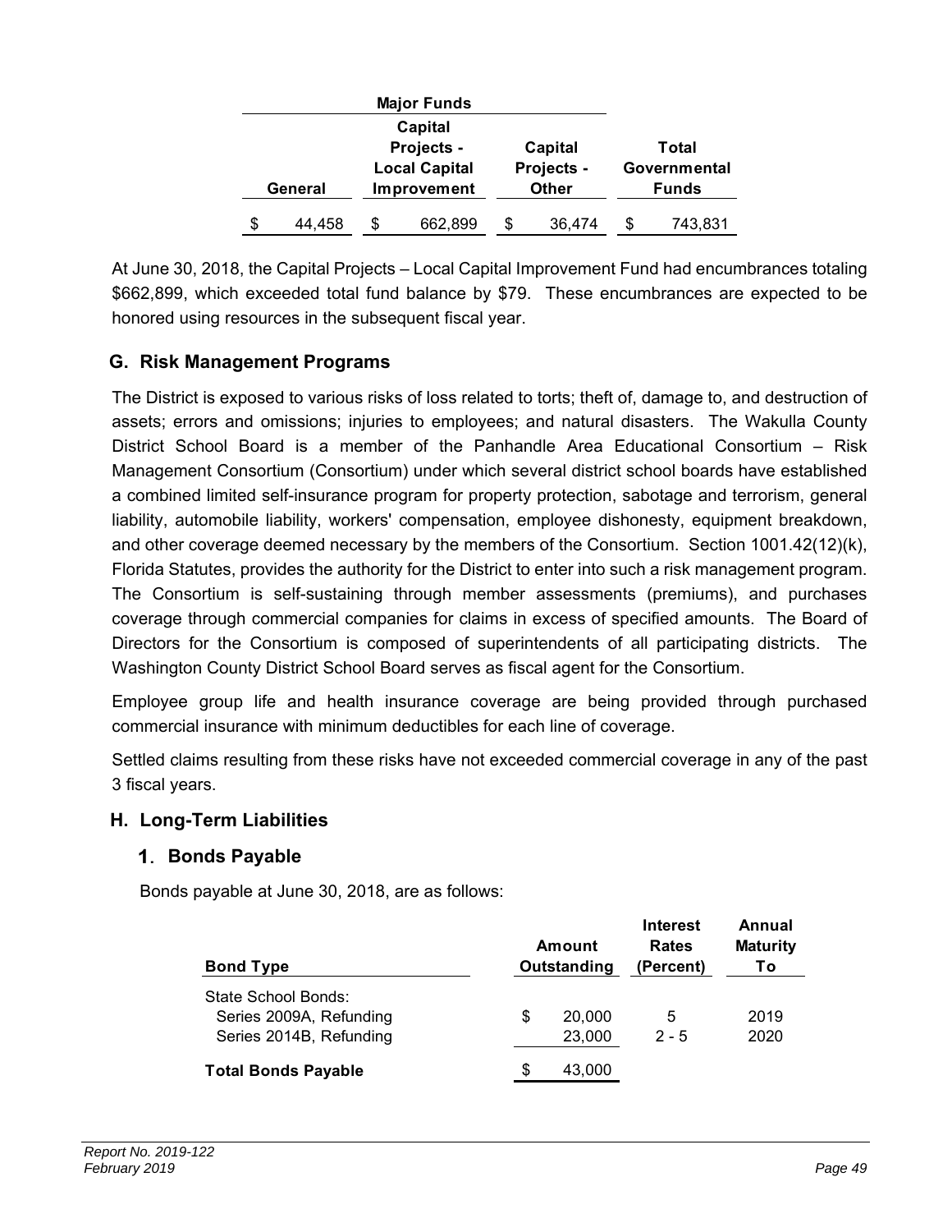| Major Funds | | | |
| --- | --- | --- | --- |
| General | Capital Projects - Local Capital Improvement | Capital Projects - Other | Total Governmental Funds |
| $ 44,458 | $ 662,899 | $ 36,474 | $ 743,831 |

At June 30, 2018, the Capital Projects – Local Capital Improvement Fund had encumbrances totaling $662,899, which exceeded total fund balance by $79. These encumbrances are expected to be honored using resources in the subsequent fiscal year.

## G. Risk Management Programs

The District is exposed to various risks of loss related to torts; theft of, damage to, and destruction of assets; errors and omissions; injuries to employees; and natural disasters. The Wakulla County District School Board is a member of the Panhandle Area Educational Consortium – Risk Management Consortium (Consortium) under which several district school boards have established a combined limited self-insurance program for property protection, sabotage and terrorism, general liability, automobile liability, workers' compensation, employee dishonesty, equipment breakdown, and other coverage deemed necessary by the members of the Consortium. Section 1001.42(12)(k), Florida Statutes, provides the authority for the District to enter into such a risk management program. The Consortium is self-sustaining through member assessments (premiums), and purchases coverage through commercial companies for claims in excess of specified amounts. The Board of Directors for the Consortium is composed of superintendents of all participating districts. The Washington County District School Board serves as fiscal agent for the Consortium.

Employee group life and health insurance coverage are being provided through purchased commercial insurance with minimum deductibles for each line of coverage.

Settled claims resulting from these risks have not exceeded commercial coverage in any of the past 3 fiscal years.

## H. Long-Term Liabilities

### 1. Bonds Payable

Bonds payable at June 30, 2018, are as follows:

| Bond Type | Amount Outstanding | Interest Rates (Percent) | Annual Maturity To |
| --- | --- | --- | --- |
| State School Bonds: | | | |
| Series 2009A, Refunding | $ 20,000 | 5 | 2019 |
| Series 2014B, Refunding | 23,000 | 2 - 5 | 2020 |
| **Total Bonds Payable** | $ 43,000 | | |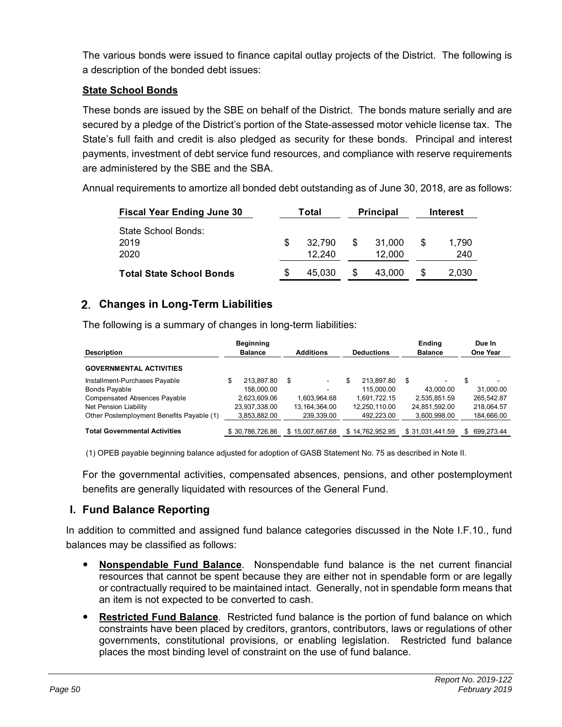The various bonds were issued to finance capital outlay projects of the District. The following is a description of the bonded debt issues:

**State School Bonds**

These bonds are issued by the SBE on behalf of the District. The bonds mature serially and are secured by a pledge of the District's portion of the State-assessed motor vehicle license tax. The State's full faith and credit is also pledged as security for these bonds. Principal and interest payments, investment of debt service fund resources, and compliance with reserve requirements are administered by the SBE and the SBA.

Annual requirements to amortize all bonded debt outstanding as of June 30, 2018, are as follows:

| Fiscal Year Ending June 30 | Total | Principal | Interest |
|---|---|---|---|
| State School Bonds: | | | |
| 2019 | $ 32,790 | $ 31,000 | $ 1,790 |
| 2020 | 12,240 | 12,000 | 240 |
| **Total State School Bonds** | $ 45,030 | $ 43,000 | $ 2,030 |

## 2. Changes in Long-Term Liabilities

The following is a summary of changes in long-term liabilities:

| Description | Beginning Balance | Additions | Deductions | Ending Balance | Due In One Year |
|---|---|---|---|---|---|
| **GOVERNMENTAL ACTIVITIES** | | | | | |
| Installment-Purchases Payable | $ 213,897.80 | $ - | $ 213,897.80 | $ - | $ - |
| Bonds Payable | 158,000.00 | - | 115,000.00 | 43,000.00 | 31,000.00 |
| Compensated Absences Payable | 2,623,609.06 | 1,603,964.68 | 1,691,722.15 | 2,535,851.59 | 265,542.87 |
| Net Pension Liability | 23,937,338.00 | 13,164,364.00 | 12,250,110.00 | 24,851,592.00 | 218,064.57 |
| Other Postemployment Benefits Payable (1) | 3,853,882.00 | 239,339.00 | 492,223.00 | 3,600,998.00 | 184,666.00 |
| **Total Governmental Activities** | $ 30,786,726.86 | $ 15,007,667.68 | $ 14,762,952.95 | $ 31,031,441.59 | $ 699,273.44 |

(1) OPEB payable beginning balance adjusted for adoption of GASB Statement No. 75 as described in Note II.

For the governmental activities, compensated absences, pensions, and other postemployment benefits are generally liquidated with resources of the General Fund.

## I. Fund Balance Reporting

In addition to committed and assigned fund balance categories discussed in the Note I.F.10., fund balances may be classified as follows:

- **Nonspendable Fund Balance**. Nonspendable fund balance is the net current financial resources that cannot be spent because they are either not in spendable form or are legally or contractually required to be maintained intact. Generally, not in spendable form means that an item is not expected to be converted to cash.
- **Restricted Fund Balance**. Restricted fund balance is the portion of fund balance on which constraints have been placed by creditors, grantors, contributors, laws or regulations of other governments, constitutional provisions, or enabling legislation. Restricted fund balance places the most binding level of constraint on the use of fund balance.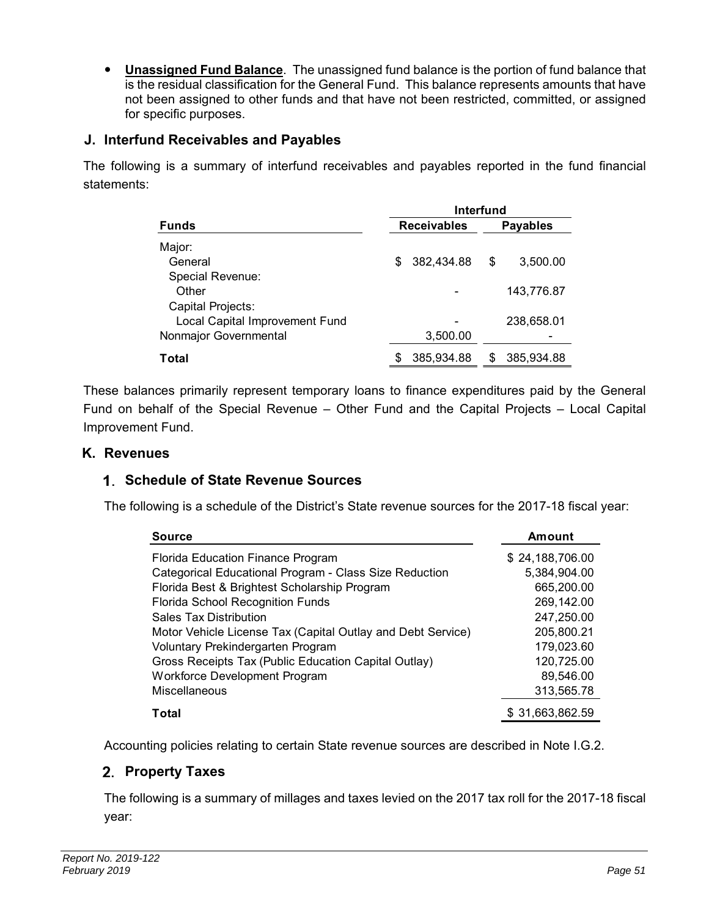- **Unassigned Fund Balance**. The unassigned fund balance is the portion of fund balance that is the residual classification for the General Fund. This balance represents amounts that have not been assigned to other funds and that have not been restricted, committed, or assigned for specific purposes.

## J. Interfund Receivables and Payables

The following is a summary of interfund receivables and payables reported in the fund financial statements:

| Funds | Interfund Receivables | Interfund Payables |
|---|---|---|
| Major: | | |
| General | $ 382,434.88 | $ 3,500.00 |
| Special Revenue: | | |
| Other | - | 143,776.87 |
| Capital Projects: | | |
| Local Capital Improvement Fund | - | 238,658.01 |
| Nonmajor Governmental | 3,500.00 | - |
| **Total** | $ 385,934.88 | $ 385,934.88 |

These balances primarily represent temporary loans to finance expenditures paid by the General Fund on behalf of the Special Revenue – Other Fund and the Capital Projects – Local Capital Improvement Fund.

## K. Revenues

### 1. Schedule of State Revenue Sources

The following is a schedule of the District's State revenue sources for the 2017-18 fiscal year:

| Source | Amount |
|---|---|
| Florida Education Finance Program | $ 24,188,706.00 |
| Categorical Educational Program - Class Size Reduction | 5,384,904.00 |
| Florida Best & Brightest Scholarship Program | 665,200.00 |
| Florida School Recognition Funds | 269,142.00 |
| Sales Tax Distribution | 247,250.00 |
| Motor Vehicle License Tax (Capital Outlay and Debt Service) | 205,800.21 |
| Voluntary Prekindergarten Program | 179,023.60 |
| Gross Receipts Tax (Public Education Capital Outlay) | 120,725.00 |
| Workforce Development Program | 89,546.00 |
| Miscellaneous | 313,565.78 |
| **Total** | $ 31,663,862.59 |

Accounting policies relating to certain State revenue sources are described in Note I.G.2.

### 2. Property Taxes

The following is a summary of millages and taxes levied on the 2017 tax roll for the 2017-18 fiscal year: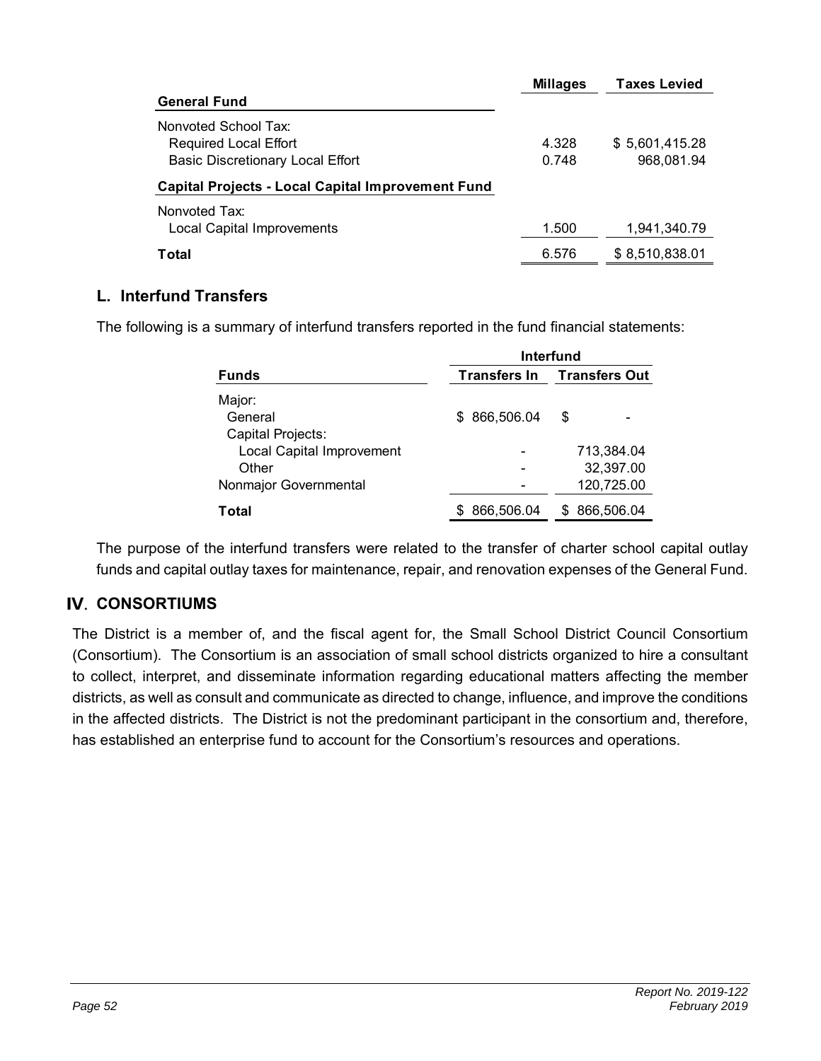| | Millages | Taxes Levied |
|---|---|---|
| **General Fund** | | |
| Nonvoted School Tax: | | |
| Required Local Effort | 4.328 | $ 5,601,415.28 |
| Basic Discretionary Local Effort | 0.748 | 968,081.94 |
| **Capital Projects - Local Capital Improvement Fund** | | |
| Nonvoted Tax: | | |
| Local Capital Improvements | 1.500 | 1,941,340.79 |
| **Total** | 6.576 | $ 8,510,838.01 |

## L. Interfund Transfers

The following is a summary of interfund transfers reported in the fund financial statements:

| | Interfund | |
|---|---|---|
| **Funds** | **Transfers In** | **Transfers Out** |
| Major: | | |
| General | $ 866,506.04 | $ - |
| Capital Projects: | | |
| Local Capital Improvement | - | 713,384.04 |
| Other | - | 32,397.00 |
| Nonmajor Governmental | - | 120,725.00 |
| **Total** | $ 866,506.04 | $ 866,506.04 |

The purpose of the interfund transfers were related to the transfer of charter school capital outlay funds and capital outlay taxes for maintenance, repair, and renovation expenses of the General Fund.

# IV. CONSORTIUMS

The District is a member of, and the fiscal agent for, the Small School District Council Consortium (Consortium). The Consortium is an association of small school districts organized to hire a consultant to collect, interpret, and disseminate information regarding educational matters affecting the member districts, as well as consult and communicate as directed to change, influence, and improve the conditions in the affected districts. The District is not the predominant participant in the consortium and, therefore, has established an enterprise fund to account for the Consortium's resources and operations.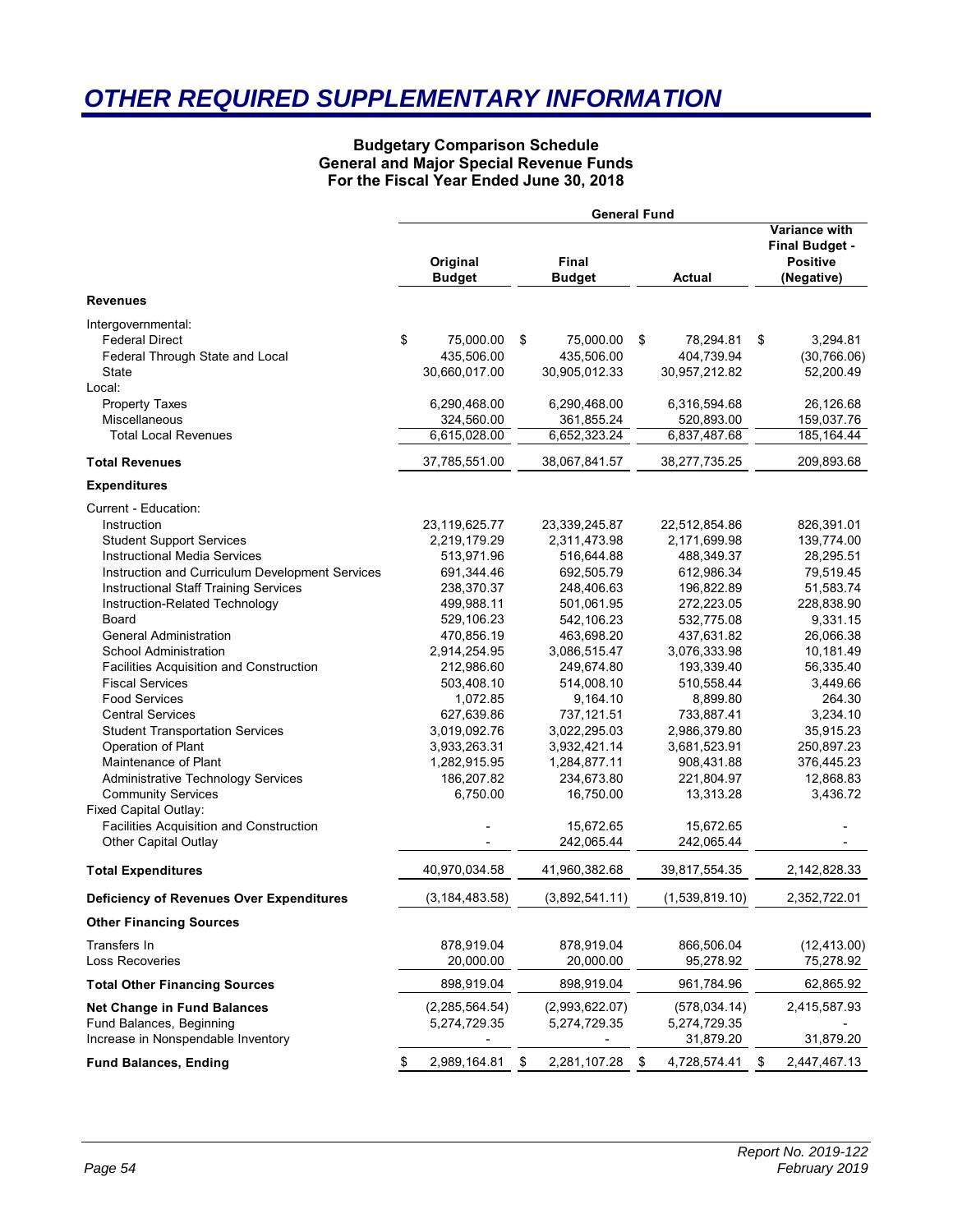# OTHER REQUIRED SUPPLEMENTARY INFORMATION

**Budgetary Comparison Schedule**
**General and Major Special Revenue Funds**
**For the Fiscal Year Ended June 30, 2018**

| | General Fund | | | |
|---|---|---|---|---|
| | **Original Budget** | **Final Budget** | **Actual** | **Variance with Final Budget - Positive (Negative)** |
| **Revenues** | | | | |
| Intergovernmental: | | | | |
| Federal Direct | $ 75,000.00 | $ 75,000.00 | $ 78,294.81 | $ 3,294.81 |
| Federal Through State and Local | 435,506.00 | 435,506.00 | 404,739.94 | (30,766.06) |
| State | 30,660,017.00 | 30,905,012.33 | 30,957,212.82 | 52,200.49 |
| Local: | | | | |
| Property Taxes | 6,290,468.00 | 6,290,468.00 | 6,316,594.68 | 26,126.68 |
| Miscellaneous | 324,560.00 | 361,855.24 | 520,893.00 | 159,037.76 |
| Total Local Revenues | 6,615,028.00 | 6,652,323.24 | 6,837,487.68 | 185,164.44 |
| **Total Revenues** | 37,785,551.00 | 38,067,841.57 | 38,277,735.25 | 209,893.68 |
| **Expenditures** | | | | |
| Current - Education: | | | | |
| Instruction | 23,119,625.77 | 23,339,245.87 | 22,512,854.86 | 826,391.01 |
| Student Support Services | 2,219,179.29 | 2,311,473.98 | 2,171,699.98 | 139,774.00 |
| Instructional Media Services | 513,971.96 | 516,644.88 | 488,349.37 | 28,295.51 |
| Instruction and Curriculum Development Services | 691,344.46 | 692,505.79 | 612,986.34 | 79,519.45 |
| Instructional Staff Training Services | 238,370.37 | 248,406.63 | 196,822.89 | 51,583.74 |
| Instruction-Related Technology | 499,988.11 | 501,061.95 | 272,223.05 | 228,838.90 |
| Board | 529,106.23 | 542,106.23 | 532,775.08 | 9,331.15 |
| General Administration | 470,856.19 | 463,698.20 | 437,631.82 | 26,066.38 |
| School Administration | 2,914,254.95 | 3,086,515.47 | 3,076,333.98 | 10,181.49 |
| Facilities Acquisition and Construction | 212,986.60 | 249,674.80 | 193,339.40 | 56,335.40 |
| Fiscal Services | 503,408.10 | 514,008.10 | 510,558.44 | 3,449.66 |
| Food Services | 1,072.85 | 9,164.10 | 8,899.80 | 264.30 |
| Central Services | 627,639.86 | 737,121.51 | 733,887.41 | 3,234.10 |
| Student Transportation Services | 3,019,092.76 | 3,022,295.03 | 2,986,379.80 | 35,915.23 |
| Operation of Plant | 3,933,263.31 | 3,932,421.14 | 3,681,523.91 | 250,897.23 |
| Maintenance of Plant | 1,282,915.95 | 1,284,877.11 | 908,431.88 | 376,445.23 |
| Administrative Technology Services | 186,207.82 | 234,673.80 | 221,804.97 | 12,868.83 |
| Community Services | 6,750.00 | 16,750.00 | 13,313.28 | 3,436.72 |
| Fixed Capital Outlay: | | | | |
| Facilities Acquisition and Construction | - | 15,672.65 | 15,672.65 | - |
| Other Capital Outlay | - | 242,065.44 | 242,065.44 | - |
| **Total Expenditures** | 40,970,034.58 | 41,960,382.68 | 39,817,554.35 | 2,142,828.33 |
| **Deficiency of Revenues Over Expenditures** | (3,184,483.58) | (3,892,541.11) | (1,539,819.10) | 2,352,722.01 |
| **Other Financing Sources** | | | | |
| Transfers In | 878,919.04 | 878,919.04 | 866,506.04 | (12,413.00) |
| Loss Recoveries | 20,000.00 | 20,000.00 | 95,278.92 | 75,278.92 |
| **Total Other Financing Sources** | 898,919.04 | 898,919.04 | 961,784.96 | 62,865.92 |
| **Net Change in Fund Balances** | (2,285,564.54) | (2,993,622.07) | (578,034.14) | 2,415,587.93 |
| Fund Balances, Beginning | 5,274,729.35 | 5,274,729.35 | 5,274,729.35 | - |
| Increase in Nonspendable Inventory | - | - | 31,879.20 | 31,879.20 |
| **Fund Balances, Ending** | $ 2,989,164.81 | $ 2,281,107.28 | $ 4,728,574.41 | $ 2,447,467.13 |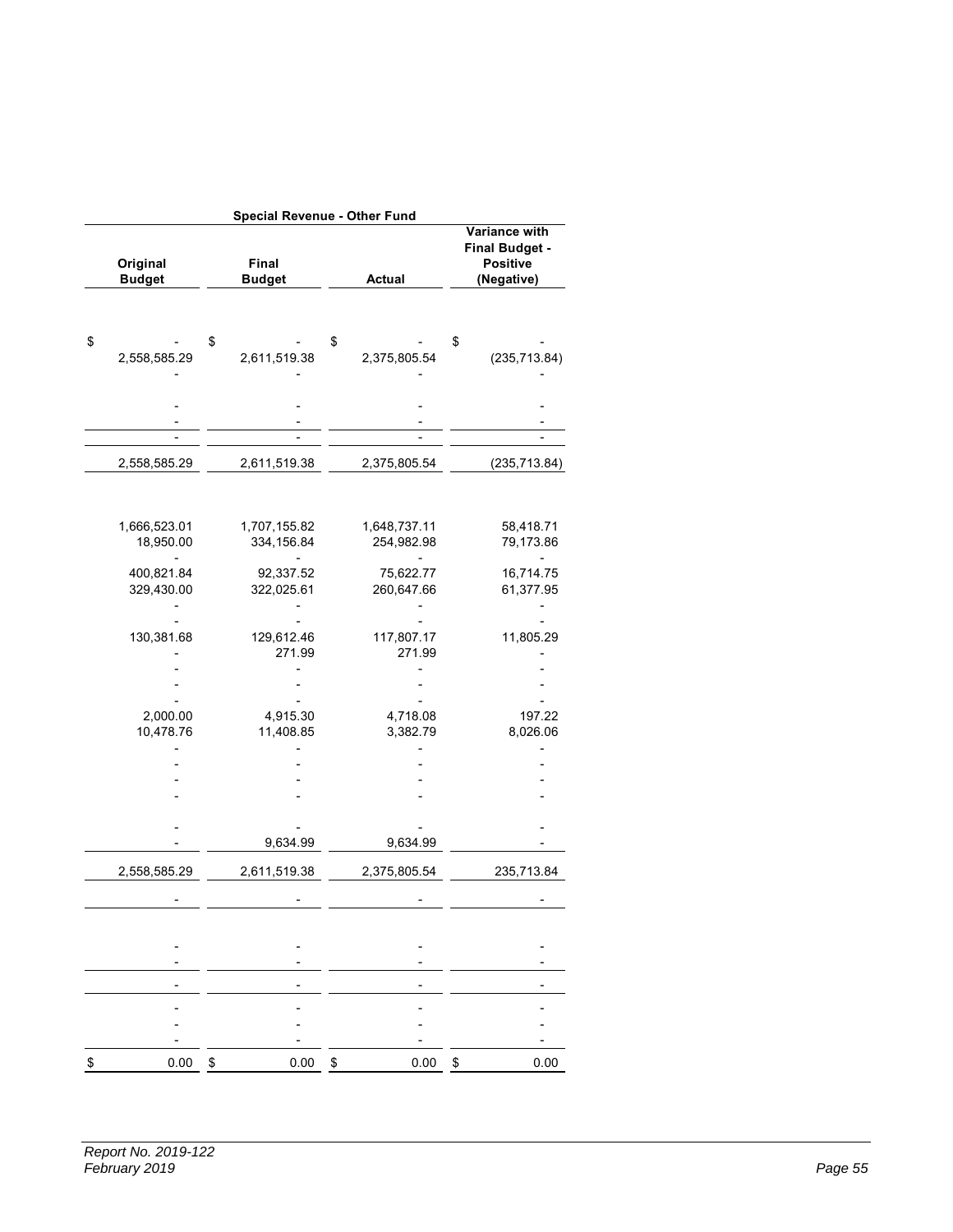| Special Revenue - Other Fund | | | |
|---|---|---|---|
| Original Budget | Final Budget | Actual | Variance with Final Budget - Positive (Negative) |
| $ - | $ - | $ - | $ - |
| 2,558,585.29 | 2,611,519.38 | 2,375,805.54 | (235,713.84) |
| - | - | - | - |
| - | - | - | - |
| - | - | - | - |
| - | - | - | - |
| 2,558,585.29 | 2,611,519.38 | 2,375,805.54 | (235,713.84) |
| 1,666,523.01 | 1,707,155.82 | 1,648,737.11 | 58,418.71 |
| 18,950.00 | 334,156.84 | 254,982.98 | 79,173.86 |
| - | - | - | - |
| 400,821.84 | 92,337.52 | 75,622.77 | 16,714.75 |
| 329,430.00 | 322,025.61 | 260,647.66 | 61,377.95 |
| - | - | - | - |
| - | - | - | - |
| 130,381.68 | 129,612.46 | 117,807.17 | 11,805.29 |
| - | 271.99 | 271.99 | - |
| - | - | - | - |
| - | - | - | - |
| - | - | - | - |
| 2,000.00 | 4,915.30 | 4,718.08 | 197.22 |
| 10,478.76 | 11,408.85 | 3,382.79 | 8,026.06 |
| - | - | - | - |
| - | - | - | - |
| - | - | - | - |
| - | - | - | - |
| - | - | - | - |
| - | 9,634.99 | 9,634.99 | - |
| 2,558,585.29 | 2,611,519.38 | 2,375,805.54 | 235,713.84 |
| - | - | - | - |
| - | - | - | - |
| - | - | - | - |
| - | - | - | - |
| - | - | - | - |
| - | - | - | - |
| - | - | - | - |
| $ 0.00 | $ 0.00 | $ 0.00 | $ 0.00 |

*Report No. 2019-122*
*February 2019*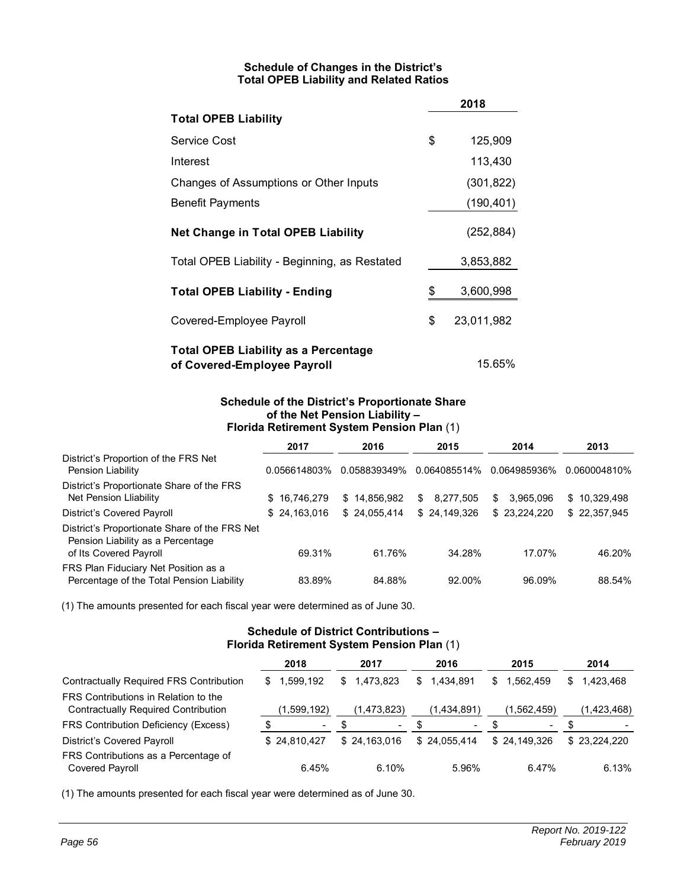### Schedule of Changes in the District's Total OPEB Liability and Related Ratios

| | 2018 |
|---|---|
| **Total OPEB Liability** | |
| Service Cost | $ 125,909 |
| Interest | 113,430 |
| Changes of Assumptions or Other Inputs | (301,822) |
| Benefit Payments | (190,401) |
| **Net Change in Total OPEB Liability** | (252,884) |
| Total OPEB Liability - Beginning, as Restated | 3,853,882 |
| **Total OPEB Liability - Ending** | $ 3,600,998 |
| Covered-Employee Payroll | $ 23,011,982 |
| **Total OPEB Liability as a Percentage of Covered-Employee Payroll** | 15.65% |

### Schedule of the District's Proportionate Share of the Net Pension Liability – Florida Retirement System Pension Plan (1)

| | 2017 | 2016 | 2015 | 2014 | 2013 |
|---|---|---|---|---|---|
| District's Proportion of the FRS Net Pension Liability | 0.056614803% | 0.058839349% | 0.064085514% | 0.064985936% | 0.060004810% |
| District's Proportionate Share of the FRS Net Pension Lliability | $ 16,746,279 | $ 14,856,982 | $ 8,277,505 | $ 3,965,096 | $ 10,329,498 |
| District's Covered Payroll | $ 24,163,016 | $ 24,055,414 | $ 24,149,326 | $ 23,224,220 | $ 22,357,945 |
| District's Proportionate Share of the FRS Net Pension Liability as a Percentage of Its Covered Payroll | 69.31% | 61.76% | 34.28% | 17.07% | 46.20% |
| FRS Plan Fiduciary Net Position as a Percentage of the Total Pension Liability | 83.89% | 84.88% | 92.00% | 96.09% | 88.54% |

(1) The amounts presented for each fiscal year were determined as of June 30.

### Schedule of District Contributions – Florida Retirement System Pension Plan (1)

| | 2018 | 2017 | 2016 | 2015 | 2014 |
|---|---|---|---|---|---|
| Contractually Required FRS Contribution | $ 1,599,192 | $ 1,473,823 | $ 1,434,891 | $ 1,562,459 | $ 1,423,468 |
| FRS Contributions in Relation to the Contractually Required Contribution | (1,599,192) | (1,473,823) | (1,434,891) | (1,562,459) | (1,423,468) |
| FRS Contribution Deficiency (Excess) | $ - | $ - | $ - | $ - | $ - |
| District's Covered Payroll | $ 24,810,427 | $ 24,163,016 | $ 24,055,414 | $ 24,149,326 | $ 23,224,220 |
| FRS Contributions as a Percentage of Covered Payroll | 6.45% | 6.10% | 5.96% | 6.47% | 6.13% |

(1) The amounts presented for each fiscal year were determined as of June 30.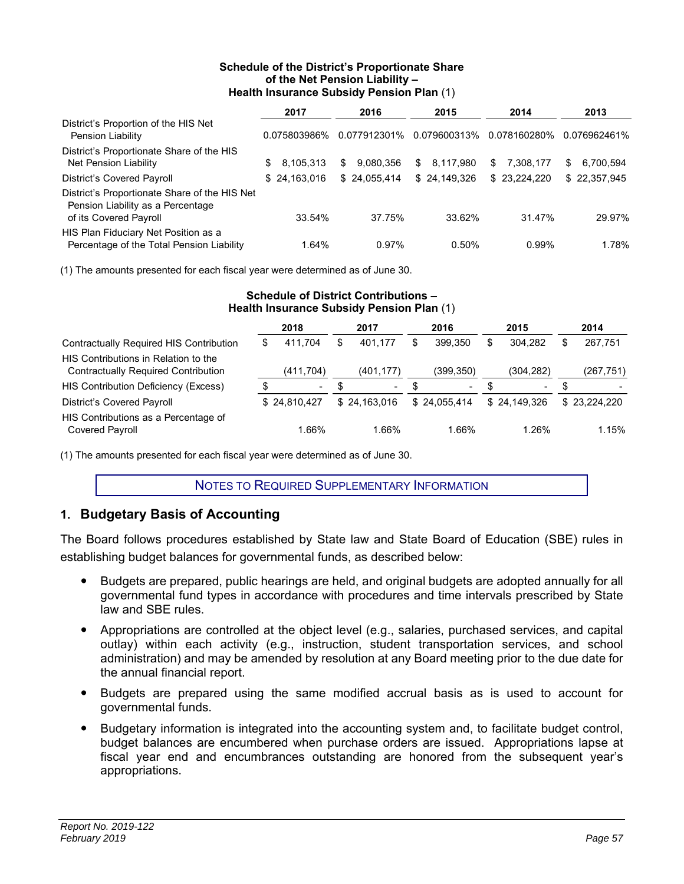**Schedule of the District's Proportionate Share of the Net Pension Liability – Health Insurance Subsidy Pension Plan (1)**

| | 2017 | 2016 | 2015 | 2014 | 2013 |
|---|---|---|---|---|---|
| District's Proportion of the HIS Net Pension Liability | 0.075803986% | 0.077912301% | 0.079600313% | 0.078160280% | 0.076962461% |
| District's Proportionate Share of the HIS Net Pension Liability | $ 8,105,313 | $ 9,080,356 | $ 8,117,980 | $ 7,308,177 | $ 6,700,594 |
| District's Covered Payroll | $ 24,163,016 | $ 24,055,414 | $ 24,149,326 | $ 23,224,220 | $ 22,357,945 |
| District's Proportionate Share of the HIS Net Pension Liability as a Percentage of its Covered Payroll | 33.54% | 37.75% | 33.62% | 31.47% | 29.97% |
| HIS Plan Fiduciary Net Position as a Percentage of the Total Pension Liability | 1.64% | 0.97% | 0.50% | 0.99% | 1.78% |

(1) The amounts presented for each fiscal year were determined as of June 30.

**Schedule of District Contributions – Health Insurance Subsidy Pension Plan (1)**

| | 2018 | 2017 | 2016 | 2015 | 2014 |
|---|---|---|---|---|---|
| Contractually Required HIS Contribution | $ 411,704 | $ 401,177 | $ 399,350 | $ 304,282 | $ 267,751 |
| HIS Contributions in Relation to the Contractually Required Contribution | (411,704) | (401,177) | (399,350) | (304,282) | (267,751) |
| HIS Contribution Deficiency (Excess) | $ - | $ - | $ - | $ - | $ - |
| District's Covered Payroll | $ 24,810,427 | $ 24,163,016 | $ 24,055,414 | $ 24,149,326 | $ 23,224,220 |
| HIS Contributions as a Percentage of Covered Payroll | 1.66% | 1.66% | 1.66% | 1.26% | 1.15% |

(1) The amounts presented for each fiscal year were determined as of June 30.

## NOTES TO REQUIRED SUPPLEMENTARY INFORMATION

## 1. Budgetary Basis of Accounting

The Board follows procedures established by State law and State Board of Education (SBE) rules in establishing budget balances for governmental funds, as described below:

- Budgets are prepared, public hearings are held, and original budgets are adopted annually for all governmental fund types in accordance with procedures and time intervals prescribed by State law and SBE rules.
- Appropriations are controlled at the object level (e.g., salaries, purchased services, and capital outlay) within each activity (e.g., instruction, student transportation services, and school administration) and may be amended by resolution at any Board meeting prior to the due date for the annual financial report.
- Budgets are prepared using the same modified accrual basis as is used to account for governmental funds.
- Budgetary information is integrated into the accounting system and, to facilitate budget control, budget balances are encumbered when purchase orders are issued. Appropriations lapse at fiscal year end and encumbrances outstanding are honored from the subsequent year's appropriations.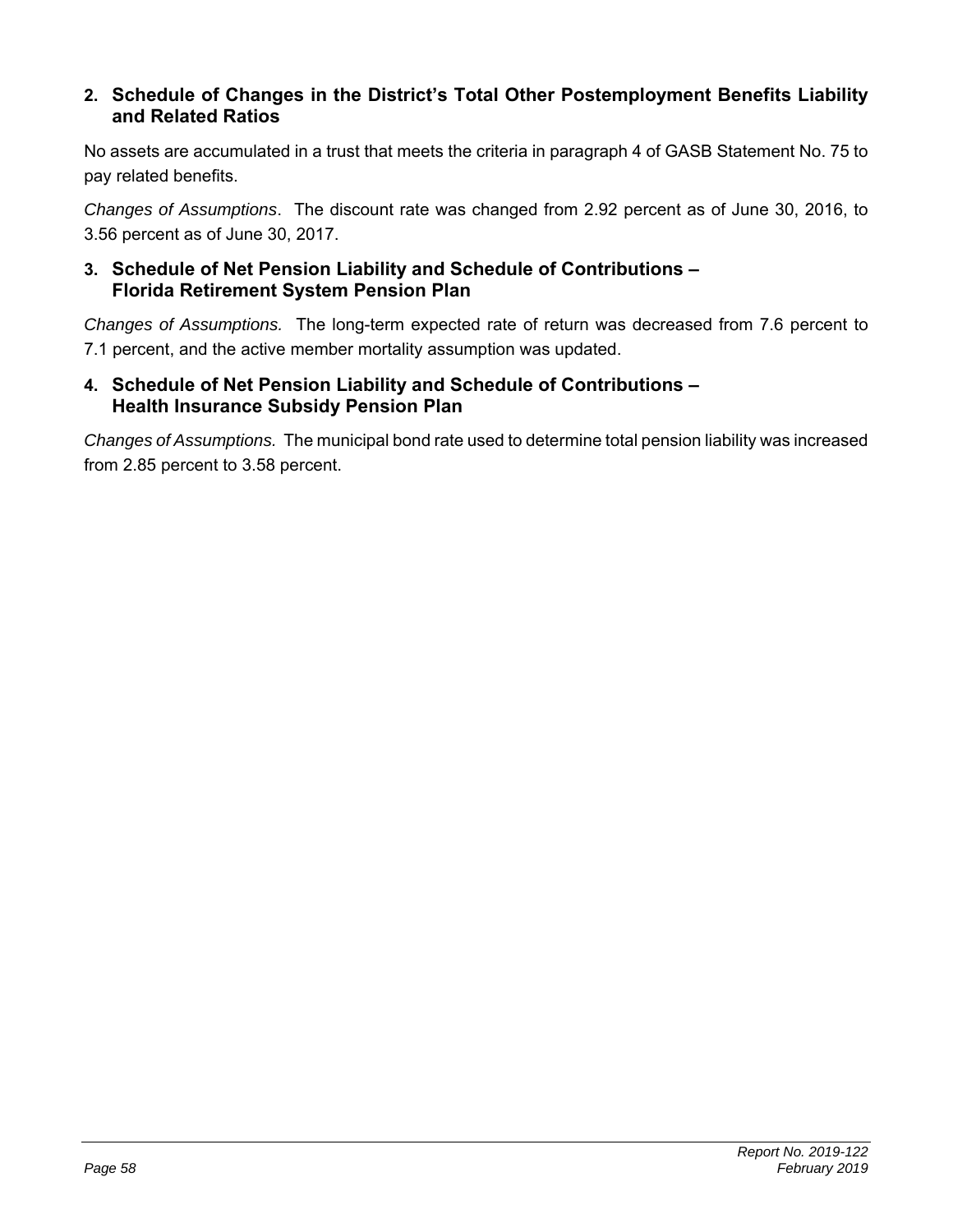### 2. Schedule of Changes in the District's Total Other Postemployment Benefits Liability and Related Ratios

No assets are accumulated in a trust that meets the criteria in paragraph 4 of GASB Statement No. 75 to pay related benefits.

*Changes of Assumptions*. The discount rate was changed from 2.92 percent as of June 30, 2016, to 3.56 percent as of June 30, 2017.

### 3. Schedule of Net Pension Liability and Schedule of Contributions – Florida Retirement System Pension Plan

*Changes of Assumptions.* The long-term expected rate of return was decreased from 7.6 percent to 7.1 percent, and the active member mortality assumption was updated.

### 4. Schedule of Net Pension Liability and Schedule of Contributions – Health Insurance Subsidy Pension Plan

*Changes of Assumptions.* The municipal bond rate used to determine total pension liability was increased from 2.85 percent to 3.58 percent.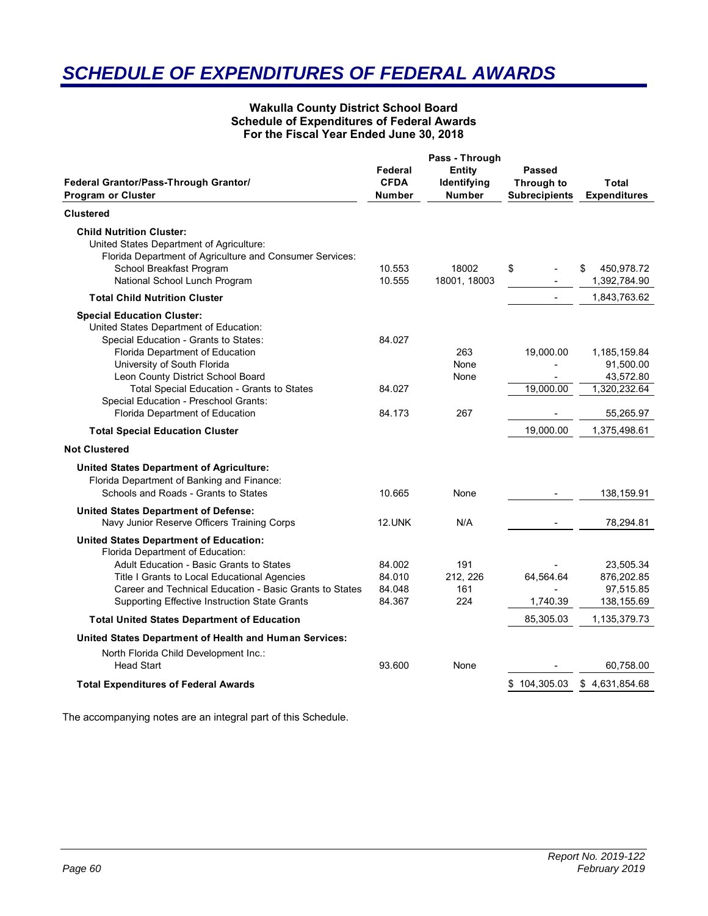# *SCHEDULE OF EXPENDITURES OF FEDERAL AWARDS*

**Wakulla County District School Board**
**Schedule of Expenditures of Federal Awards**
**For the Fiscal Year Ended June 30, 2018**

| Federal Grantor/Pass-Through Grantor/ Program or Cluster | Federal CFDA Number | Pass - Through Entity Identifying Number | Passed Through to Subrecipients | Total Expenditures |
|---|---|---|---|---|
| **Clustered** | | | | |
| **Child Nutrition Cluster:** | | | | |
| United States Department of Agriculture: | | | | |
| Florida Department of Agriculture and Consumer Services: | | | | |
| School Breakfast Program | 10.553 | 18002 | $ - | $ 450,978.72 |
| National School Lunch Program | 10.555 | 18001, 18003 | - | 1,392,784.90 |
| **Total Child Nutrition Cluster** | | | - | 1,843,763.62 |
| **Special Education Cluster:** | | | | |
| United States Department of Education: | | | | |
| Special Education - Grants to States: | 84.027 | | | |
| Florida Department of Education | | 263 | 19,000.00 | 1,185,159.84 |
| University of South Florida | | None | - | 91,500.00 |
| Leon County District School Board | | None | - | 43,572.80 |
| Total Special Education - Grants to States | 84.027 | | 19,000.00 | 1,320,232.64 |
| Special Education - Preschool Grants: | | | | |
| Florida Department of Education | 84.173 | 267 | - | 55,265.97 |
| **Total Special Education Cluster** | | | 19,000.00 | 1,375,498.61 |
| **Not Clustered** | | | | |
| **United States Department of Agriculture:** | | | | |
| Florida Department of Banking and Finance: | | | | |
| Schools and Roads - Grants to States | 10.665 | None | - | 138,159.91 |
| **United States Department of Defense:** | | | | |
| Navy Junior Reserve Officers Training Corps | 12.UNK | N/A | - | 78,294.81 |
| **United States Department of Education:** | | | | |
| Florida Department of Education: | | | | |
| Adult Education - Basic Grants to States | 84.002 | 191 | - | 23,505.34 |
| Title I Grants to Local Educational Agencies | 84.010 | 212, 226 | 64,564.64 | 876,202.85 |
| Career and Technical Education - Basic Grants to States | 84.048 | 161 | - | 97,515.85 |
| Supporting Effective Instruction State Grants | 84.367 | 224 | 1,740.39 | 138,155.69 |
| **Total United States Department of Education** | | | 85,305.03 | 1,135,379.73 |
| **United States Department of Health and Human Services:** | | | | |
| North Florida Child Development Inc.: | | | | |
| Head Start | 93.600 | None | - | 60,758.00 |
| **Total Expenditures of Federal Awards** | | | $ 104,305.03 | $ 4,631,854.68 |

The accompanying notes are an integral part of this Schedule.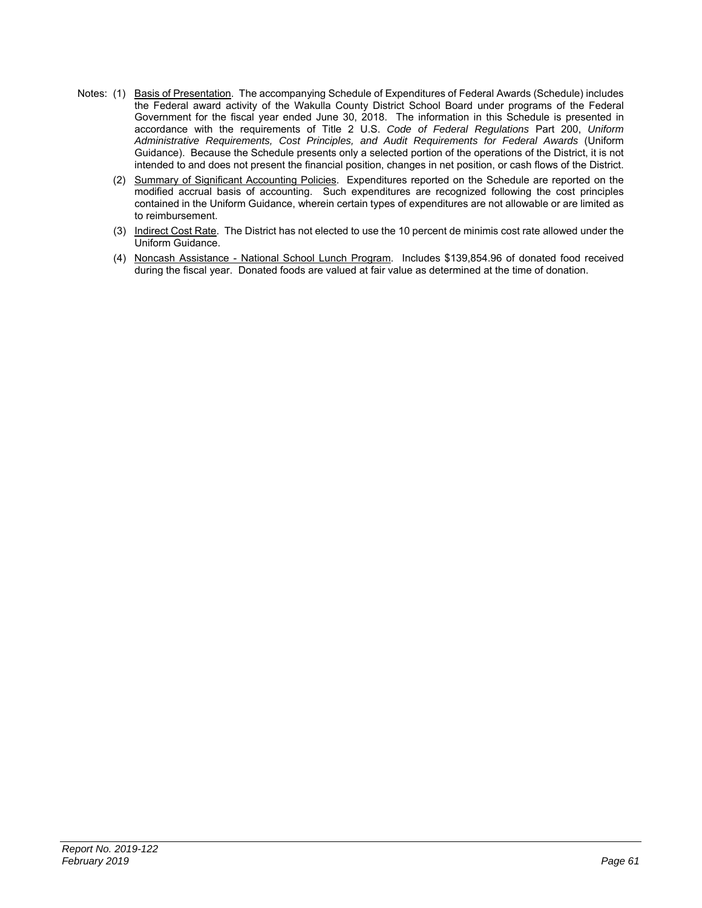Notes: (1) Basis of Presentation. The accompanying Schedule of Expenditures of Federal Awards (Schedule) includes the Federal award activity of the Wakulla County District School Board under programs of the Federal Government for the fiscal year ended June 30, 2018. The information in this Schedule is presented in accordance with the requirements of Title 2 U.S. *Code of Federal Regulations* Part 200, *Uniform Administrative Requirements, Cost Principles, and Audit Requirements for Federal Awards* (Uniform Guidance). Because the Schedule presents only a selected portion of the operations of the District, it is not intended to and does not present the financial position, changes in net position, or cash flows of the District.

(2) Summary of Significant Accounting Policies. Expenditures reported on the Schedule are reported on the modified accrual basis of accounting. Such expenditures are recognized following the cost principles contained in the Uniform Guidance, wherein certain types of expenditures are not allowable or are limited as to reimbursement.

(3) Indirect Cost Rate. The District has not elected to use the 10 percent de minimis cost rate allowed under the Uniform Guidance.

(4) Noncash Assistance - National School Lunch Program. Includes $139,854.96 of donated food received during the fiscal year. Donated foods are valued at fair value as determined at the time of donation.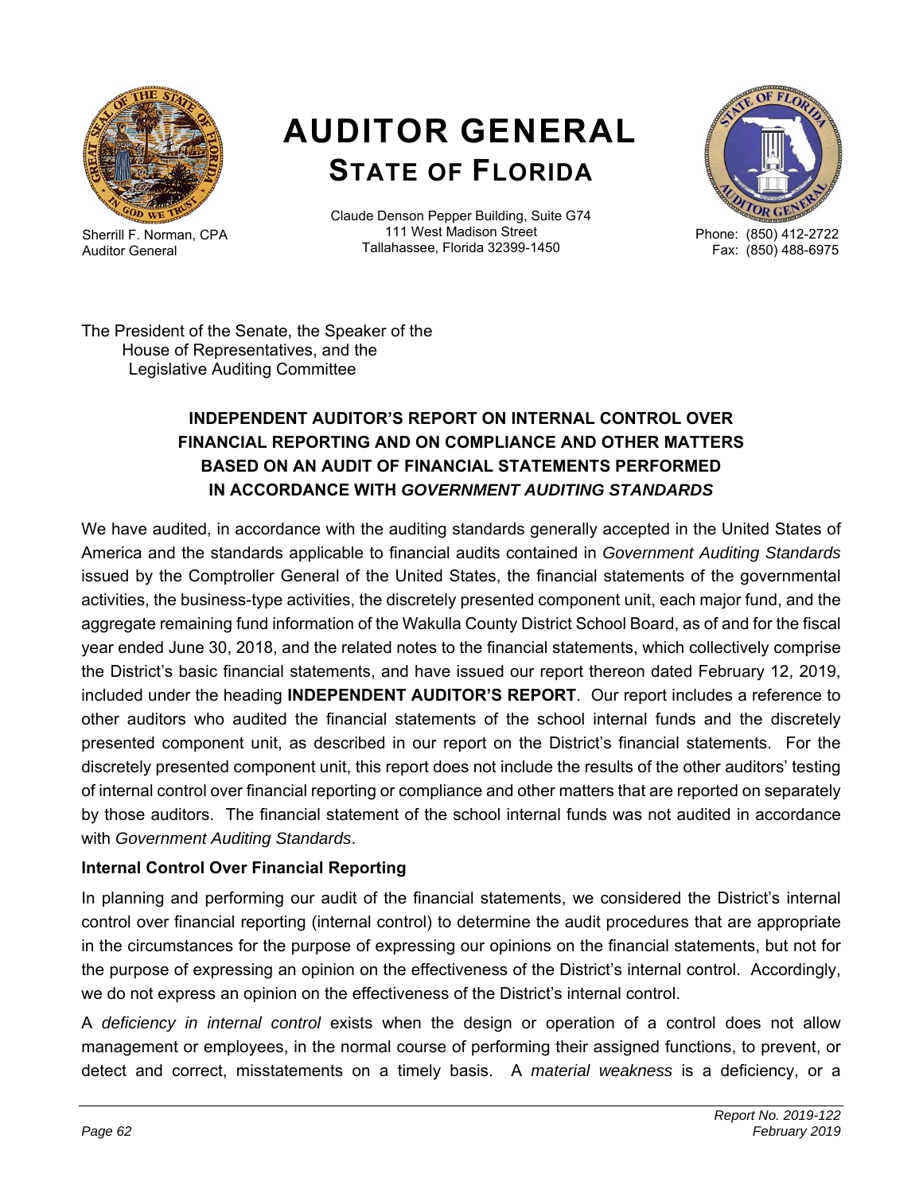Sherrill F. Norman, CPA
Auditor General

# AUDITOR GENERAL
## STATE OF FLORIDA

Claude Denson Pepper Building, Suite G74
111 West Madison Street
Tallahassee, Florida 32399-1450

Phone: (850) 412-2722
Fax: (850) 488-6975

The President of the Senate, the Speaker of the House of Representatives, and the Legislative Auditing Committee

### INDEPENDENT AUDITOR'S REPORT ON INTERNAL CONTROL OVER FINANCIAL REPORTING AND ON COMPLIANCE AND OTHER MATTERS BASED ON AN AUDIT OF FINANCIAL STATEMENTS PERFORMED IN ACCORDANCE WITH *GOVERNMENT AUDITING STANDARDS*

We have audited, in accordance with the auditing standards generally accepted in the United States of America and the standards applicable to financial audits contained in *Government Auditing Standards* issued by the Comptroller General of the United States, the financial statements of the governmental activities, the business-type activities, the discretely presented component unit, each major fund, and the aggregate remaining fund information of the Wakulla County District School Board, as of and for the fiscal year ended June 30, 2018, and the related notes to the financial statements, which collectively comprise the District's basic financial statements, and have issued our report thereon dated February 12, 2019, included under the heading **INDEPENDENT AUDITOR'S REPORT**. Our report includes a reference to other auditors who audited the financial statements of the school internal funds and the discretely presented component unit, as described in our report on the District's financial statements. For the discretely presented component unit, this report does not include the results of the other auditors' testing of internal control over financial reporting or compliance and other matters that are reported on separately by those auditors. The financial statement of the school internal funds was not audited in accordance with *Government Auditing Standards*.

**Internal Control Over Financial Reporting**

In planning and performing our audit of the financial statements, we considered the District's internal control over financial reporting (internal control) to determine the audit procedures that are appropriate in the circumstances for the purpose of expressing our opinions on the financial statements, but not for the purpose of expressing an opinion on the effectiveness of the District's internal control. Accordingly, we do not express an opinion on the effectiveness of the District's internal control.

A *deficiency in internal control* exists when the design or operation of a control does not allow management or employees, in the normal course of performing their assigned functions, to prevent, or detect and correct, misstatements on a timely basis. A *material weakness* is a deficiency, or a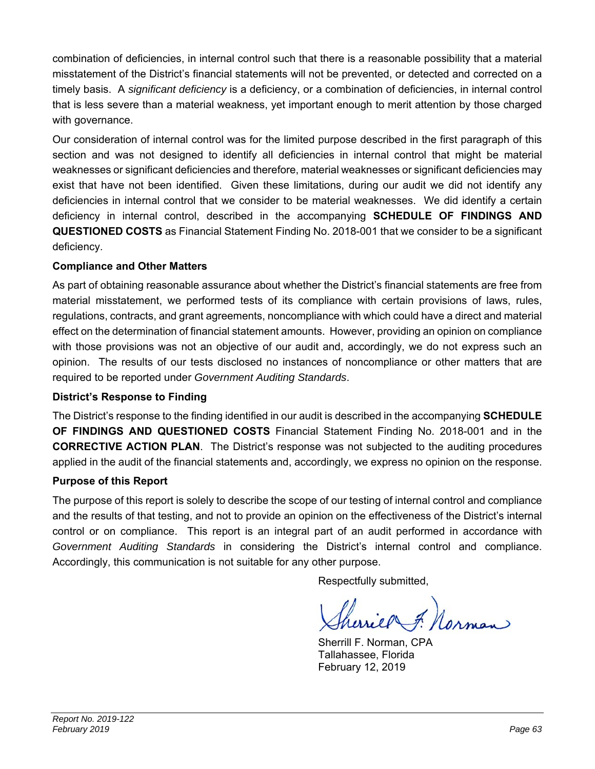combination of deficiencies, in internal control such that there is a reasonable possibility that a material misstatement of the District's financial statements will not be prevented, or detected and corrected on a timely basis. A *significant deficiency* is a deficiency, or a combination of deficiencies, in internal control that is less severe than a material weakness, yet important enough to merit attention by those charged with governance.

Our consideration of internal control was for the limited purpose described in the first paragraph of this section and was not designed to identify all deficiencies in internal control that might be material weaknesses or significant deficiencies and therefore, material weaknesses or significant deficiencies may exist that have not been identified. Given these limitations, during our audit we did not identify any deficiencies in internal control that we consider to be material weaknesses. We did identify a certain deficiency in internal control, described in the accompanying **SCHEDULE OF FINDINGS AND QUESTIONED COSTS** as Financial Statement Finding No. 2018-001 that we consider to be a significant deficiency.

**Compliance and Other Matters**

As part of obtaining reasonable assurance about whether the District's financial statements are free from material misstatement, we performed tests of its compliance with certain provisions of laws, rules, regulations, contracts, and grant agreements, noncompliance with which could have a direct and material effect on the determination of financial statement amounts. However, providing an opinion on compliance with those provisions was not an objective of our audit and, accordingly, we do not express such an opinion. The results of our tests disclosed no instances of noncompliance or other matters that are required to be reported under *Government Auditing Standards*.

**District's Response to Finding**

The District's response to the finding identified in our audit is described in the accompanying **SCHEDULE OF FINDINGS AND QUESTIONED COSTS** Financial Statement Finding No. 2018-001 and in the **CORRECTIVE ACTION PLAN**. The District's response was not subjected to the auditing procedures applied in the audit of the financial statements and, accordingly, we express no opinion on the response.

**Purpose of this Report**

The purpose of this report is solely to describe the scope of our testing of internal control and compliance and the results of that testing, and not to provide an opinion on the effectiveness of the District's internal control or on compliance. This report is an integral part of an audit performed in accordance with *Government Auditing Standards* in considering the District's internal control and compliance. Accordingly, this communication is not suitable for any other purpose.

Respectfully submitted,

Sherrill F. Norman, CPA
Tallahassee, Florida
February 12, 2019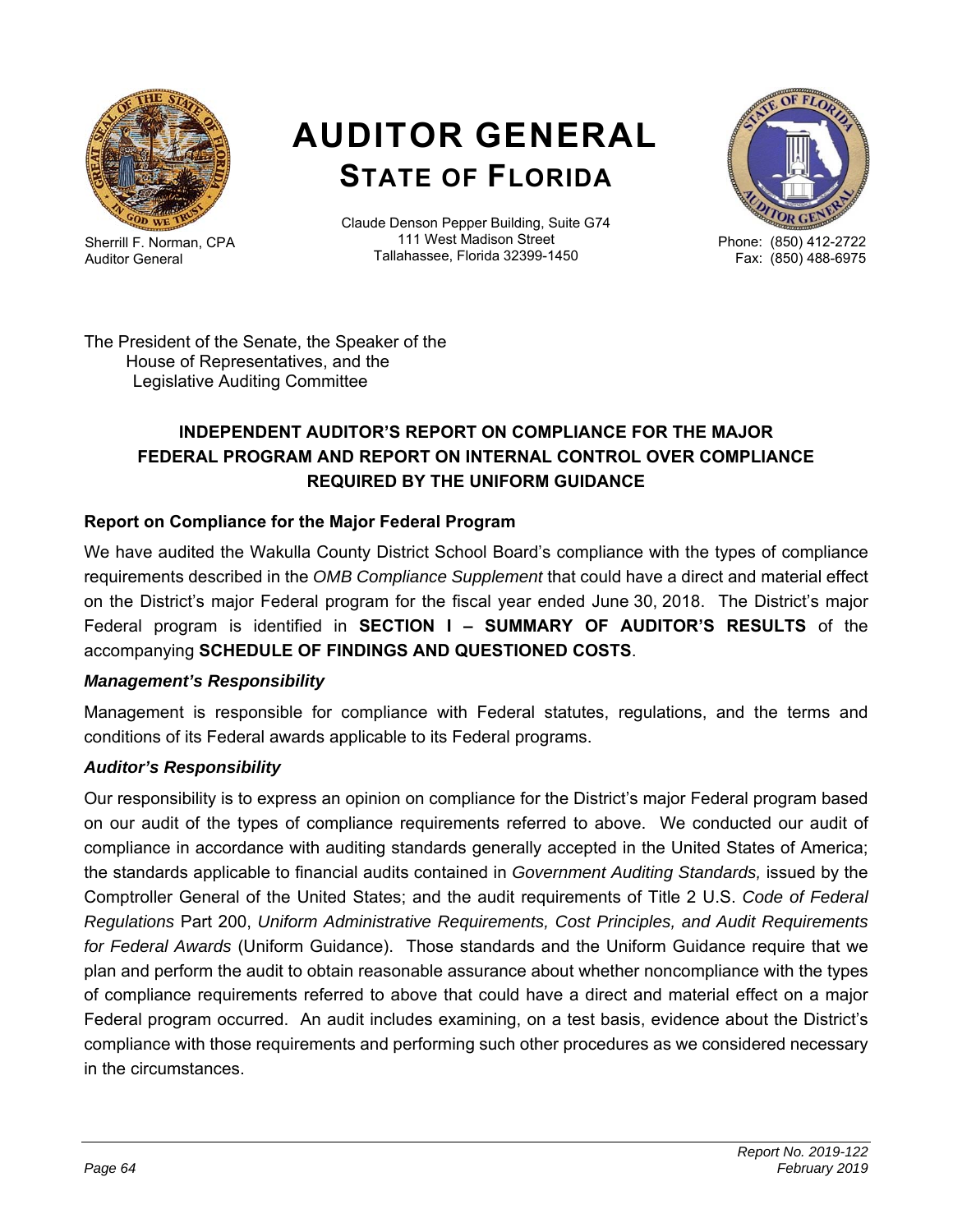# AUDITOR GENERAL
## STATE OF FLORIDA

Sherrill F. Norman, CPA
Auditor General

Claude Denson Pepper Building, Suite G74
111 West Madison Street
Tallahassee, Florida 32399-1450

Phone: (850) 412-2722
Fax: (850) 488-6975

The President of the Senate, the Speaker of the
House of Representatives, and the
Legislative Auditing Committee

### INDEPENDENT AUDITOR'S REPORT ON COMPLIANCE FOR THE MAJOR FEDERAL PROGRAM AND REPORT ON INTERNAL CONTROL OVER COMPLIANCE REQUIRED BY THE UNIFORM GUIDANCE

#### Report on Compliance for the Major Federal Program

We have audited the Wakulla County District School Board's compliance with the types of compliance requirements described in the *OMB Compliance Supplement* that could have a direct and material effect on the District's major Federal program for the fiscal year ended June 30, 2018. The District's major Federal program is identified in **SECTION I – SUMMARY OF AUDITOR'S RESULTS** of the accompanying **SCHEDULE OF FINDINGS AND QUESTIONED COSTS**.

#### *Management's Responsibility*

Management is responsible for compliance with Federal statutes, regulations, and the terms and conditions of its Federal awards applicable to its Federal programs.

#### *Auditor's Responsibility*

Our responsibility is to express an opinion on compliance for the District's major Federal program based on our audit of the types of compliance requirements referred to above. We conducted our audit of compliance in accordance with auditing standards generally accepted in the United States of America; the standards applicable to financial audits contained in *Government Auditing Standards,* issued by the Comptroller General of the United States; and the audit requirements of Title 2 U.S. *Code of Federal Regulations* Part 200, *Uniform Administrative Requirements, Cost Principles, and Audit Requirements for Federal Awards* (Uniform Guidance). Those standards and the Uniform Guidance require that we plan and perform the audit to obtain reasonable assurance about whether noncompliance with the types of compliance requirements referred to above that could have a direct and material effect on a major Federal program occurred. An audit includes examining, on a test basis, evidence about the District's compliance with those requirements and performing such other procedures as we considered necessary in the circumstances.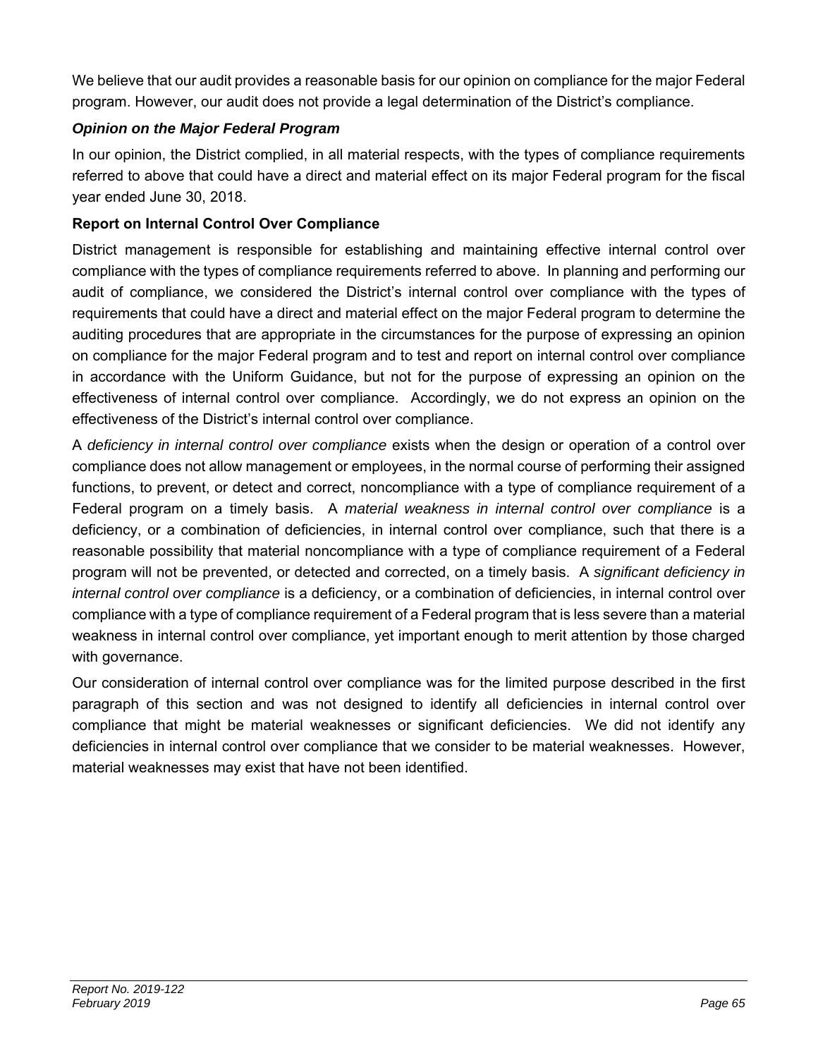We believe that our audit provides a reasonable basis for our opinion on compliance for the major Federal program. However, our audit does not provide a legal determination of the District's compliance.

### *Opinion on the Major Federal Program*

In our opinion, the District complied, in all material respects, with the types of compliance requirements referred to above that could have a direct and material effect on its major Federal program for the fiscal year ended June 30, 2018.

### Report on Internal Control Over Compliance

District management is responsible for establishing and maintaining effective internal control over compliance with the types of compliance requirements referred to above. In planning and performing our audit of compliance, we considered the District's internal control over compliance with the types of requirements that could have a direct and material effect on the major Federal program to determine the auditing procedures that are appropriate in the circumstances for the purpose of expressing an opinion on compliance for the major Federal program and to test and report on internal control over compliance in accordance with the Uniform Guidance, but not for the purpose of expressing an opinion on the effectiveness of internal control over compliance. Accordingly, we do not express an opinion on the effectiveness of the District's internal control over compliance.

A *deficiency in internal control over compliance* exists when the design or operation of a control over compliance does not allow management or employees, in the normal course of performing their assigned functions, to prevent, or detect and correct, noncompliance with a type of compliance requirement of a Federal program on a timely basis. A *material weakness in internal control over compliance* is a deficiency, or a combination of deficiencies, in internal control over compliance, such that there is a reasonable possibility that material noncompliance with a type of compliance requirement of a Federal program will not be prevented, or detected and corrected, on a timely basis. A *significant deficiency in internal control over compliance* is a deficiency, or a combination of deficiencies, in internal control over compliance with a type of compliance requirement of a Federal program that is less severe than a material weakness in internal control over compliance, yet important enough to merit attention by those charged with governance.

Our consideration of internal control over compliance was for the limited purpose described in the first paragraph of this section and was not designed to identify all deficiencies in internal control over compliance that might be material weaknesses or significant deficiencies. We did not identify any deficiencies in internal control over compliance that we consider to be material weaknesses. However, material weaknesses may exist that have not been identified.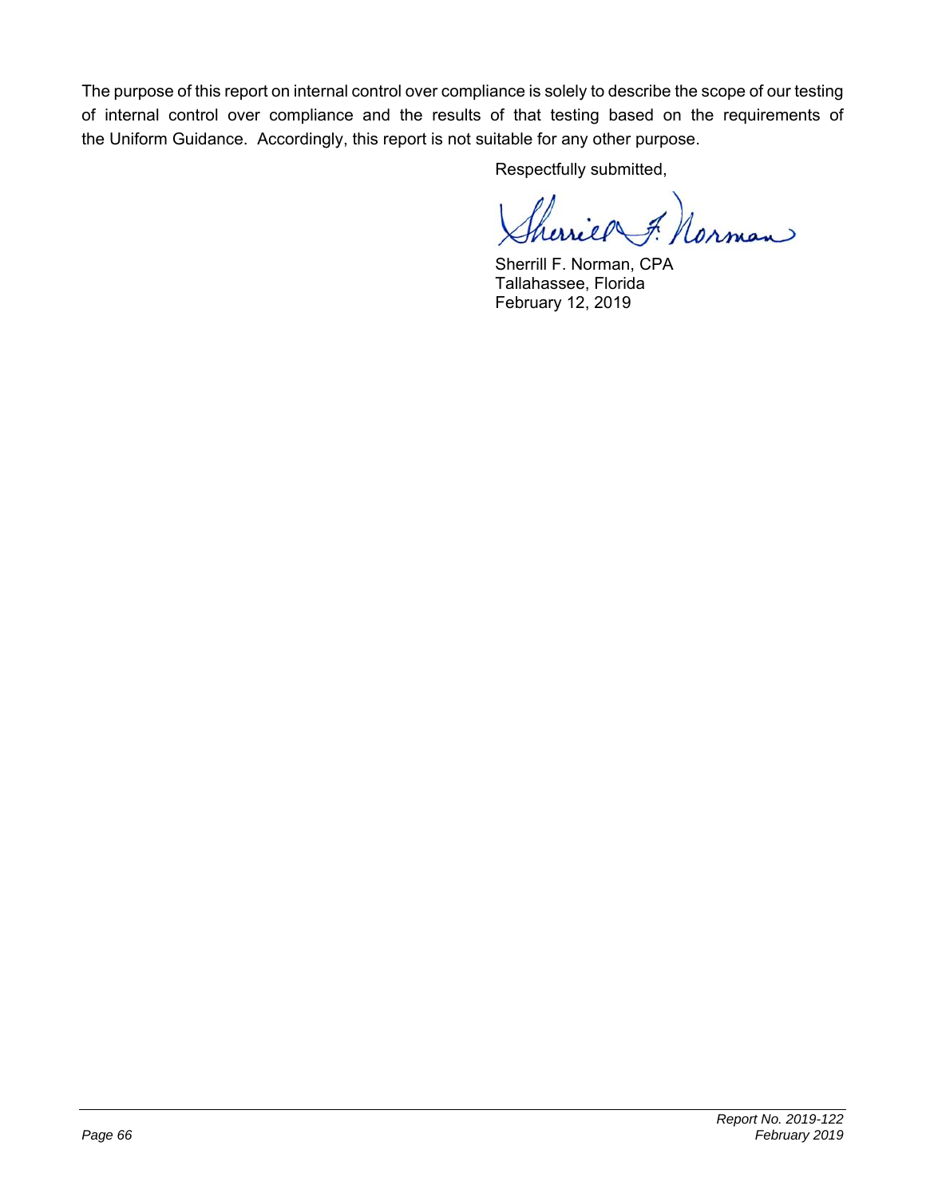The purpose of this report on internal control over compliance is solely to describe the scope of our testing of internal control over compliance and the results of that testing based on the requirements of the Uniform Guidance. Accordingly, this report is not suitable for any other purpose.

Respectfully submitted,

Sherrill F. Norman, CPA
Tallahassee, Florida
February 12, 2019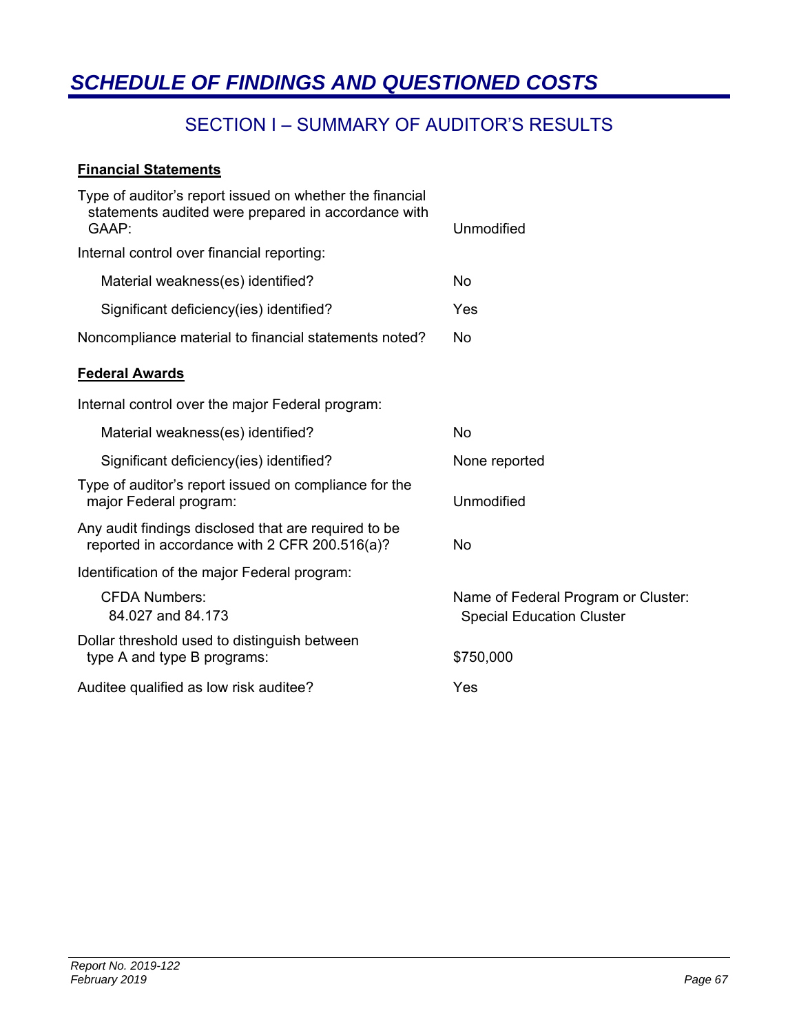# *SCHEDULE OF FINDINGS AND QUESTIONED COSTS*

## SECTION I – SUMMARY OF AUDITOR'S RESULTS

**Financial Statements**

| | |
|---|---|
| Type of auditor's report issued on whether the financial statements audited were prepared in accordance with GAAP: | Unmodified |
| Internal control over financial reporting: | |
| Material weakness(es) identified? | No |
| Significant deficiency(ies) identified? | Yes |
| Noncompliance material to financial statements noted? | No |

**Federal Awards**

| | |
|---|---|
| Internal control over the major Federal program: | |
| Material weakness(es) identified? | No |
| Significant deficiency(ies) identified? | None reported |
| Type of auditor's report issued on compliance for the major Federal program: | Unmodified |
| Any audit findings disclosed that are required to be reported in accordance with 2 CFR 200.516(a)? | No |
| Identification of the major Federal program: | |
| CFDA Numbers: 84.027 and 84.173 | Name of Federal Program or Cluster: Special Education Cluster |
| Dollar threshold used to distinguish between type A and type B programs: | $750,000 |
| Auditee qualified as low risk auditee? | Yes |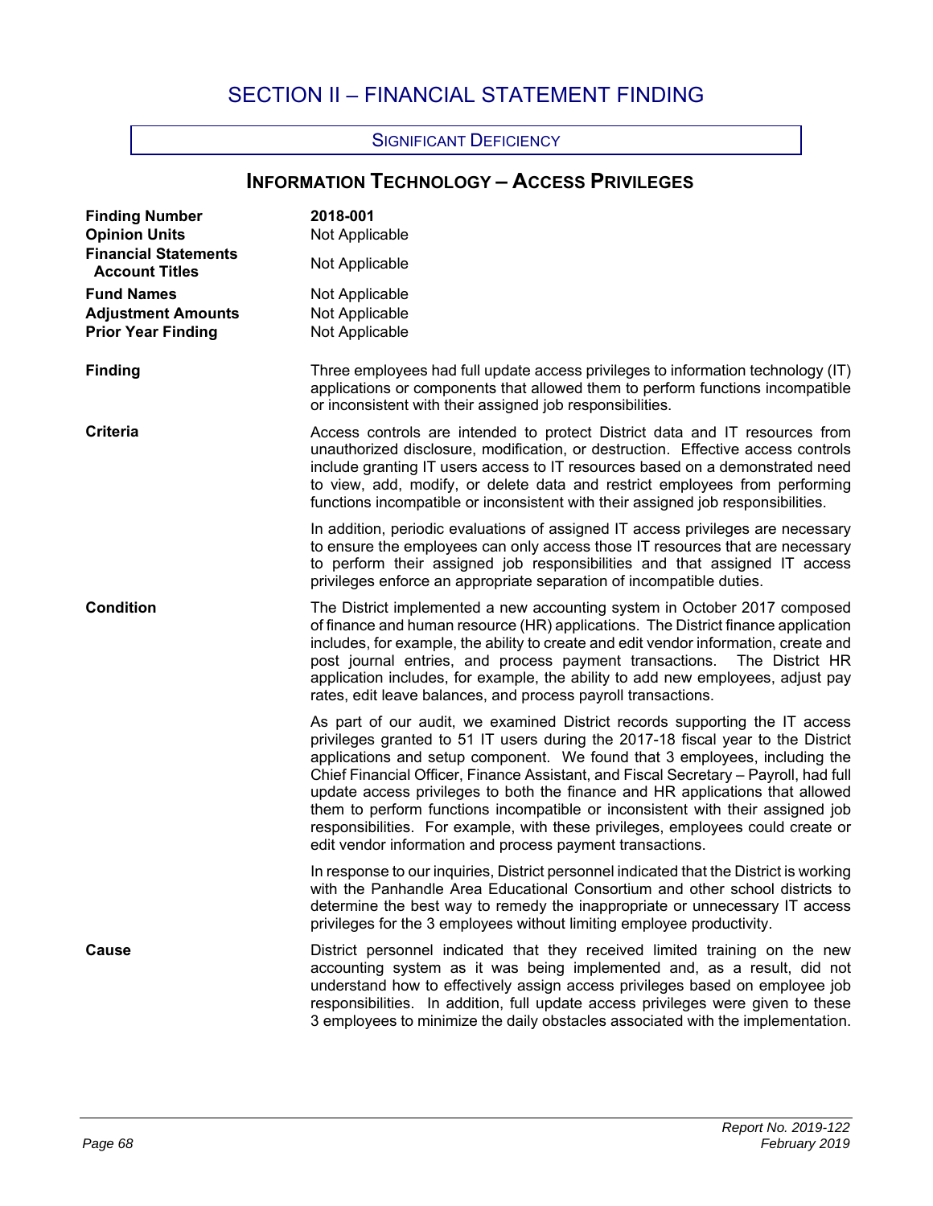# SECTION II – FINANCIAL STATEMENT FINDING

SIGNIFICANT DEFICIENCY

## INFORMATION TECHNOLOGY – ACCESS PRIVILEGES

| | |
|---|---|
| **Finding Number** | **2018-001** |
| **Opinion Units** | Not Applicable |
| **Financial Statements Account Titles** | Not Applicable |
| **Fund Names** | Not Applicable |
| **Adjustment Amounts** | Not Applicable |
| **Prior Year Finding** | Not Applicable |

**Finding**

Three employees had full update access privileges to information technology (IT) applications or components that allowed them to perform functions incompatible or inconsistent with their assigned job responsibilities.

**Criteria**

Access controls are intended to protect District data and IT resources from unauthorized disclosure, modification, or destruction. Effective access controls include granting IT users access to IT resources based on a demonstrated need to view, add, modify, or delete data and restrict employees from performing functions incompatible or inconsistent with their assigned job responsibilities.

In addition, periodic evaluations of assigned IT access privileges are necessary to ensure the employees can only access those IT resources that are necessary to perform their assigned job responsibilities and that assigned IT access privileges enforce an appropriate separation of incompatible duties.

**Condition**

The District implemented a new accounting system in October 2017 composed of finance and human resource (HR) applications. The District finance application includes, for example, the ability to create and edit vendor information, create and post journal entries, and process payment transactions. The District HR application includes, for example, the ability to add new employees, adjust pay rates, edit leave balances, and process payroll transactions.

As part of our audit, we examined District records supporting the IT access privileges granted to 51 IT users during the 2017-18 fiscal year to the District applications and setup component. We found that 3 employees, including the Chief Financial Officer, Finance Assistant, and Fiscal Secretary – Payroll, had full update access privileges to both the finance and HR applications that allowed them to perform functions incompatible or inconsistent with their assigned job responsibilities. For example, with these privileges, employees could create or edit vendor information and process payment transactions.

In response to our inquiries, District personnel indicated that the District is working with the Panhandle Area Educational Consortium and other school districts to determine the best way to remedy the inappropriate or unnecessary IT access privileges for the 3 employees without limiting employee productivity.

**Cause**

District personnel indicated that they received limited training on the new accounting system as it was being implemented and, as a result, did not understand how to effectively assign access privileges based on employee job responsibilities. In addition, full update access privileges were given to these 3 employees to minimize the daily obstacles associated with the implementation.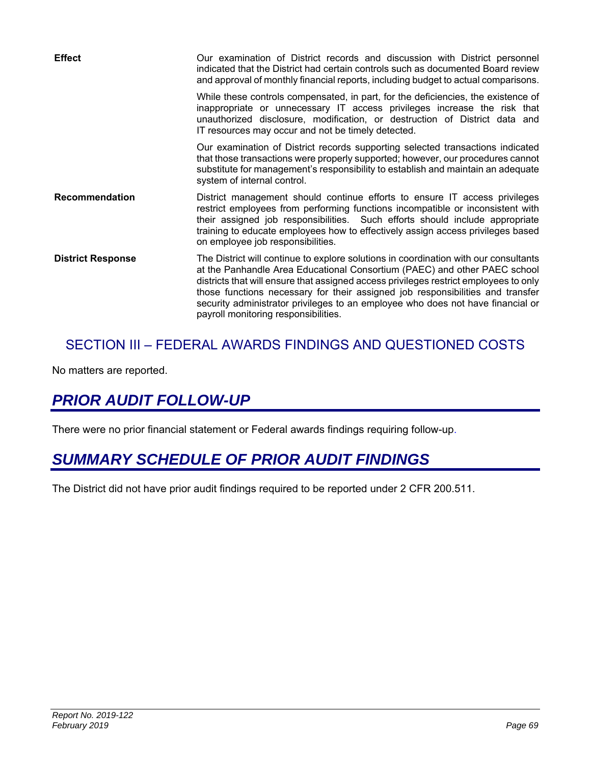**Effect**

Our examination of District records and discussion with District personnel indicated that the District had certain controls such as documented Board review and approval of monthly financial reports, including budget to actual comparisons.

While these controls compensated, in part, for the deficiencies, the existence of inappropriate or unnecessary IT access privileges increase the risk that unauthorized disclosure, modification, or destruction of District data and IT resources may occur and not be timely detected.

Our examination of District records supporting selected transactions indicated that those transactions were properly supported; however, our procedures cannot substitute for management's responsibility to establish and maintain an adequate system of internal control.

**Recommendation**

District management should continue efforts to ensure IT access privileges restrict employees from performing functions incompatible or inconsistent with their assigned job responsibilities. Such efforts should include appropriate training to educate employees how to effectively assign access privileges based on employee job responsibilities.

**District Response**

The District will continue to explore solutions in coordination with our consultants at the Panhandle Area Educational Consortium (PAEC) and other PAEC school districts that will ensure that assigned access privileges restrict employees to only those functions necessary for their assigned job responsibilities and transfer security administrator privileges to an employee who does not have financial or payroll monitoring responsibilities.

## SECTION III – FEDERAL AWARDS FINDINGS AND QUESTIONED COSTS

No matters are reported.

## *PRIOR AUDIT FOLLOW-UP*

There were no prior financial statement or Federal awards findings requiring follow-up.

## *SUMMARY SCHEDULE OF PRIOR AUDIT FINDINGS*

The District did not have prior audit findings required to be reported under 2 CFR 200.511.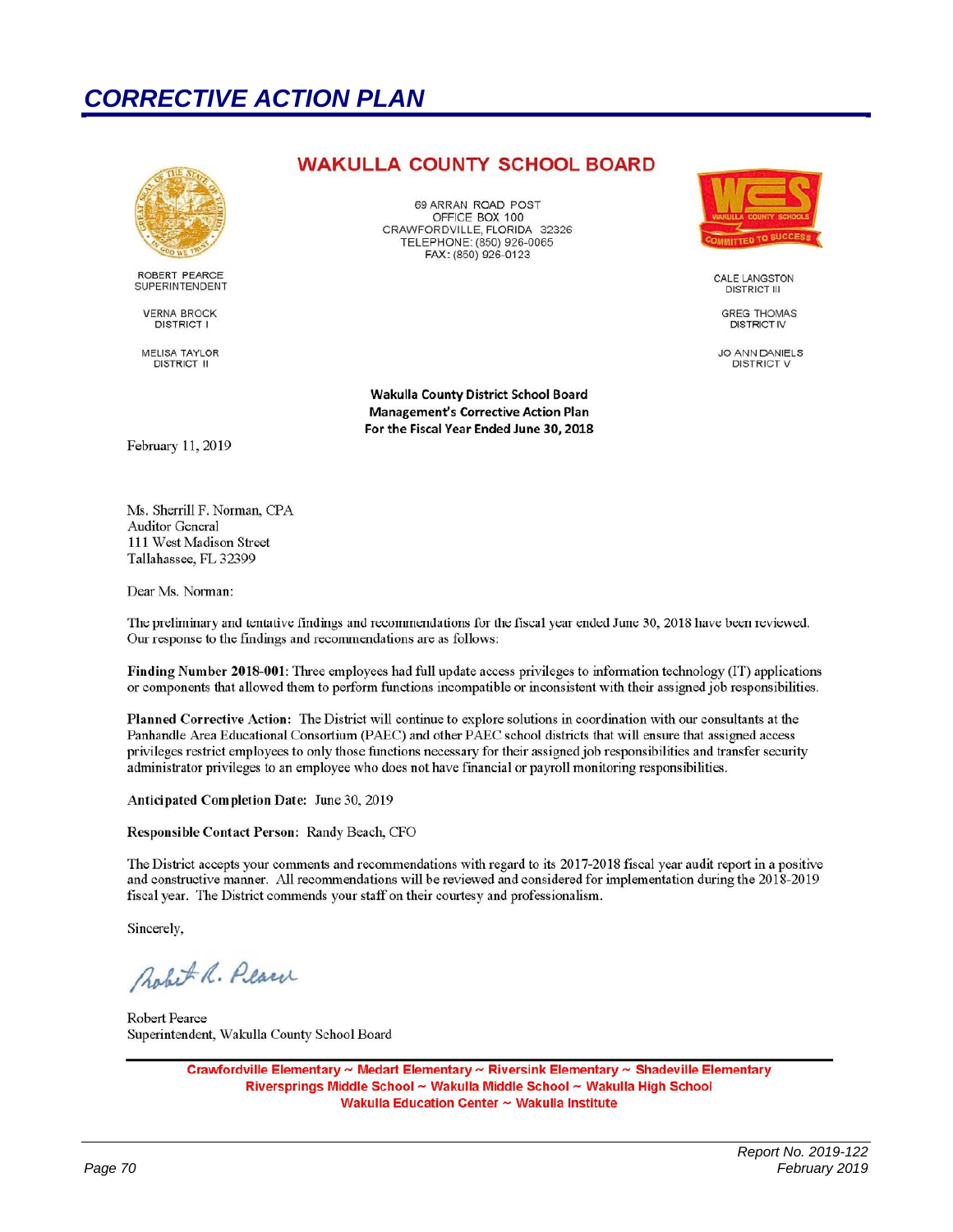# CORRECTIVE ACTION PLAN

## WAKULLA COUNTY SCHOOL BOARD

69 ARRAN ROAD POST OFFICE BOX 100
CRAWFORDVILLE, FLORIDA 32326
TELEPHONE: (850) 926-0065
FAX: (850) 926-0123

ROBERT PEARCE
SUPERINTENDENT

VERNA BROCK
DISTRICT I

MELISA TAYLOR
DISTRICT II

CALE LANGSTON
DISTRICT III

GREG THOMAS
DISTRICT IV

JO ANN DANIELS
DISTRICT V

**Wakulla County District School Board**
**Management's Corrective Action Plan**
**For the Fiscal Year Ended June 30, 2018**

February 11, 2019

Ms. Sherrill F. Norman, CPA
Auditor General
111 West Madison Street
Tallahassee, FL 32399

Dear Ms. Norman:

The preliminary and tentative findings and recommendations for the fiscal year ended June 30, 2018 have been reviewed. Our response to the findings and recommendations are as follows:

**Finding Number 2018-001**: Three employees had full update access privileges to information technology (IT) applications or components that allowed them to perform functions incompatible or inconsistent with their assigned job responsibilities.

**Planned Corrective Action:** The District will continue to explore solutions in coordination with our consultants at the Panhandle Area Educational Consortium (PAEC) and other PAEC school districts that will ensure that assigned access privileges restrict employees to only those functions necessary for their assigned job responsibilities and transfer security administrator privileges to an employee who does not have financial or payroll monitoring responsibilities.

**Anticipated Completion Date:** June 30, 2019

**Responsible Contact Person:** Randy Beach, CFO

The District accepts your comments and recommendations with regard to its 2017-2018 fiscal year audit report in a positive and constructive manner. All recommendations will be reviewed and considered for implementation during the 2018-2019 fiscal year. The District commends your staff on their courtesy and professionalism.

Sincerely,

Robert Pearce
Superintendent, Wakulla County School Board

Crawfordville Elementary ~ Medart Elementary ~ Riversink Elementary ~ Shadeville Elementary
Riversprings Middle School ~ Wakulla Middle School ~ Wakulla High School
Wakulla Education Center ~ Wakulla Institute